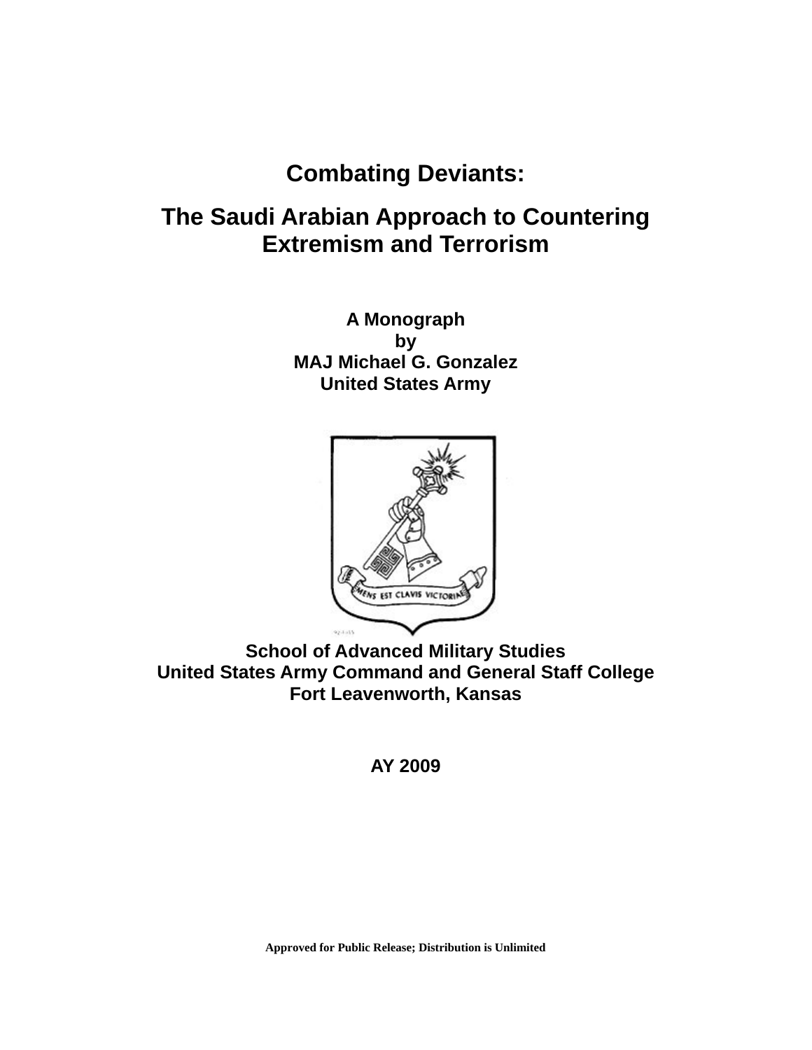# Combating Deviants:

# The Saudi Arabian Approach to Countering Extremism and Terrorism

**A Monograph**
**by**
**MAJ Michael G. Gonzalez**
**United States Army**

**School of Advanced Military Studies**
**United States Army Command and General Staff College**
**Fort Leavenworth, Kansas**

**AY 2009**

**Approved for Public Release; Distribution is Unlimited**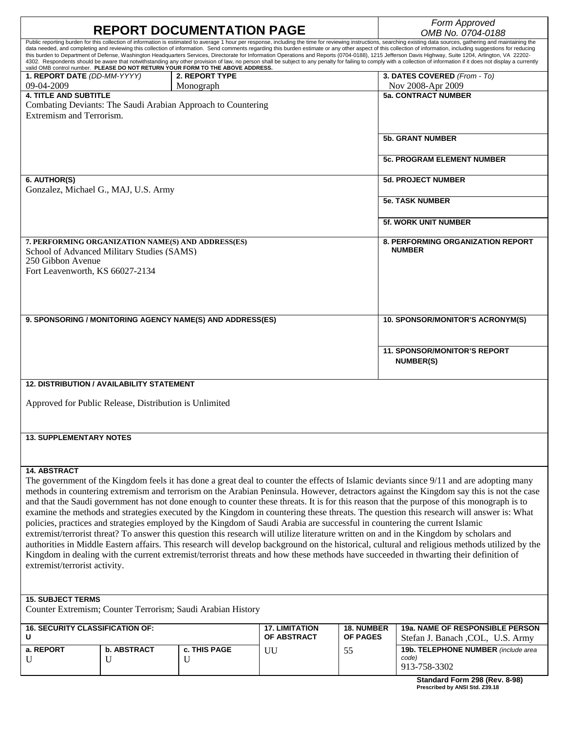# REPORT DOCUMENTATION PAGE

*Form Approved*
*OMB No. 0704-0188*

Public reporting burden for this collection of information is estimated to average 1 hour per response, including the time for reviewing instructions, searching existing data sources, gathering and maintaining the data needed, and completing and reviewing this collection of information. Send comments regarding this burden estimate or any other aspect of this collection of information, including suggestions for reducing this burden to Department of Defense, Washington Headquarters Services, Directorate for Information Operations and Reports (0704-0188), 1215 Jefferson Davis Highway, Suite 1204, Arlington, VA 22202-4302. Respondents should be aware that notwithstanding any other provision of law, no person shall be subject to any penalty for failing to comply with a collection of information if it does not display a currently valid OMB control number. **PLEASE DO NOT RETURN YOUR FORM TO THE ABOVE ADDRESS.**

| 1. REPORT DATE *(DD-MM-YYYY)* | 2. REPORT TYPE | 3. DATES COVERED *(From - To)* |
|---|---|---|
| 09-04-2009 | Monograph | Nov 2008-Apr 2009 |

**4. TITLE AND SUBTITLE**
Combating Deviants: The Saudi Arabian Approach to Countering Extremism and Terrorism.

**5a. CONTRACT NUMBER**

**5b. GRANT NUMBER**

**5c. PROGRAM ELEMENT NUMBER**

**6. AUTHOR(S)**
Gonzalez, Michael G., MAJ, U.S. Army

**5d. PROJECT NUMBER**

**5e. TASK NUMBER**

**5f. WORK UNIT NUMBER**

**7. PERFORMING ORGANIZATION NAME(S) AND ADDRESS(ES)**
School of Advanced Military Studies (SAMS)
250 Gibbon Avenue
Fort Leavenworth, KS 66027-2134

**8. PERFORMING ORGANIZATION REPORT NUMBER**

**9. SPONSORING / MONITORING AGENCY NAME(S) AND ADDRESS(ES)**

**10. SPONSOR/MONITOR'S ACRONYM(S)**

**11. SPONSOR/MONITOR'S REPORT NUMBER(S)**

**12. DISTRIBUTION / AVAILABILITY STATEMENT**

Approved for Public Release, Distribution is Unlimited

**13. SUPPLEMENTARY NOTES**

**14. ABSTRACT**
The government of the Kingdom feels it has done a great deal to counter the effects of Islamic deviants since 9/11 and are adopting many methods in countering extremism and terrorism on the Arabian Peninsula. However, detractors against the Kingdom say this is not the case and that the Saudi government has not done enough to counter these threats. It is for this reason that the purpose of this monograph is to examine the methods and strategies executed by the Kingdom in countering these threats. The question this research will answer is: What policies, practices and strategies employed by the Kingdom of Saudi Arabia are successful in countering the current Islamic extremist/terrorist threat? To answer this question this research will utilize literature written on and in the Kingdom by scholars and authorities in Middle Eastern affairs. This research will develop background on the historical, cultural and religious methods utilized by the Kingdom in dealing with the current extremist/terrorist threats and how these methods have succeeded in thwarting their definition of extremist/terrorist activity.

**15. SUBJECT TERMS**
Counter Extremism; Counter Terrorism; Saudi Arabian History

| 16. SECURITY CLASSIFICATION OF: U | | | 17. LIMITATION OF ABSTRACT | 18. NUMBER OF PAGES | 19a. NAME OF RESPONSIBLE PERSON |
|---|---|---|---|---|---|
| | | | | | Stefan J. Banach ,COL, U.S. Army |
| a. REPORT | b. ABSTRACT | c. THIS PAGE | UU | 55 | 19b. TELEPHONE NUMBER *(include area code)* |
| U | U | U | | | 913-758-3302 |

**Standard Form 298 (Rev. 8-98)**
**Prescribed by ANSI Std. Z39.18**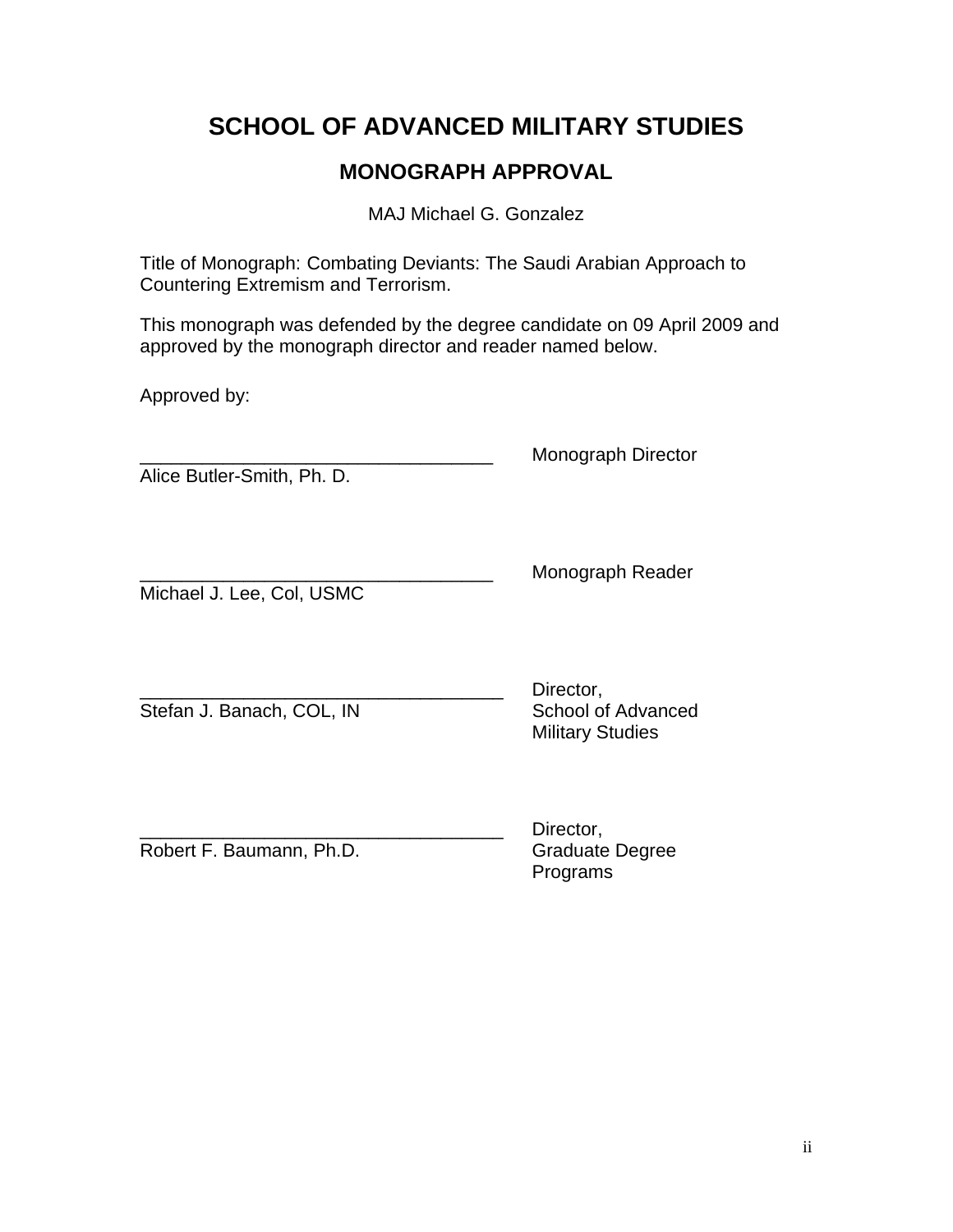# SCHOOL OF ADVANCED MILITARY STUDIES

## MONOGRAPH APPROVAL

MAJ Michael G. Gonzalez

Title of Monograph: Combating Deviants: The Saudi Arabian Approach to Countering Extremism and Terrorism.

This monograph was defended by the degree candidate on 09 April 2009 and approved by the monograph director and reader named below.

Approved by:

__________________________________ Monograph Director
Alice Butler-Smith, Ph. D.

__________________________________ Monograph Reader
Michael J. Lee, Col, USMC

__________________________________ Director, School of Advanced Military Studies
Stefan J. Banach, COL, IN

__________________________________ Director, Graduate Degree Programs
Robert F. Baumann, Ph.D.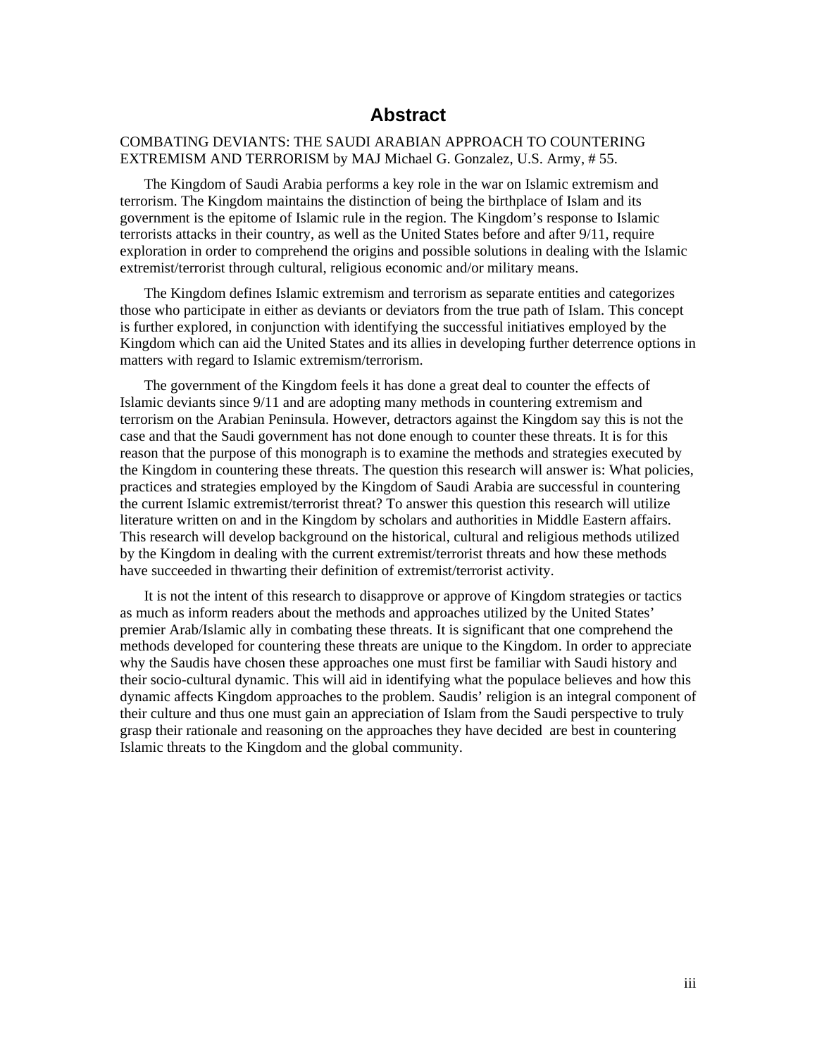# Abstract

COMBATING DEVIANTS: THE SAUDI ARABIAN APPROACH TO COUNTERING EXTREMISM AND TERRORISM by MAJ Michael G. Gonzalez, U.S. Army, # 55.

The Kingdom of Saudi Arabia performs a key role in the war on Islamic extremism and terrorism. The Kingdom maintains the distinction of being the birthplace of Islam and its government is the epitome of Islamic rule in the region. The Kingdom's response to Islamic terrorists attacks in their country, as well as the United States before and after 9/11, require exploration in order to comprehend the origins and possible solutions in dealing with the Islamic extremist/terrorist through cultural, religious economic and/or military means.

The Kingdom defines Islamic extremism and terrorism as separate entities and categorizes those who participate in either as deviants or deviators from the true path of Islam. This concept is further explored, in conjunction with identifying the successful initiatives employed by the Kingdom which can aid the United States and its allies in developing further deterrence options in matters with regard to Islamic extremism/terrorism.

The government of the Kingdom feels it has done a great deal to counter the effects of Islamic deviants since 9/11 and are adopting many methods in countering extremism and terrorism on the Arabian Peninsula. However, detractors against the Kingdom say this is not the case and that the Saudi government has not done enough to counter these threats. It is for this reason that the purpose of this monograph is to examine the methods and strategies executed by the Kingdom in countering these threats. The question this research will answer is: What policies, practices and strategies employed by the Kingdom of Saudi Arabia are successful in countering the current Islamic extremist/terrorist threat? To answer this question this research will utilize literature written on and in the Kingdom by scholars and authorities in Middle Eastern affairs. This research will develop background on the historical, cultural and religious methods utilized by the Kingdom in dealing with the current extremist/terrorist threats and how these methods have succeeded in thwarting their definition of extremist/terrorist activity.

It is not the intent of this research to disapprove or approve of Kingdom strategies or tactics as much as inform readers about the methods and approaches utilized by the United States' premier Arab/Islamic ally in combating these threats. It is significant that one comprehend the methods developed for countering these threats are unique to the Kingdom. In order to appreciate why the Saudis have chosen these approaches one must first be familiar with Saudi history and their socio-cultural dynamic. This will aid in identifying what the populace believes and how this dynamic affects Kingdom approaches to the problem. Saudis' religion is an integral component of their culture and thus one must gain an appreciation of Islam from the Saudi perspective to truly grasp their rationale and reasoning on the approaches they have decided are best in countering Islamic threats to the Kingdom and the global community.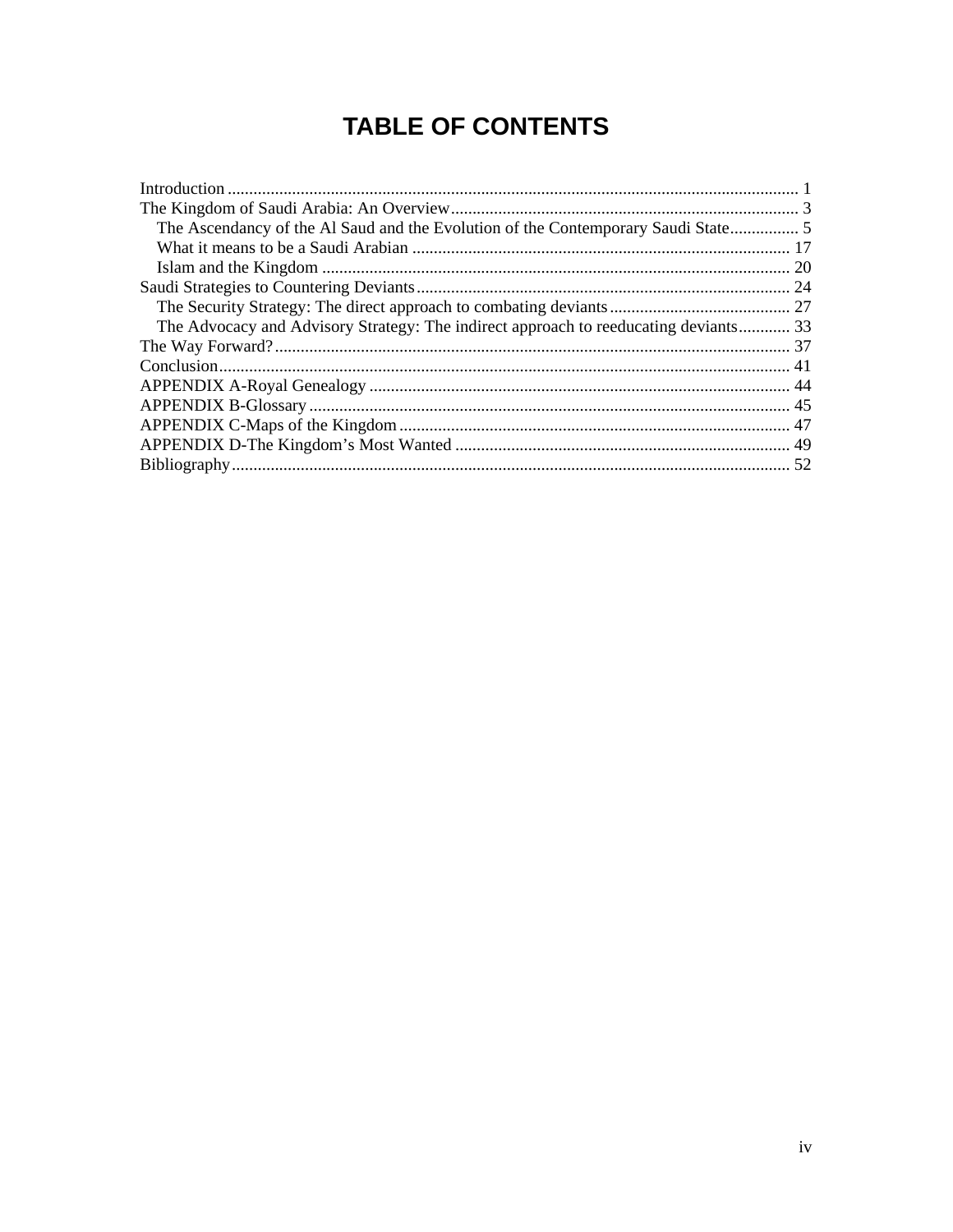# TABLE OF CONTENTS

Introduction ..................................................................................................................................... 1
The Kingdom of Saudi Arabia: An Overview................................................................................. 3
  The Ascendancy of the Al Saud and the Evolution of the Contemporary Saudi State................ 5
  What it means to be a Saudi Arabian ........................................................................................ 17
  Islam and the Kingdom ............................................................................................................. 20
Saudi Strategies to Countering Deviants....................................................................................... 24
  The Security Strategy: The direct approach to combating deviants.......................................... 27
  The Advocacy and Advisory Strategy: The indirect approach to reeducating deviants............ 33
The Way Forward?........................................................................................................................ 37
Conclusion..................................................................................................................................... 41
APPENDIX A-Royal Genealogy .................................................................................................. 44
APPENDIX B-Glossary ................................................................................................................ 45
APPENDIX C-Maps of the Kingdom ........................................................................................... 47
APPENDIX D-The Kingdom's Most Wanted .............................................................................. 49
Bibliography.................................................................................................................................. 52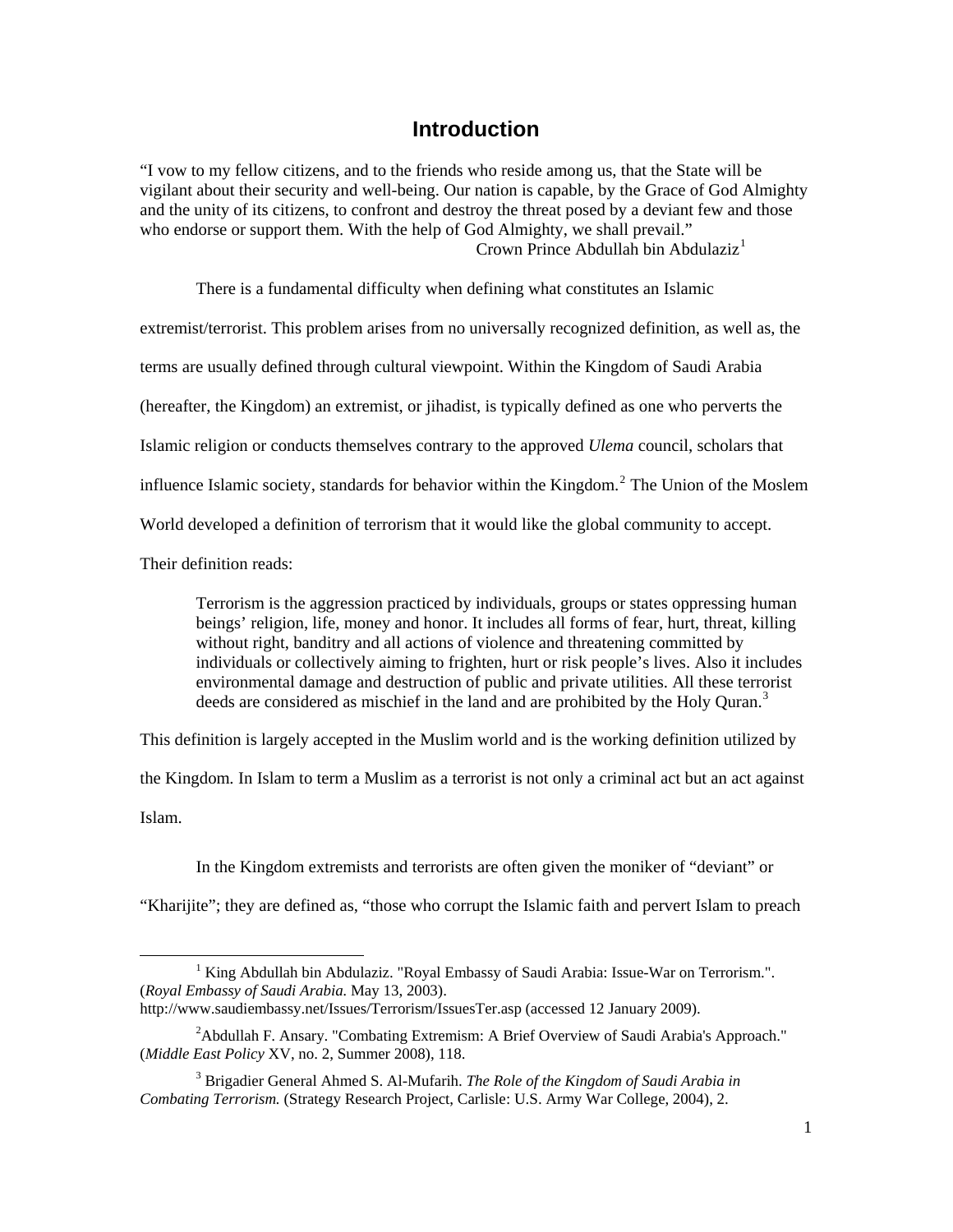# Introduction

"I vow to my fellow citizens, and to the friends who reside among us, that the State will be vigilant about their security and well-being. Our nation is capable, by the Grace of God Almighty and the unity of its citizens, to confront and destroy the threat posed by a deviant few and those who endorse or support them. With the help of God Almighty, we shall prevail."

Crown Prince Abdullah bin Abdulaziz[1]

There is a fundamental difficulty when defining what constitutes an Islamic extremist/terrorist. This problem arises from no universally recognized definition, as well as, the terms are usually defined through cultural viewpoint. Within the Kingdom of Saudi Arabia (hereafter, the Kingdom) an extremist, or jihadist, is typically defined as one who perverts the Islamic religion or conducts themselves contrary to the approved *Ulema* council, scholars that influence Islamic society, standards for behavior within the Kingdom.[2] The Union of the Moslem World developed a definition of terrorism that it would like the global community to accept. Their definition reads:

> Terrorism is the aggression practiced by individuals, groups or states oppressing human beings' religion, life, money and honor. It includes all forms of fear, hurt, threat, killing without right, banditry and all actions of violence and threatening committed by individuals or collectively aiming to frighten, hurt or risk people's lives. Also it includes environmental damage and destruction of public and private utilities. All these terrorist deeds are considered as mischief in the land and are prohibited by the Holy Quran.[3]

This definition is largely accepted in the Muslim world and is the working definition utilized by the Kingdom. In Islam to term a Muslim as a terrorist is not only a criminal act but an act against Islam.

In the Kingdom extremists and terrorists are often given the moniker of "deviant" or "Kharijite"; they are defined as, "those who corrupt the Islamic faith and pervert Islam to preach

---

[1] King Abdullah bin Abdulaziz. "Royal Embassy of Saudi Arabia: Issue-War on Terrorism.". (*Royal Embassy of Saudi Arabia.* May 13, 2003). http://www.saudiembassy.net/Issues/Terrorism/IssuesTer.asp (accessed 12 January 2009).

[2] Abdullah F. Ansary. "Combating Extremism: A Brief Overview of Saudi Arabia's Approach." (*Middle East Policy* XV, no. 2, Summer 2008), 118.

[3] Brigadier General Ahmed S. Al-Mufarih. *The Role of the Kingdom of Saudi Arabia in Combating Terrorism.* (Strategy Research Project, Carlisle: U.S. Army War College, 2004), 2.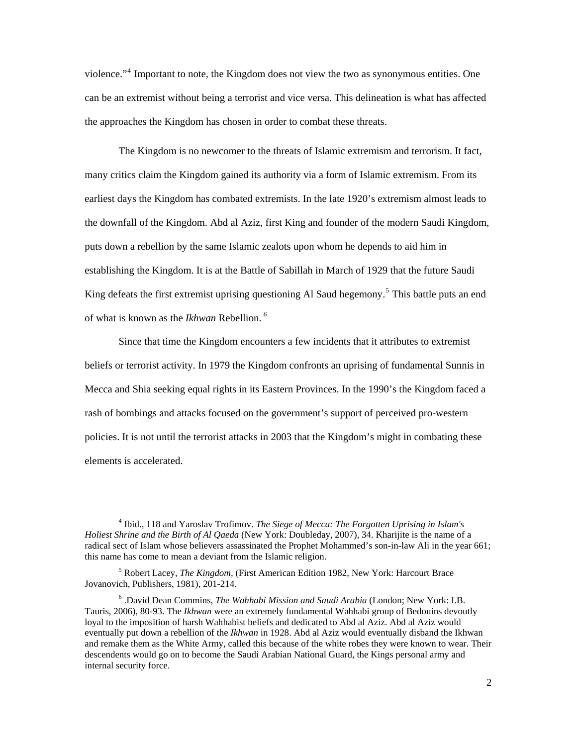violence."[4] Important to note, the Kingdom does not view the two as synonymous entities. One can be an extremist without being a terrorist and vice versa. This delineation is what has affected the approaches the Kingdom has chosen in order to combat these threats.

The Kingdom is no newcomer to the threats of Islamic extremism and terrorism. It fact, many critics claim the Kingdom gained its authority via a form of Islamic extremism. From its earliest days the Kingdom has combated extremists. In the late 1920's extremism almost leads to the downfall of the Kingdom. Abd al Aziz, first King and founder of the modern Saudi Kingdom, puts down a rebellion by the same Islamic zealots upon whom he depends to aid him in establishing the Kingdom. It is at the Battle of Sabillah in March of 1929 that the future Saudi King defeats the first extremist uprising questioning Al Saud hegemony.[5] This battle puts an end of what is known as the *Ikhwan* Rebellion.[6]

Since that time the Kingdom encounters a few incidents that it attributes to extremist beliefs or terrorist activity. In 1979 the Kingdom confronts an uprising of fundamental Sunnis in Mecca and Shia seeking equal rights in its Eastern Provinces. In the 1990's the Kingdom faced a rash of bombings and attacks focused on the government's support of perceived pro-western policies. It is not until the terrorist attacks in 2003 that the Kingdom's might in combating these elements is accelerated.

---

[4] Ibid., 118 and Yaroslav Trofimov. *The Siege of Mecca: The Forgotten Uprising in Islam's Holiest Shrine and the Birth of Al Qaeda* (New York: Doubleday, 2007), 34. Kharijite is the name of a radical sect of Islam whose believers assassinated the Prophet Mohammed's son-in-law Ali in the year 661; this name has come to mean a deviant from the Islamic religion.

[5] Robert Lacey, *The Kingdom*, (First American Edition 1982, New York: Harcourt Brace Jovanovich, Publishers, 1981), 201-214.

[6] .David Dean Commins, *The Wahhabi Mission and Saudi Arabia* (London; New York: I.B. Tauris, 2006), 80-93. The *Ikhwan* were an extremely fundamental Wahhabi group of Bedouins devoutly loyal to the imposition of harsh Wahhabist beliefs and dedicated to Abd al Aziz. Abd al Aziz would eventually put down a rebellion of the *Ikhwan* in 1928. Abd al Aziz would eventually disband the Ikhwan and remake them as the White Army, called this because of the white robes they were known to wear. Their descendents would go on to become the Saudi Arabian National Guard, the Kings personal army and internal security force.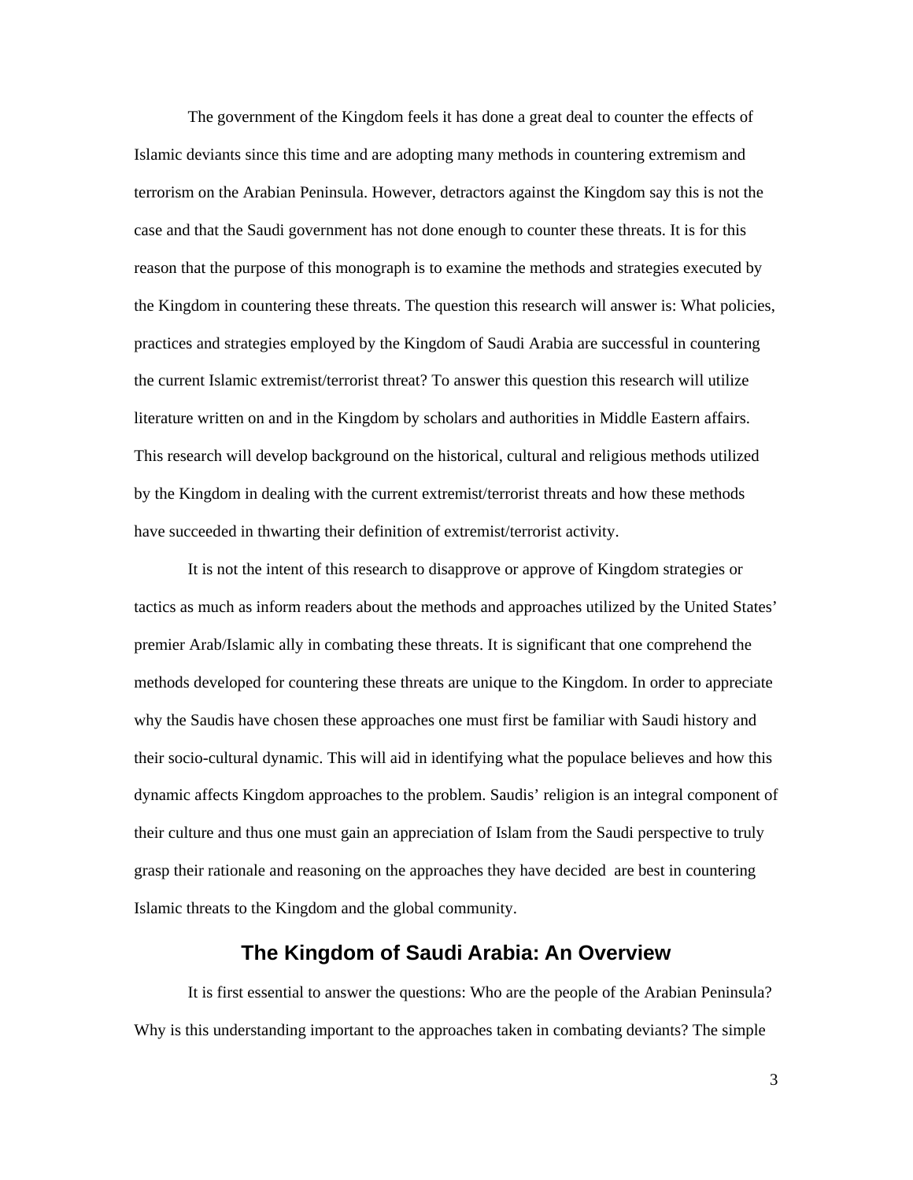The government of the Kingdom feels it has done a great deal to counter the effects of Islamic deviants since this time and are adopting many methods in countering extremism and terrorism on the Arabian Peninsula. However, detractors against the Kingdom say this is not the case and that the Saudi government has not done enough to counter these threats. It is for this reason that the purpose of this monograph is to examine the methods and strategies executed by the Kingdom in countering these threats. The question this research will answer is: What policies, practices and strategies employed by the Kingdom of Saudi Arabia are successful in countering the current Islamic extremist/terrorist threat? To answer this question this research will utilize literature written on and in the Kingdom by scholars and authorities in Middle Eastern affairs. This research will develop background on the historical, cultural and religious methods utilized by the Kingdom in dealing with the current extremist/terrorist threats and how these methods have succeeded in thwarting their definition of extremist/terrorist activity.

It is not the intent of this research to disapprove or approve of Kingdom strategies or tactics as much as inform readers about the methods and approaches utilized by the United States' premier Arab/Islamic ally in combating these threats. It is significant that one comprehend the methods developed for countering these threats are unique to the Kingdom. In order to appreciate why the Saudis have chosen these approaches one must first be familiar with Saudi history and their socio-cultural dynamic. This will aid in identifying what the populace believes and how this dynamic affects Kingdom approaches to the problem. Saudis' religion is an integral component of their culture and thus one must gain an appreciation of Islam from the Saudi perspective to truly grasp their rationale and reasoning on the approaches they have decided are best in countering Islamic threats to the Kingdom and the global community.

## The Kingdom of Saudi Arabia: An Overview

It is first essential to answer the questions: Who are the people of the Arabian Peninsula? Why is this understanding important to the approaches taken in combating deviants? The simple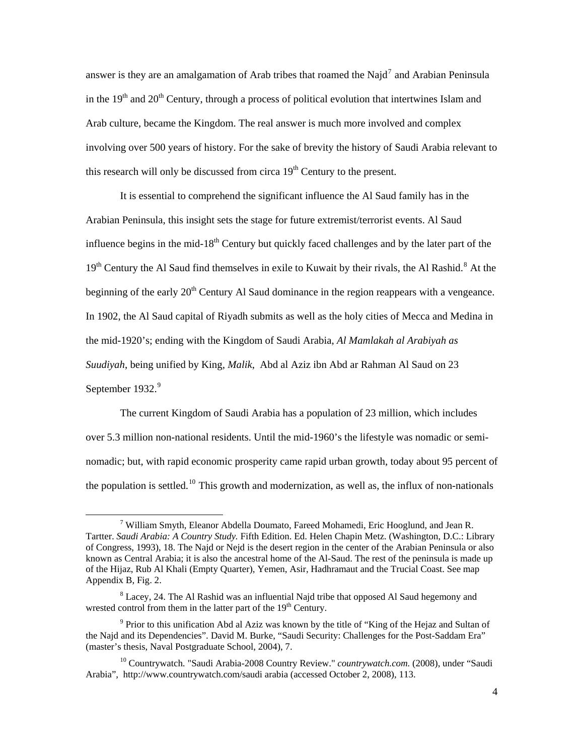answer is they are an amalgamation of Arab tribes that roamed the Najd[7] and Arabian Peninsula in the 19th and 20th Century, through a process of political evolution that intertwines Islam and Arab culture, became the Kingdom. The real answer is much more involved and complex involving over 500 years of history. For the sake of brevity the history of Saudi Arabia relevant to this research will only be discussed from circa 19th Century to the present.

It is essential to comprehend the significant influence the Al Saud family has in the Arabian Peninsula, this insight sets the stage for future extremist/terrorist events. Al Saud influence begins in the mid-18th Century but quickly faced challenges and by the later part of the 19th Century the Al Saud find themselves in exile to Kuwait by their rivals, the Al Rashid.[8] At the beginning of the early 20th Century Al Saud dominance in the region reappears with a vengeance. In 1902, the Al Saud capital of Riyadh submits as well as the holy cities of Mecca and Medina in the mid-1920's; ending with the Kingdom of Saudi Arabia, *Al Mamlakah al Arabiyah as Suudiyah*, being unified by King, *Malik*, Abd al Aziz ibn Abd ar Rahman Al Saud on 23 September 1932.[9]

The current Kingdom of Saudi Arabia has a population of 23 million, which includes over 5.3 million non-national residents. Until the mid-1960's the lifestyle was nomadic or semi-nomadic; but, with rapid economic prosperity came rapid urban growth, today about 95 percent of the population is settled.[10] This growth and modernization, as well as, the influx of non-nationals

---

[7] William Smyth, Eleanor Abdella Doumato, Fareed Mohamedi, Eric Hooglund, and Jean R. Tartter. *Saudi Arabia: A Country Study.* Fifth Edition. Ed. Helen Chapin Metz. (Washington, D.C.: Library of Congress, 1993), 18. The Najd or Nejd is the desert region in the center of the Arabian Peninsula or also known as Central Arabia; it is also the ancestral home of the Al-Saud. The rest of the peninsula is made up of the Hijaz, Rub Al Khali (Empty Quarter), Yemen, Asir, Hadhramaut and the Trucial Coast. See map Appendix B, Fig. 2.

[8] Lacey, 24. The Al Rashid was an influential Najd tribe that opposed Al Saud hegemony and wrested control from them in the latter part of the 19th Century.

[9] Prior to this unification Abd al Aziz was known by the title of "King of the Hejaz and Sultan of the Najd and its Dependencies". David M. Burke, "Saudi Security: Challenges for the Post-Saddam Era" (master's thesis, Naval Postgraduate School, 2004), 7.

[10] Countrywatch. "Saudi Arabia-2008 Country Review." *countrywatch.com.* (2008), under "Saudi Arabia", http://www.countrywatch.com/saudi arabia (accessed October 2, 2008), 113.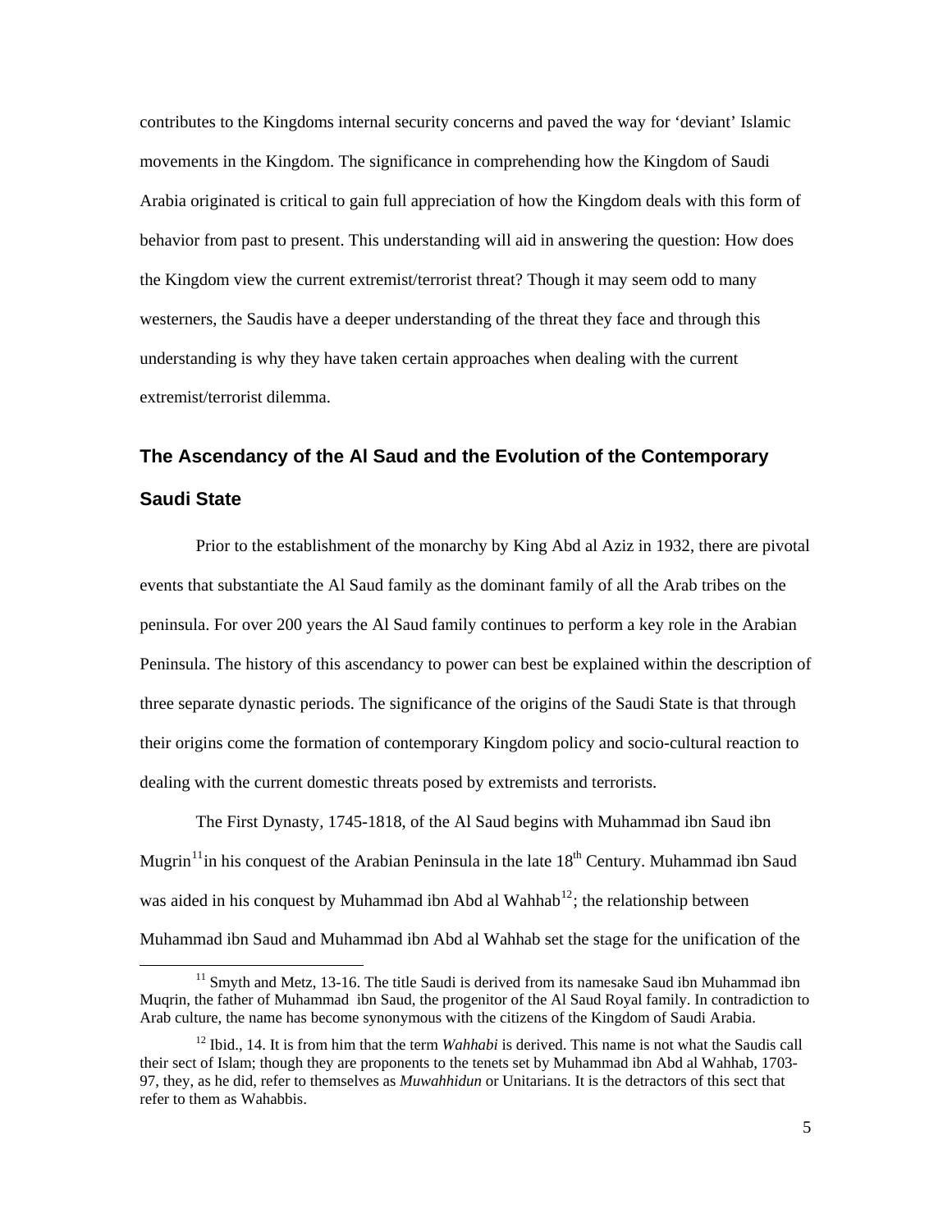contributes to the Kingdoms internal security concerns and paved the way for 'deviant' Islamic movements in the Kingdom. The significance in comprehending how the Kingdom of Saudi Arabia originated is critical to gain full appreciation of how the Kingdom deals with this form of behavior from past to present. This understanding will aid in answering the question: How does the Kingdom view the current extremist/terrorist threat? Though it may seem odd to many westerners, the Saudis have a deeper understanding of the threat they face and through this understanding is why they have taken certain approaches when dealing with the current extremist/terrorist dilemma.

## The Ascendancy of the Al Saud and the Evolution of the Contemporary Saudi State

Prior to the establishment of the monarchy by King Abd al Aziz in 1932, there are pivotal events that substantiate the Al Saud family as the dominant family of all the Arab tribes on the peninsula. For over 200 years the Al Saud family continues to perform a key role in the Arabian Peninsula. The history of this ascendancy to power can best be explained within the description of three separate dynastic periods. The significance of the origins of the Saudi State is that through their origins come the formation of contemporary Kingdom policy and socio-cultural reaction to dealing with the current domestic threats posed by extremists and terrorists.

The First Dynasty, 1745-1818, of the Al Saud begins with Muhammad ibn Saud ibn Mugrin[11] in his conquest of the Arabian Peninsula in the late 18th Century. Muhammad ibn Saud was aided in his conquest by Muhammad ibn Abd al Wahhab[12]; the relationship between Muhammad ibn Saud and Muhammad ibn Abd al Wahhab set the stage for the unification of the

[11] Smyth and Metz, 13-16. The title Saudi is derived from its namesake Saud ibn Muhammad ibn Muqrin, the father of Muhammad ibn Saud, the progenitor of the Al Saud Royal family. In contradiction to Arab culture, the name has become synonymous with the citizens of the Kingdom of Saudi Arabia.

[12] Ibid., 14. It is from him that the term *Wahhabi* is derived. This name is not what the Saudis call their sect of Islam; though they are proponents to the tenets set by Muhammad ibn Abd al Wahhab, 1703-97, they, as he did, refer to themselves as *Muwahhidun* or Unitarians. It is the detractors of this sect that refer to them as Wahabbis.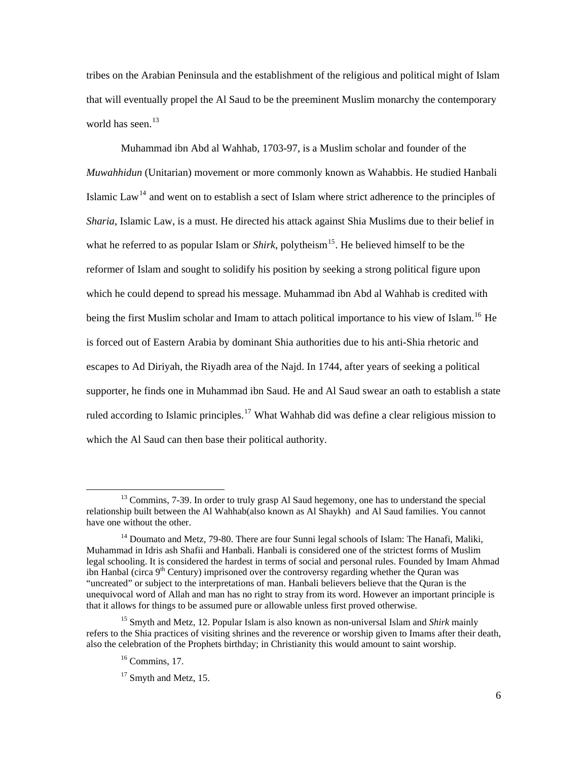tribes on the Arabian Peninsula and the establishment of the religious and political might of Islam that will eventually propel the Al Saud to be the preeminent Muslim monarchy the contemporary world has seen.[13]

Muhammad ibn Abd al Wahhab, 1703-97, is a Muslim scholar and founder of the *Muwahhidun* (Unitarian) movement or more commonly known as Wahabbis. He studied Hanbali Islamic Law[14] and went on to establish a sect of Islam where strict adherence to the principles of *Sharia*, Islamic Law, is a must. He directed his attack against Shia Muslims due to their belief in what he referred to as popular Islam or *Shirk*, polytheism[15]. He believed himself to be the reformer of Islam and sought to solidify his position by seeking a strong political figure upon which he could depend to spread his message. Muhammad ibn Abd al Wahhab is credited with being the first Muslim scholar and Imam to attach political importance to his view of Islam.[16] He is forced out of Eastern Arabia by dominant Shia authorities due to his anti-Shia rhetoric and escapes to Ad Diriyah, the Riyadh area of the Najd. In 1744, after years of seeking a political supporter, he finds one in Muhammad ibn Saud. He and Al Saud swear an oath to establish a state ruled according to Islamic principles.[17] What Wahhab did was define a clear religious mission to which the Al Saud can then base their political authority.

---

[13] Commins, 7-39. In order to truly grasp Al Saud hegemony, one has to understand the special relationship built between the Al Wahhab(also known as Al Shaykh) and Al Saud families. You cannot have one without the other.

[14] Doumato and Metz, 79-80. There are four Sunni legal schools of Islam: The Hanafi, Maliki, Muhammad in Idris ash Shafii and Hanbali. Hanbali is considered one of the strictest forms of Muslim legal schooling. It is considered the hardest in terms of social and personal rules. Founded by Imam Ahmad ibn Hanbal (circa 9th Century) imprisoned over the controversy regarding whether the Quran was "uncreated" or subject to the interpretations of man. Hanbali believers believe that the Quran is the unequivocal word of Allah and man has no right to stray from its word. However an important principle is that it allows for things to be assumed pure or allowable unless first proved otherwise.

[15] Smyth and Metz, 12. Popular Islam is also known as non-universal Islam and *Shirk* mainly refers to the Shia practices of visiting shrines and the reverence or worship given to Imams after their death, also the celebration of the Prophets birthday; in Christianity this would amount to saint worship.

[16] Commins, 17.

[17] Smyth and Metz, 15.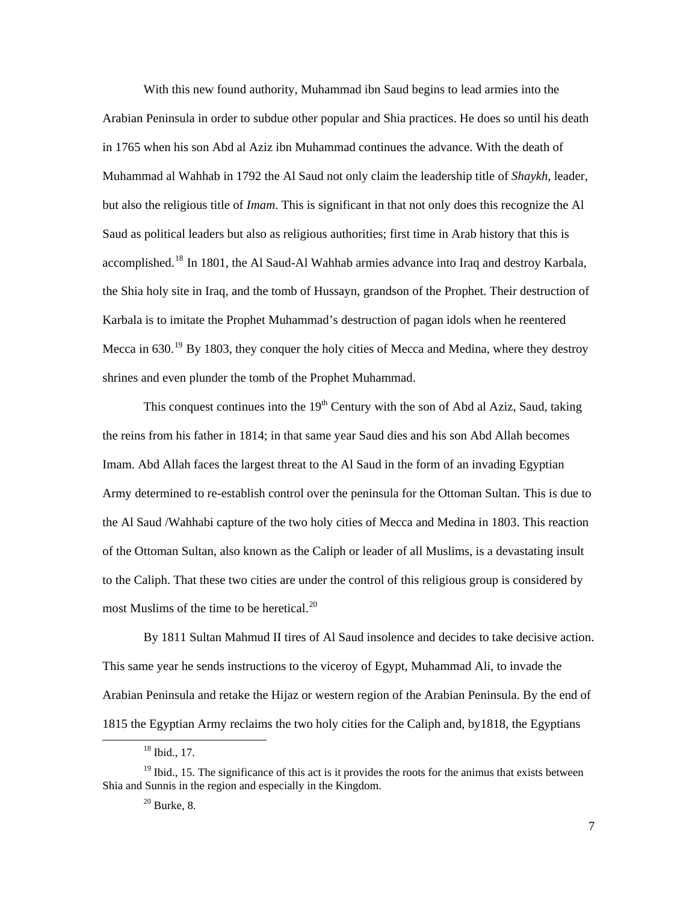With this new found authority, Muhammad ibn Saud begins to lead armies into the Arabian Peninsula in order to subdue other popular and Shia practices. He does so until his death in 1765 when his son Abd al Aziz ibn Muhammad continues the advance. With the death of Muhammad al Wahhab in 1792 the Al Saud not only claim the leadership title of *Shaykh,* leader, but also the religious title of *Imam*. This is significant in that not only does this recognize the Al Saud as political leaders but also as religious authorities; first time in Arab history that this is accomplished.[18] In 1801, the Al Saud-Al Wahhab armies advance into Iraq and destroy Karbala, the Shia holy site in Iraq, and the tomb of Hussayn, grandson of the Prophet. Their destruction of Karbala is to imitate the Prophet Muhammad's destruction of pagan idols when he reentered Mecca in 630.[19] By 1803, they conquer the holy cities of Mecca and Medina, where they destroy shrines and even plunder the tomb of the Prophet Muhammad.

This conquest continues into the 19th Century with the son of Abd al Aziz, Saud, taking the reins from his father in 1814; in that same year Saud dies and his son Abd Allah becomes Imam. Abd Allah faces the largest threat to the Al Saud in the form of an invading Egyptian Army determined to re-establish control over the peninsula for the Ottoman Sultan. This is due to the Al Saud /Wahhabi capture of the two holy cities of Mecca and Medina in 1803. This reaction of the Ottoman Sultan, also known as the Caliph or leader of all Muslims, is a devastating insult to the Caliph. That these two cities are under the control of this religious group is considered by most Muslims of the time to be heretical.[20]

By 1811 Sultan Mahmud II tires of Al Saud insolence and decides to take decisive action. This same year he sends instructions to the viceroy of Egypt, Muhammad Ali, to invade the Arabian Peninsula and retake the Hijaz or western region of the Arabian Peninsula. By the end of 1815 the Egyptian Army reclaims the two holy cities for the Caliph and, by1818, the Egyptians

---

[18] Ibid., 17.

[19] Ibid., 15. The significance of this act is it provides the roots for the animus that exists between Shia and Sunnis in the region and especially in the Kingdom.

[20] Burke, 8.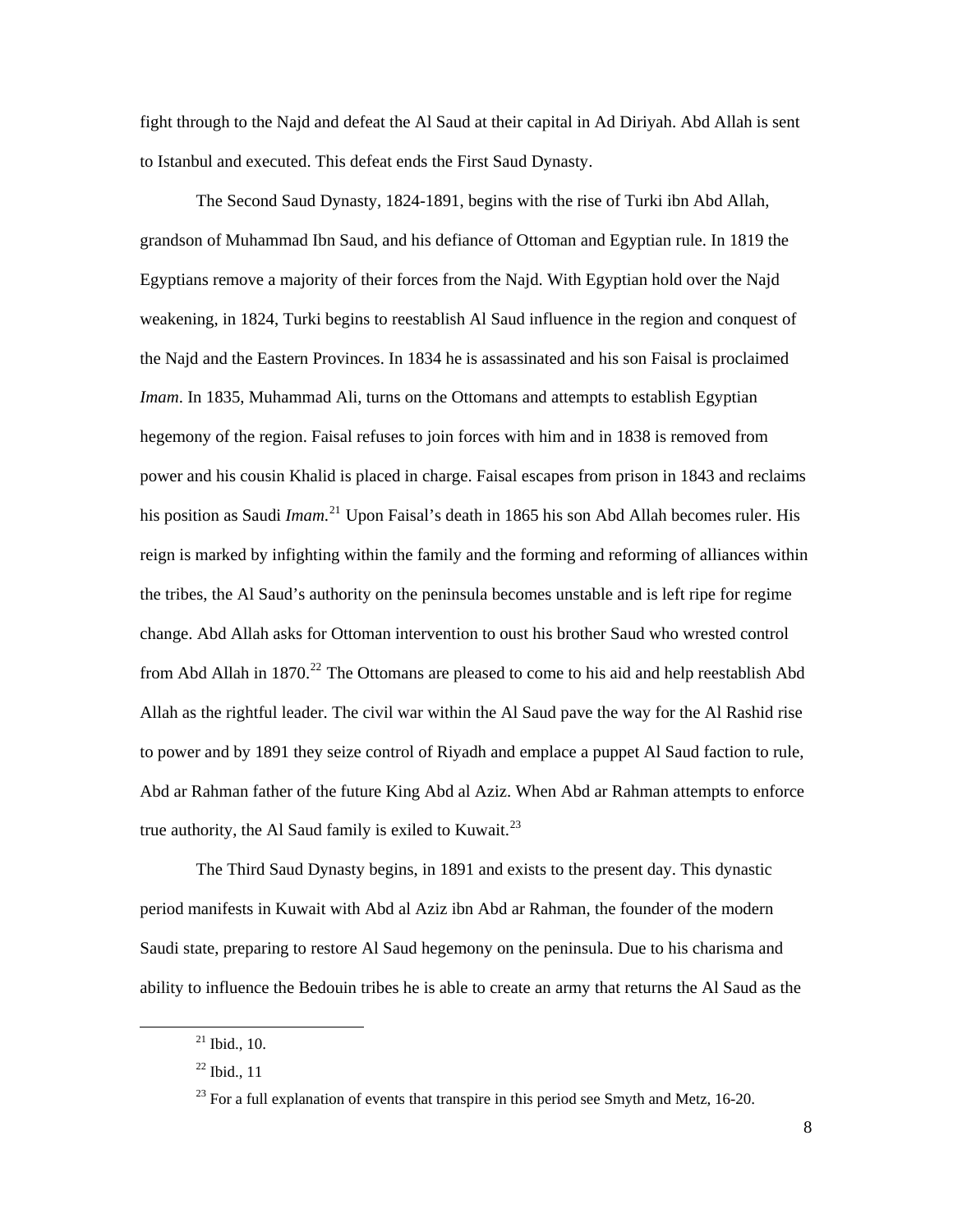fight through to the Najd and defeat the Al Saud at their capital in Ad Diriyah. Abd Allah is sent to Istanbul and executed. This defeat ends the First Saud Dynasty.

The Second Saud Dynasty, 1824-1891, begins with the rise of Turki ibn Abd Allah, grandson of Muhammad Ibn Saud, and his defiance of Ottoman and Egyptian rule. In 1819 the Egyptians remove a majority of their forces from the Najd. With Egyptian hold over the Najd weakening, in 1824, Turki begins to reestablish Al Saud influence in the region and conquest of the Najd and the Eastern Provinces. In 1834 he is assassinated and his son Faisal is proclaimed *Imam*. In 1835, Muhammad Ali, turns on the Ottomans and attempts to establish Egyptian hegemony of the region. Faisal refuses to join forces with him and in 1838 is removed from power and his cousin Khalid is placed in charge. Faisal escapes from prison in 1843 and reclaims his position as Saudi *Imam.*[21] Upon Faisal's death in 1865 his son Abd Allah becomes ruler. His reign is marked by infighting within the family and the forming and reforming of alliances within the tribes, the Al Saud's authority on the peninsula becomes unstable and is left ripe for regime change. Abd Allah asks for Ottoman intervention to oust his brother Saud who wrested control from Abd Allah in 1870.[22] The Ottomans are pleased to come to his aid and help reestablish Abd Allah as the rightful leader. The civil war within the Al Saud pave the way for the Al Rashid rise to power and by 1891 they seize control of Riyadh and emplace a puppet Al Saud faction to rule, Abd ar Rahman father of the future King Abd al Aziz. When Abd ar Rahman attempts to enforce true authority, the Al Saud family is exiled to Kuwait.[23]

The Third Saud Dynasty begins, in 1891 and exists to the present day. This dynastic period manifests in Kuwait with Abd al Aziz ibn Abd ar Rahman, the founder of the modern Saudi state, preparing to restore Al Saud hegemony on the peninsula. Due to his charisma and ability to influence the Bedouin tribes he is able to create an army that returns the Al Saud as the

---

[21] Ibid., 10.

[22] Ibid., 11

[23] For a full explanation of events that transpire in this period see Smyth and Metz, 16-20.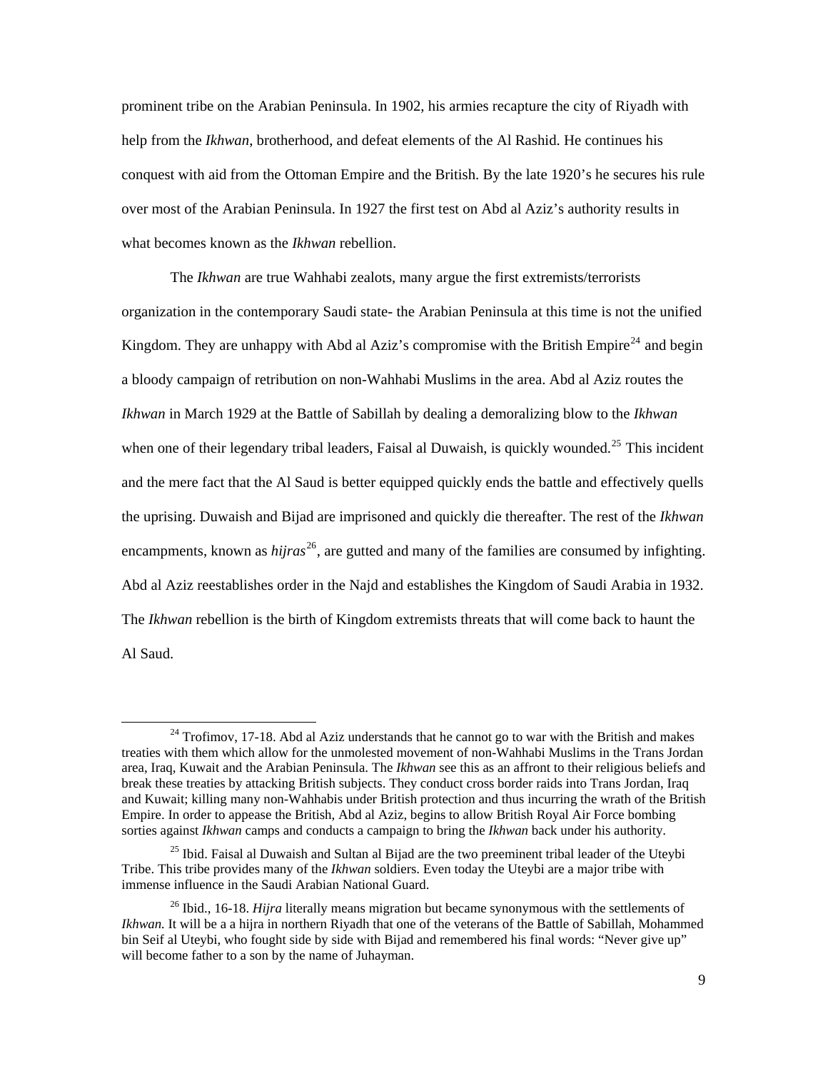prominent tribe on the Arabian Peninsula. In 1902, his armies recapture the city of Riyadh with help from the *Ikhwan*, brotherhood, and defeat elements of the Al Rashid. He continues his conquest with aid from the Ottoman Empire and the British. By the late 1920's he secures his rule over most of the Arabian Peninsula. In 1927 the first test on Abd al Aziz's authority results in what becomes known as the *Ikhwan* rebellion.

The *Ikhwan* are true Wahhabi zealots, many argue the first extremists/terrorists organization in the contemporary Saudi state- the Arabian Peninsula at this time is not the unified Kingdom. They are unhappy with Abd al Aziz's compromise with the British Empire[24] and begin a bloody campaign of retribution on non-Wahhabi Muslims in the area. Abd al Aziz routes the *Ikhwan* in March 1929 at the Battle of Sabillah by dealing a demoralizing blow to the *Ikhwan* when one of their legendary tribal leaders, Faisal al Duwaish, is quickly wounded.[25] This incident and the mere fact that the Al Saud is better equipped quickly ends the battle and effectively quells the uprising. Duwaish and Bijad are imprisoned and quickly die thereafter. The rest of the *Ikhwan* encampments, known as *hijras*[26], are gutted and many of the families are consumed by infighting. Abd al Aziz reestablishes order in the Najd and establishes the Kingdom of Saudi Arabia in 1932. The *Ikhwan* rebellion is the birth of Kingdom extremists threats that will come back to haunt the Al Saud.

[24] Trofimov, 17-18. Abd al Aziz understands that he cannot go to war with the British and makes treaties with them which allow for the unmolested movement of non-Wahhabi Muslims in the Trans Jordan area, Iraq, Kuwait and the Arabian Peninsula. The *Ikhwan* see this as an affront to their religious beliefs and break these treaties by attacking British subjects. They conduct cross border raids into Trans Jordan, Iraq and Kuwait; killing many non-Wahhabis under British protection and thus incurring the wrath of the British Empire. In order to appease the British, Abd al Aziz, begins to allow British Royal Air Force bombing sorties against *Ikhwan* camps and conducts a campaign to bring the *Ikhwan* back under his authority.

[25] Ibid. Faisal al Duwaish and Sultan al Bijad are the two preeminent tribal leader of the Uteybi Tribe. This tribe provides many of the *Ikhwan* soldiers. Even today the Uteybi are a major tribe with immense influence in the Saudi Arabian National Guard.

[26] Ibid., 16-18. *Hijra* literally means migration but became synonymous with the settlements of *Ikhwan.* It will be a a hijra in northern Riyadh that one of the veterans of the Battle of Sabillah, Mohammed bin Seif al Uteybi, who fought side by side with Bijad and remembered his final words: "Never give up" will become father to a son by the name of Juhayman.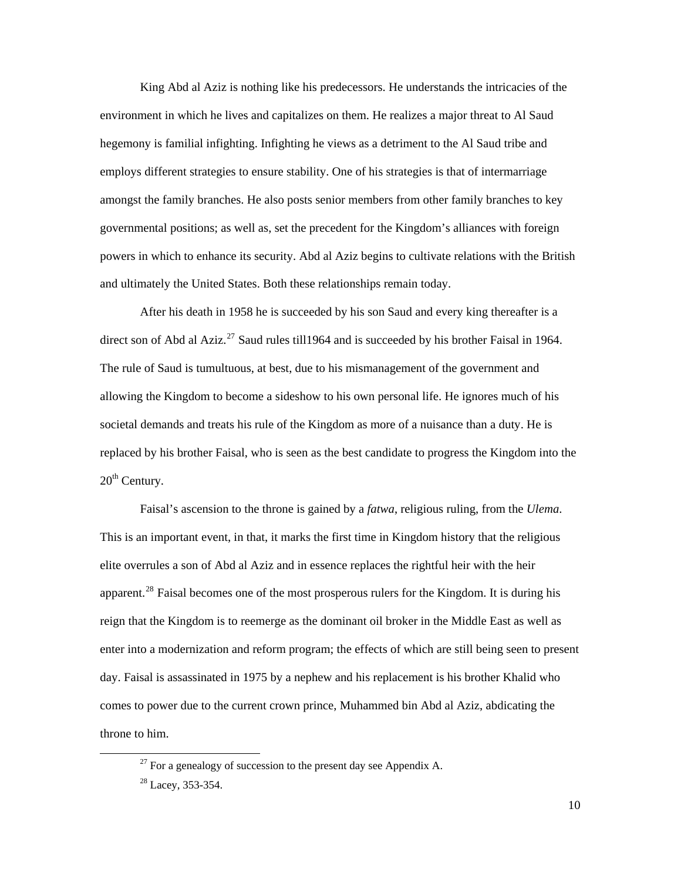King Abd al Aziz is nothing like his predecessors. He understands the intricacies of the environment in which he lives and capitalizes on them. He realizes a major threat to Al Saud hegemony is familial infighting. Infighting he views as a detriment to the Al Saud tribe and employs different strategies to ensure stability. One of his strategies is that of intermarriage amongst the family branches. He also posts senior members from other family branches to key governmental positions; as well as, set the precedent for the Kingdom's alliances with foreign powers in which to enhance its security. Abd al Aziz begins to cultivate relations with the British and ultimately the United States. Both these relationships remain today.

After his death in 1958 he is succeeded by his son Saud and every king thereafter is a direct son of Abd al Aziz.[27] Saud rules till1964 and is succeeded by his brother Faisal in 1964. The rule of Saud is tumultuous, at best, due to his mismanagement of the government and allowing the Kingdom to become a sideshow to his own personal life. He ignores much of his societal demands and treats his rule of the Kingdom as more of a nuisance than a duty. He is replaced by his brother Faisal, who is seen as the best candidate to progress the Kingdom into the 20th Century.

Faisal's ascension to the throne is gained by a *fatwa*, religious ruling, from the *Ulema*. This is an important event, in that, it marks the first time in Kingdom history that the religious elite overrules a son of Abd al Aziz and in essence replaces the rightful heir with the heir apparent.[28] Faisal becomes one of the most prosperous rulers for the Kingdom. It is during his reign that the Kingdom is to reemerge as the dominant oil broker in the Middle East as well as enter into a modernization and reform program; the effects of which are still being seen to present day. Faisal is assassinated in 1975 by a nephew and his replacement is his brother Khalid who comes to power due to the current crown prince, Muhammed bin Abd al Aziz, abdicating the throne to him.

---

[27] For a genealogy of succession to the present day see Appendix A.

[28] Lacey, 353-354.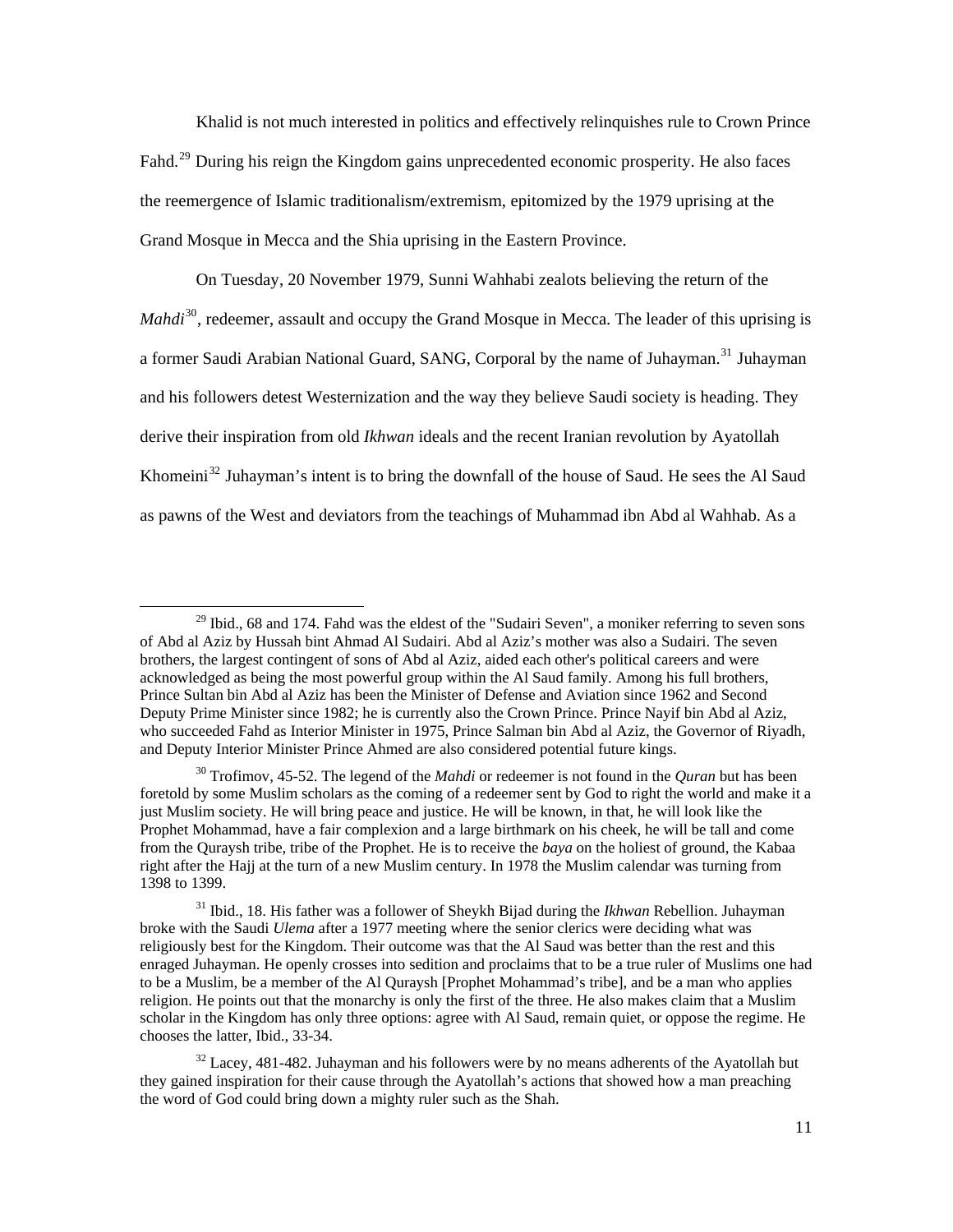Khalid is not much interested in politics and effectively relinquishes rule to Crown Prince Fahd.[29] During his reign the Kingdom gains unprecedented economic prosperity. He also faces the reemergence of Islamic traditionalism/extremism, epitomized by the 1979 uprising at the Grand Mosque in Mecca and the Shia uprising in the Eastern Province.

On Tuesday, 20 November 1979, Sunni Wahhabi zealots believing the return of the *Mahdi*[30], redeemer, assault and occupy the Grand Mosque in Mecca. The leader of this uprising is a former Saudi Arabian National Guard, SANG, Corporal by the name of Juhayman.[31] Juhayman and his followers detest Westernization and the way they believe Saudi society is heading. They derive their inspiration from old *Ikhwan* ideals and the recent Iranian revolution by Ayatollah Khomeini[32] Juhayman's intent is to bring the downfall of the house of Saud. He sees the Al Saud as pawns of the West and deviators from the teachings of Muhammad ibn Abd al Wahhab. As a

---

[29] Ibid., 68 and 174. Fahd was the eldest of the "Sudairi Seven", a moniker referring to seven sons of Abd al Aziz by Hussah bint Ahmad Al Sudairi. Abd al Aziz's mother was also a Sudairi. The seven brothers, the largest contingent of sons of Abd al Aziz, aided each other's political careers and were acknowledged as being the most powerful group within the Al Saud family. Among his full brothers, Prince Sultan bin Abd al Aziz has been the Minister of Defense and Aviation since 1962 and Second Deputy Prime Minister since 1982; he is currently also the Crown Prince. Prince Nayif bin Abd al Aziz, who succeeded Fahd as Interior Minister in 1975, Prince Salman bin Abd al Aziz, the Governor of Riyadh, and Deputy Interior Minister Prince Ahmed are also considered potential future kings.

[30] Trofimov, 45-52. The legend of the *Mahdi* or redeemer is not found in the *Quran* but has been foretold by some Muslim scholars as the coming of a redeemer sent by God to right the world and make it a just Muslim society. He will bring peace and justice. He will be known, in that, he will look like the Prophet Mohammad, have a fair complexion and a large birthmark on his cheek, he will be tall and come from the Quraysh tribe, tribe of the Prophet. He is to receive the *baya* on the holiest of ground, the Kabaa right after the Hajj at the turn of a new Muslim century. In 1978 the Muslim calendar was turning from 1398 to 1399.

[31] Ibid., 18. His father was a follower of Sheykh Bijad during the *Ikhwan* Rebellion. Juhayman broke with the Saudi *Ulema* after a 1977 meeting where the senior clerics were deciding what was religiously best for the Kingdom. Their outcome was that the Al Saud was better than the rest and this enraged Juhayman. He openly crosses into sedition and proclaims that to be a true ruler of Muslims one had to be a Muslim, be a member of the Al Quraysh [Prophet Mohammad's tribe], and be a man who applies religion. He points out that the monarchy is only the first of the three. He also makes claim that a Muslim scholar in the Kingdom has only three options: agree with Al Saud, remain quiet, or oppose the regime. He chooses the latter, Ibid., 33-34.

[32] Lacey, 481-482. Juhayman and his followers were by no means adherents of the Ayatollah but they gained inspiration for their cause through the Ayatollah's actions that showed how a man preaching the word of God could bring down a mighty ruler such as the Shah.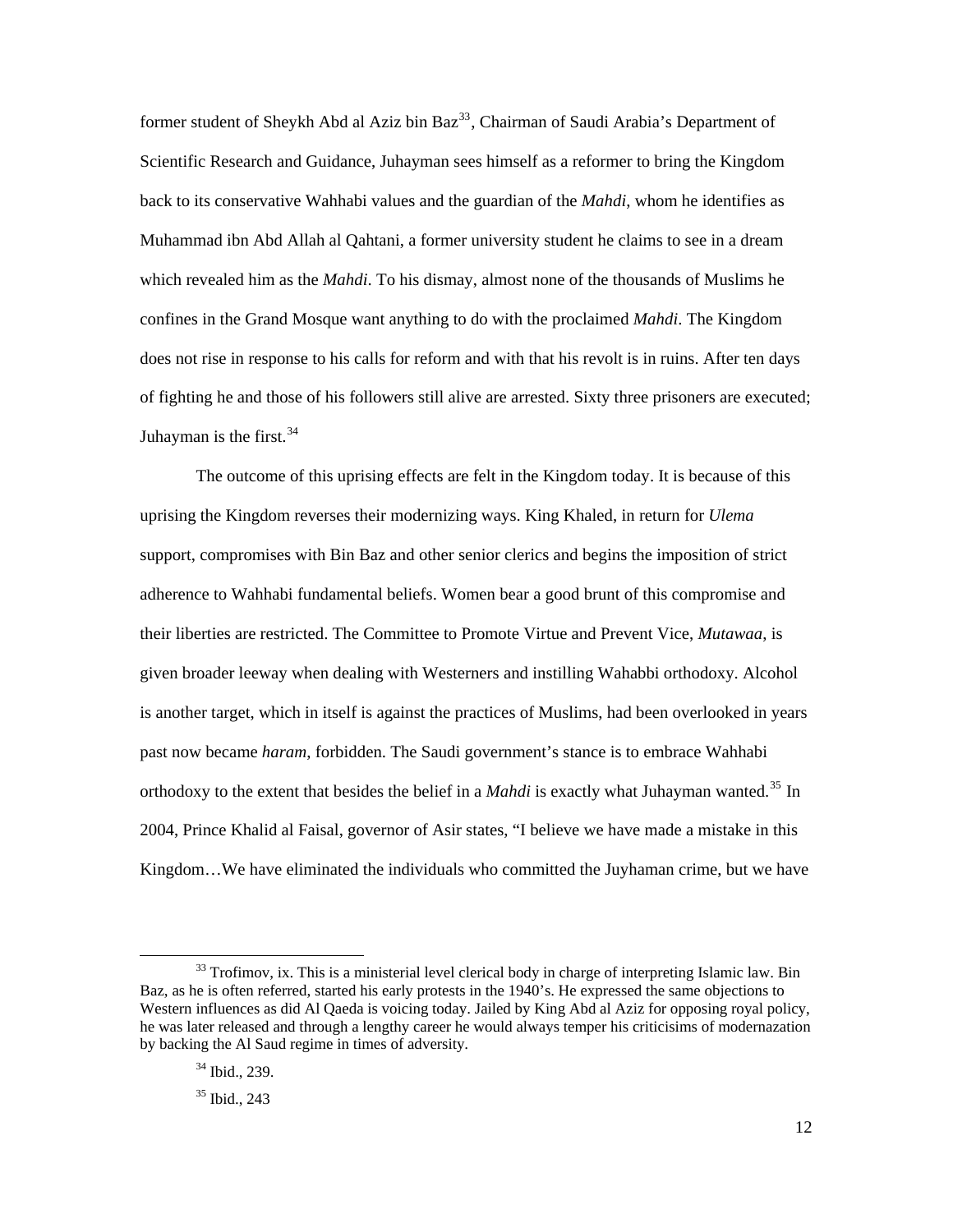former student of Sheykh Abd al Aziz bin Baz[33], Chairman of Saudi Arabia's Department of Scientific Research and Guidance, Juhayman sees himself as a reformer to bring the Kingdom back to its conservative Wahhabi values and the guardian of the *Mahdi*, whom he identifies as Muhammad ibn Abd Allah al Qahtani, a former university student he claims to see in a dream which revealed him as the *Mahdi*. To his dismay, almost none of the thousands of Muslims he confines in the Grand Mosque want anything to do with the proclaimed *Mahdi*. The Kingdom does not rise in response to his calls for reform and with that his revolt is in ruins. After ten days of fighting he and those of his followers still alive are arrested. Sixty three prisoners are executed; Juhayman is the first.[34]

The outcome of this uprising effects are felt in the Kingdom today. It is because of this uprising the Kingdom reverses their modernizing ways. King Khaled, in return for *Ulema* support, compromises with Bin Baz and other senior clerics and begins the imposition of strict adherence to Wahhabi fundamental beliefs. Women bear a good brunt of this compromise and their liberties are restricted. The Committee to Promote Virtue and Prevent Vice, *Mutawaa*, is given broader leeway when dealing with Westerners and instilling Wahabbi orthodoxy. Alcohol is another target, which in itself is against the practices of Muslims, had been overlooked in years past now became *haram*, forbidden. The Saudi government's stance is to embrace Wahhabi orthodoxy to the extent that besides the belief in a *Mahdi* is exactly what Juhayman wanted.[35] In 2004, Prince Khalid al Faisal, governor of Asir states, "I believe we have made a mistake in this Kingdom…We have eliminated the individuals who committed the Juyhaman crime, but we have

[33] Trofimov, ix. This is a ministerial level clerical body in charge of interpreting Islamic law. Bin Baz, as he is often referred, started his early protests in the 1940's. He expressed the same objections to Western influences as did Al Qaeda is voicing today. Jailed by King Abd al Aziz for opposing royal policy, he was later released and through a lengthy career he would always temper his criticisims of modernazation by backing the Al Saud regime in times of adversity.

[34] Ibid., 239.

[35] Ibid., 243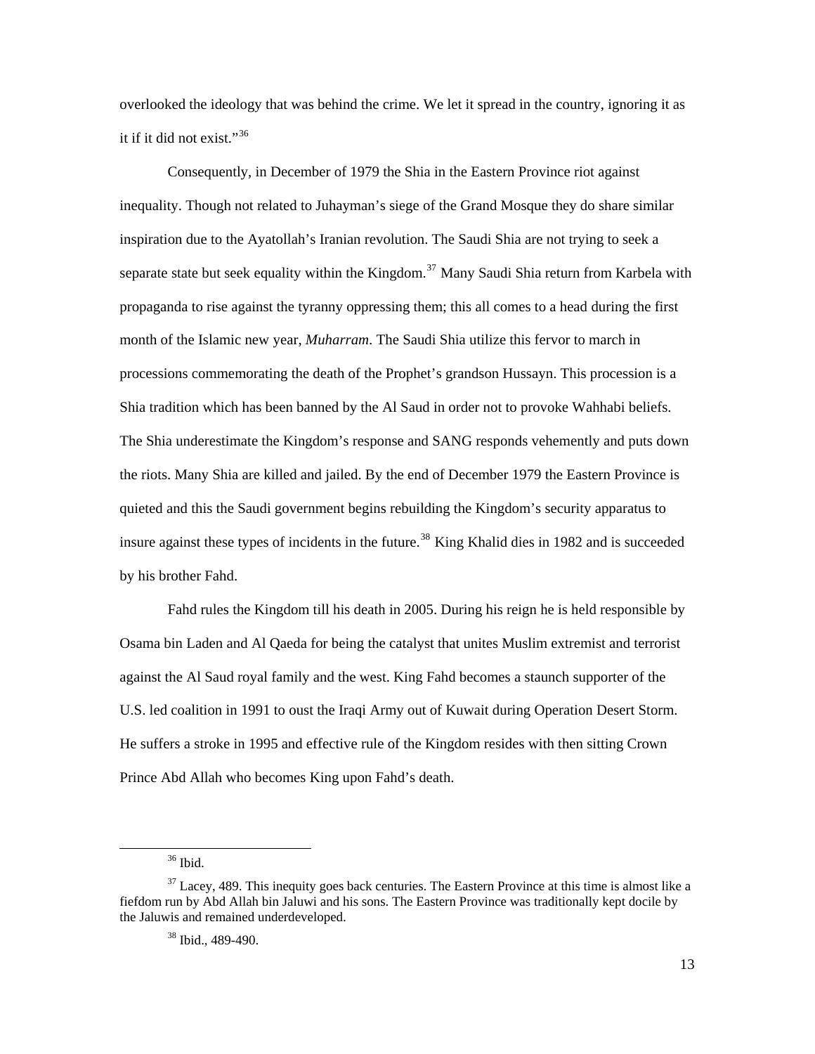overlooked the ideology that was behind the crime. We let it spread in the country, ignoring it as it if it did not exist."[36]

Consequently, in December of 1979 the Shia in the Eastern Province riot against inequality. Though not related to Juhayman's siege of the Grand Mosque they do share similar inspiration due to the Ayatollah's Iranian revolution. The Saudi Shia are not trying to seek a separate state but seek equality within the Kingdom.[37] Many Saudi Shia return from Karbela with propaganda to rise against the tyranny oppressing them; this all comes to a head during the first month of the Islamic new year, *Muharram*. The Saudi Shia utilize this fervor to march in processions commemorating the death of the Prophet's grandson Hussayn. This procession is a Shia tradition which has been banned by the Al Saud in order not to provoke Wahhabi beliefs. The Shia underestimate the Kingdom's response and SANG responds vehemently and puts down the riots. Many Shia are killed and jailed. By the end of December 1979 the Eastern Province is quieted and this the Saudi government begins rebuilding the Kingdom's security apparatus to insure against these types of incidents in the future.[38] King Khalid dies in 1982 and is succeeded by his brother Fahd.

Fahd rules the Kingdom till his death in 2005. During his reign he is held responsible by Osama bin Laden and Al Qaeda for being the catalyst that unites Muslim extremist and terrorist against the Al Saud royal family and the west. King Fahd becomes a staunch supporter of the U.S. led coalition in 1991 to oust the Iraqi Army out of Kuwait during Operation Desert Storm. He suffers a stroke in 1995 and effective rule of the Kingdom resides with then sitting Crown Prince Abd Allah who becomes King upon Fahd's death.

---

[36] Ibid.

[37] Lacey, 489. This inequity goes back centuries. The Eastern Province at this time is almost like a fiefdom run by Abd Allah bin Jaluwi and his sons. The Eastern Province was traditionally kept docile by the Jaluwis and remained underdeveloped.

[38] Ibid., 489-490.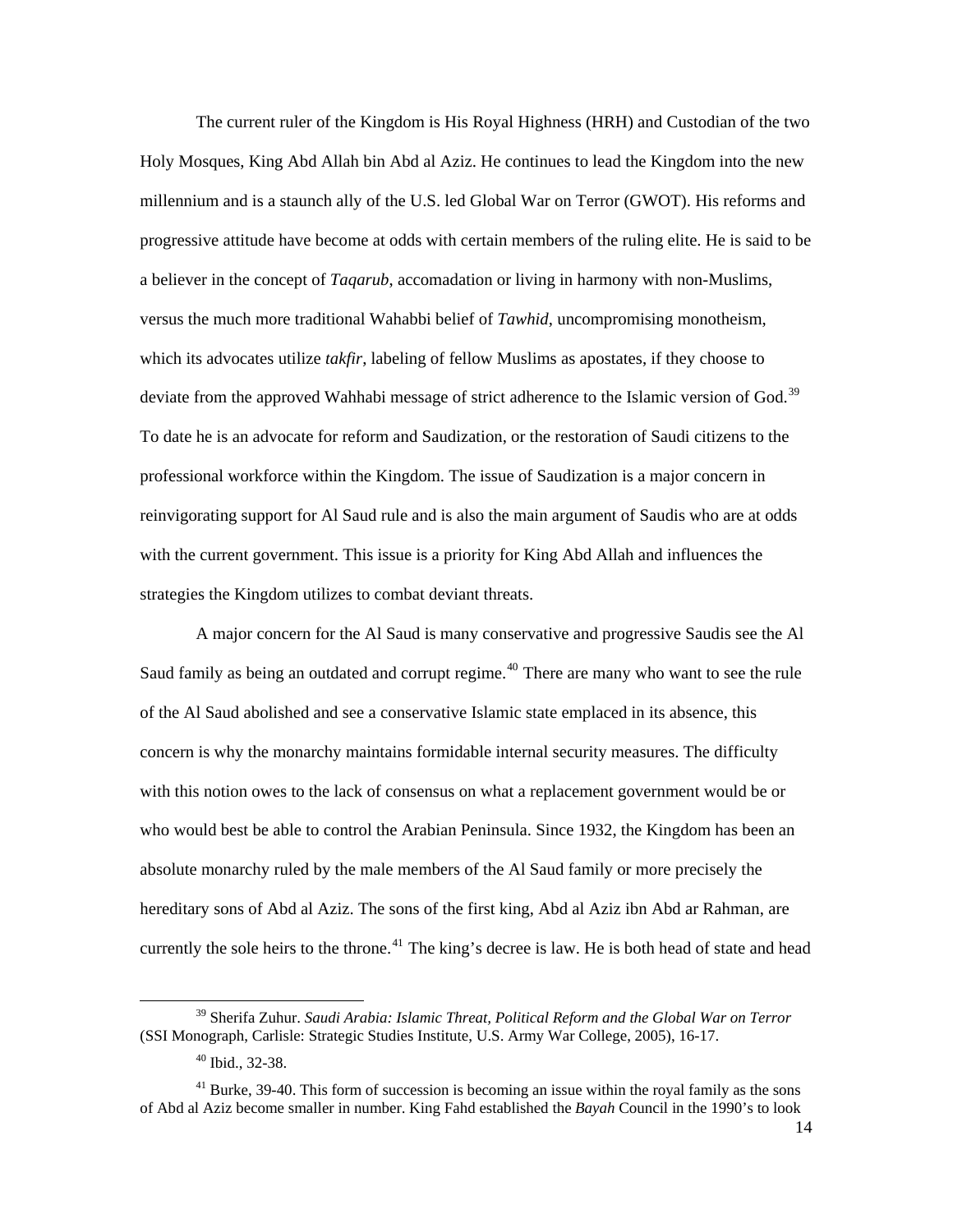The current ruler of the Kingdom is His Royal Highness (HRH) and Custodian of the two Holy Mosques, King Abd Allah bin Abd al Aziz. He continues to lead the Kingdom into the new millennium and is a staunch ally of the U.S. led Global War on Terror (GWOT). His reforms and progressive attitude have become at odds with certain members of the ruling elite. He is said to be a believer in the concept of *Taqarub*, accomadation or living in harmony with non-Muslims, versus the much more traditional Wahabbi belief of *Tawhid*, uncompromising monotheism, which its advocates utilize *takfir*, labeling of fellow Muslims as apostates, if they choose to deviate from the approved Wahhabi message of strict adherence to the Islamic version of God.[39] To date he is an advocate for reform and Saudization, or the restoration of Saudi citizens to the professional workforce within the Kingdom. The issue of Saudization is a major concern in reinvigorating support for Al Saud rule and is also the main argument of Saudis who are at odds with the current government. This issue is a priority for King Abd Allah and influences the strategies the Kingdom utilizes to combat deviant threats.

A major concern for the Al Saud is many conservative and progressive Saudis see the Al Saud family as being an outdated and corrupt regime.[40] There are many who want to see the rule of the Al Saud abolished and see a conservative Islamic state emplaced in its absence, this concern is why the monarchy maintains formidable internal security measures. The difficulty with this notion owes to the lack of consensus on what a replacement government would be or who would best be able to control the Arabian Peninsula. Since 1932, the Kingdom has been an absolute monarchy ruled by the male members of the Al Saud family or more precisely the hereditary sons of Abd al Aziz. The sons of the first king, Abd al Aziz ibn Abd ar Rahman, are currently the sole heirs to the throne.[41] The king's decree is law. He is both head of state and head

---

[39] Sherifa Zuhur. *Saudi Arabia: Islamic Threat, Political Reform and the Global War on Terror* (SSI Monograph, Carlisle: Strategic Studies Institute, U.S. Army War College, 2005), 16-17.

[40] Ibid., 32-38.

[41] Burke, 39-40. This form of succession is becoming an issue within the royal family as the sons of Abd al Aziz become smaller in number. King Fahd established the *Bayah* Council in the 1990's to look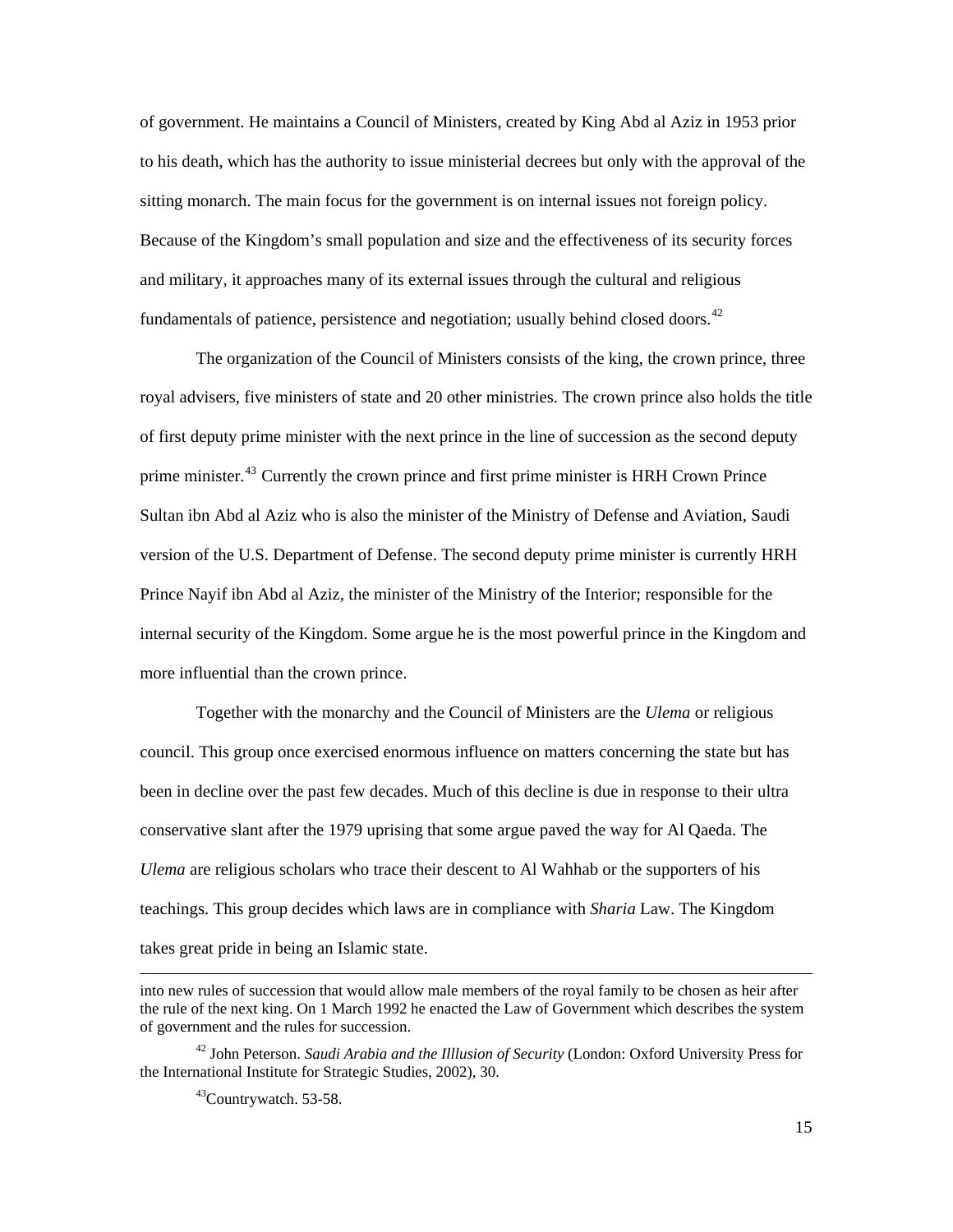of government. He maintains a Council of Ministers, created by King Abd al Aziz in 1953 prior to his death, which has the authority to issue ministerial decrees but only with the approval of the sitting monarch. The main focus for the government is on internal issues not foreign policy. Because of the Kingdom's small population and size and the effectiveness of its security forces and military, it approaches many of its external issues through the cultural and religious fundamentals of patience, persistence and negotiation; usually behind closed doors.[42]

The organization of the Council of Ministers consists of the king, the crown prince, three royal advisers, five ministers of state and 20 other ministries. The crown prince also holds the title of first deputy prime minister with the next prince in the line of succession as the second deputy prime minister.[43] Currently the crown prince and first prime minister is HRH Crown Prince Sultan ibn Abd al Aziz who is also the minister of the Ministry of Defense and Aviation, Saudi version of the U.S. Department of Defense. The second deputy prime minister is currently HRH Prince Nayif ibn Abd al Aziz, the minister of the Ministry of the Interior; responsible for the internal security of the Kingdom. Some argue he is the most powerful prince in the Kingdom and more influential than the crown prince.

Together with the monarchy and the Council of Ministers are the *Ulema* or religious council. This group once exercised enormous influence on matters concerning the state but has been in decline over the past few decades. Much of this decline is due in response to their ultra conservative slant after the 1979 uprising that some argue paved the way for Al Qaeda. The *Ulema* are religious scholars who trace their descent to Al Wahhab or the supporters of his teachings. This group decides which laws are in compliance with *Sharia* Law. The Kingdom takes great pride in being an Islamic state.

---

into new rules of succession that would allow male members of the royal family to be chosen as heir after the rule of the next king. On 1 March 1992 he enacted the Law of Government which describes the system of government and the rules for succession.

[42] John Peterson. *Saudi Arabia and the Illlusion of Security* (London: Oxford University Press for the International Institute for Strategic Studies, 2002), 30.

[43] Countrywatch. 53-58.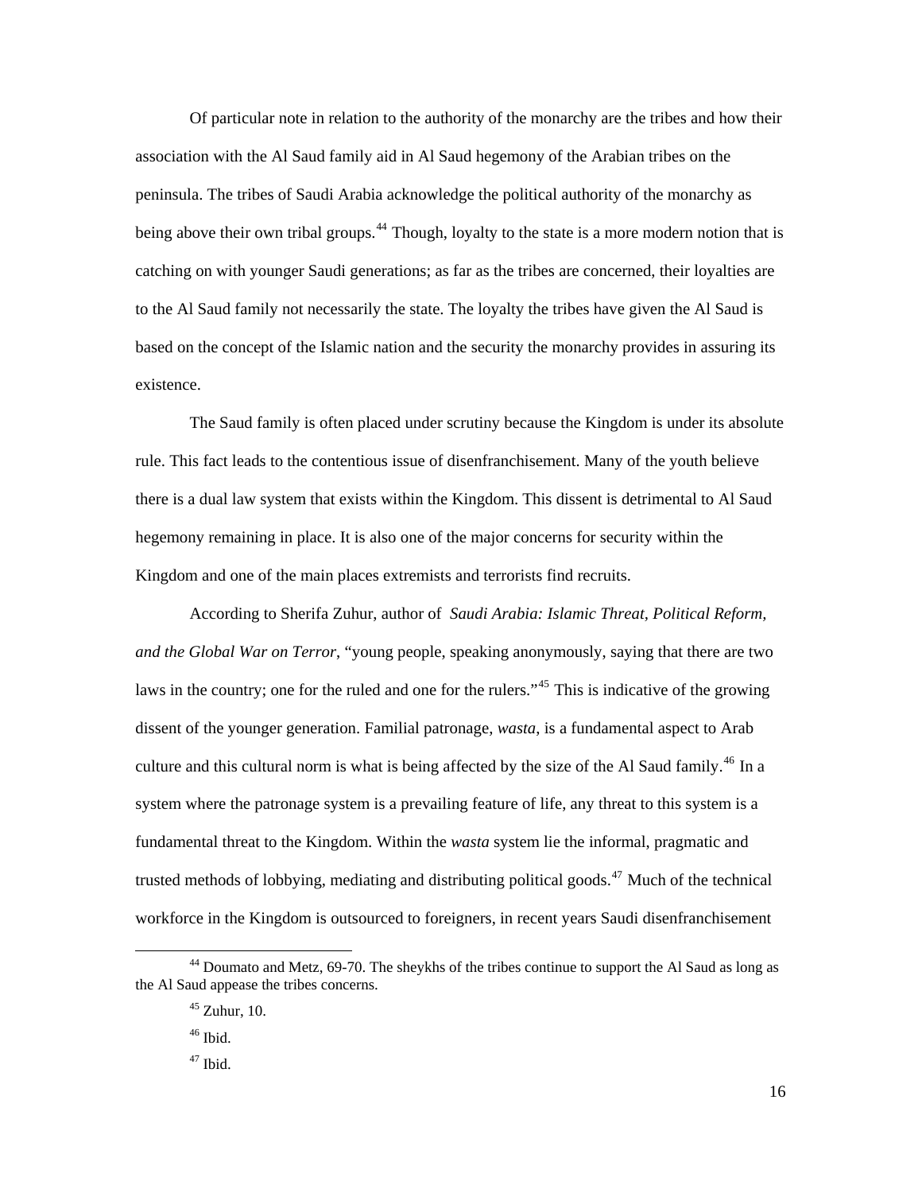Of particular note in relation to the authority of the monarchy are the tribes and how their association with the Al Saud family aid in Al Saud hegemony of the Arabian tribes on the peninsula. The tribes of Saudi Arabia acknowledge the political authority of the monarchy as being above their own tribal groups.[44] Though, loyalty to the state is a more modern notion that is catching on with younger Saudi generations; as far as the tribes are concerned, their loyalties are to the Al Saud family not necessarily the state. The loyalty the tribes have given the Al Saud is based on the concept of the Islamic nation and the security the monarchy provides in assuring its existence.

The Saud family is often placed under scrutiny because the Kingdom is under its absolute rule. This fact leads to the contentious issue of disenfranchisement. Many of the youth believe there is a dual law system that exists within the Kingdom. This dissent is detrimental to Al Saud hegemony remaining in place. It is also one of the major concerns for security within the Kingdom and one of the main places extremists and terrorists find recruits.

According to Sherifa Zuhur, author of *Saudi Arabia: Islamic Threat, Political Reform, and the Global War on Terror*, "young people, speaking anonymously, saying that there are two laws in the country; one for the ruled and one for the rulers."[45] This is indicative of the growing dissent of the younger generation. Familial patronage, *wasta*, is a fundamental aspect to Arab culture and this cultural norm is what is being affected by the size of the Al Saud family.[46] In a system where the patronage system is a prevailing feature of life, any threat to this system is a fundamental threat to the Kingdom. Within the *wasta* system lie the informal, pragmatic and trusted methods of lobbying, mediating and distributing political goods.[47] Much of the technical workforce in the Kingdom is outsourced to foreigners, in recent years Saudi disenfranchisement

---

[44] Doumato and Metz, 69-70. The sheykhs of the tribes continue to support the Al Saud as long as the Al Saud appease the tribes concerns.

[45] Zuhur, 10.

[46] Ibid.

[47] Ibid.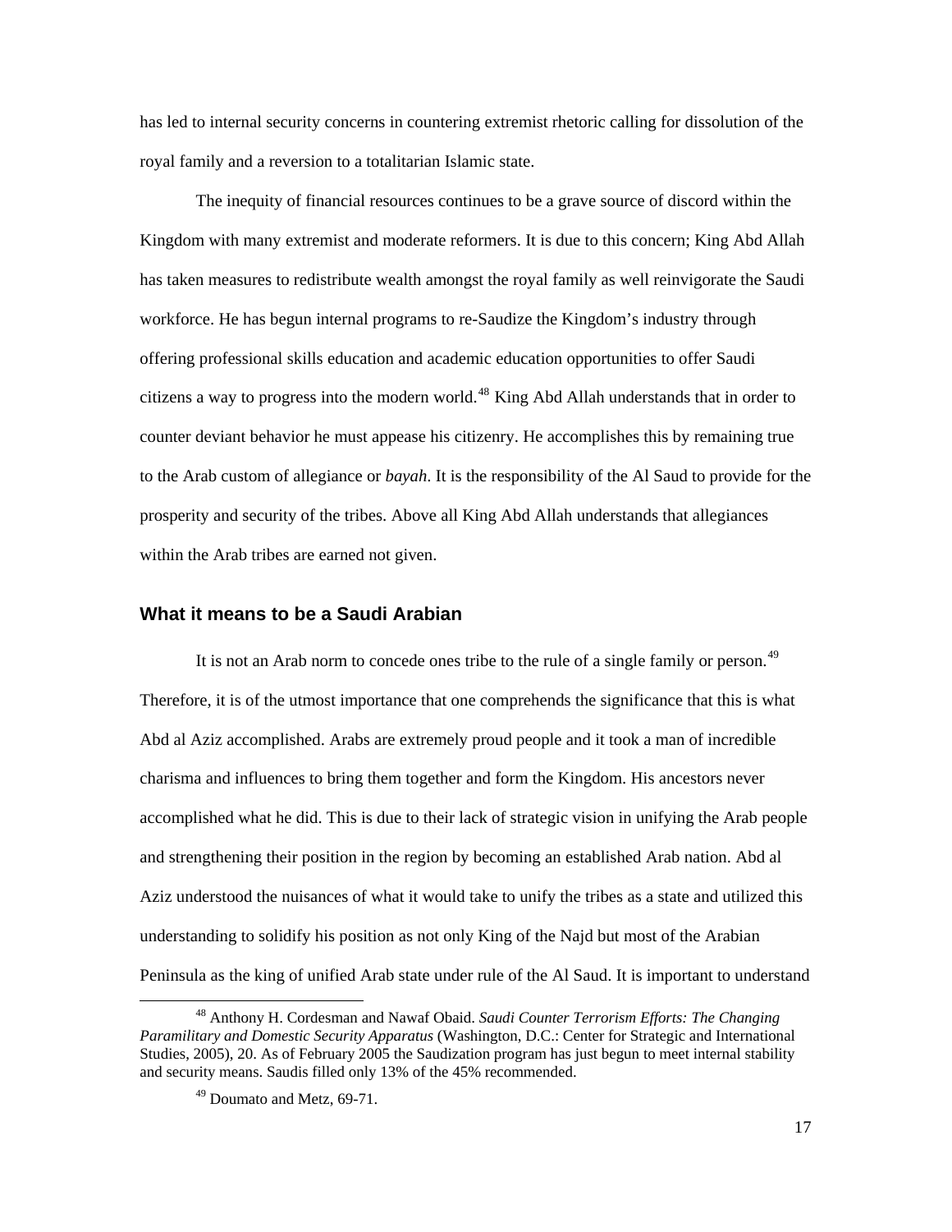has led to internal security concerns in countering extremist rhetoric calling for dissolution of the royal family and a reversion to a totalitarian Islamic state.

The inequity of financial resources continues to be a grave source of discord within the Kingdom with many extremist and moderate reformers. It is due to this concern; King Abd Allah has taken measures to redistribute wealth amongst the royal family as well reinvigorate the Saudi workforce. He has begun internal programs to re-Saudize the Kingdom's industry through offering professional skills education and academic education opportunities to offer Saudi citizens a way to progress into the modern world.[48] King Abd Allah understands that in order to counter deviant behavior he must appease his citizenry. He accomplishes this by remaining true to the Arab custom of allegiance or *bayah*. It is the responsibility of the Al Saud to provide for the prosperity and security of the tribes. Above all King Abd Allah understands that allegiances within the Arab tribes are earned not given.

### What it means to be a Saudi Arabian

It is not an Arab norm to concede ones tribe to the rule of a single family or person.[49] Therefore, it is of the utmost importance that one comprehends the significance that this is what Abd al Aziz accomplished. Arabs are extremely proud people and it took a man of incredible charisma and influences to bring them together and form the Kingdom. His ancestors never accomplished what he did. This is due to their lack of strategic vision in unifying the Arab people and strengthening their position in the region by becoming an established Arab nation. Abd al Aziz understood the nuisances of what it would take to unify the tribes as a state and utilized this understanding to solidify his position as not only King of the Najd but most of the Arabian Peninsula as the king of unified Arab state under rule of the Al Saud. It is important to understand

---

[48] Anthony H. Cordesman and Nawaf Obaid. *Saudi Counter Terrorism Efforts: The Changing Paramilitary and Domestic Security Apparatus* (Washington, D.C.: Center for Strategic and International Studies, 2005), 20. As of February 2005 the Saudization program has just begun to meet internal stability and security means. Saudis filled only 13% of the 45% recommended.

[49] Doumato and Metz, 69-71.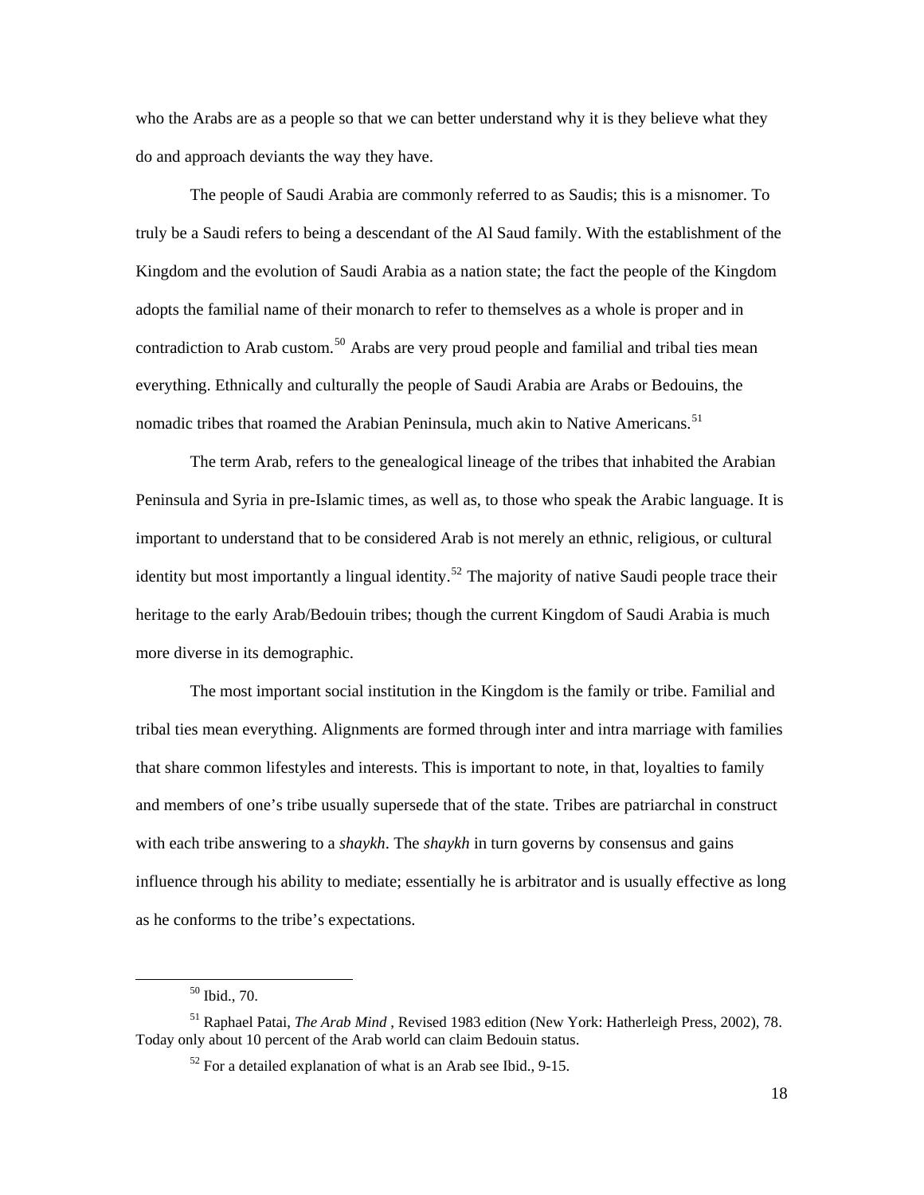who the Arabs are as a people so that we can better understand why it is they believe what they do and approach deviants the way they have.

The people of Saudi Arabia are commonly referred to as Saudis; this is a misnomer. To truly be a Saudi refers to being a descendant of the Al Saud family. With the establishment of the Kingdom and the evolution of Saudi Arabia as a nation state; the fact the people of the Kingdom adopts the familial name of their monarch to refer to themselves as a whole is proper and in contradiction to Arab custom.[50] Arabs are very proud people and familial and tribal ties mean everything. Ethnically and culturally the people of Saudi Arabia are Arabs or Bedouins, the nomadic tribes that roamed the Arabian Peninsula, much akin to Native Americans.[51]

The term Arab, refers to the genealogical lineage of the tribes that inhabited the Arabian Peninsula and Syria in pre-Islamic times, as well as, to those who speak the Arabic language. It is important to understand that to be considered Arab is not merely an ethnic, religious, or cultural identity but most importantly a lingual identity.[52] The majority of native Saudi people trace their heritage to the early Arab/Bedouin tribes; though the current Kingdom of Saudi Arabia is much more diverse in its demographic.

The most important social institution in the Kingdom is the family or tribe. Familial and tribal ties mean everything. Alignments are formed through inter and intra marriage with families that share common lifestyles and interests. This is important to note, in that, loyalties to family and members of one's tribe usually supersede that of the state. Tribes are patriarchal in construct with each tribe answering to a *shaykh*. The *shaykh* in turn governs by consensus and gains influence through his ability to mediate; essentially he is arbitrator and is usually effective as long as he conforms to the tribe's expectations.

---

[50] Ibid., 70.

[51] Raphael Patai, *The Arab Mind* , Revised 1983 edition (New York: Hatherleigh Press, 2002), 78. Today only about 10 percent of the Arab world can claim Bedouin status.

[52] For a detailed explanation of what is an Arab see Ibid., 9-15.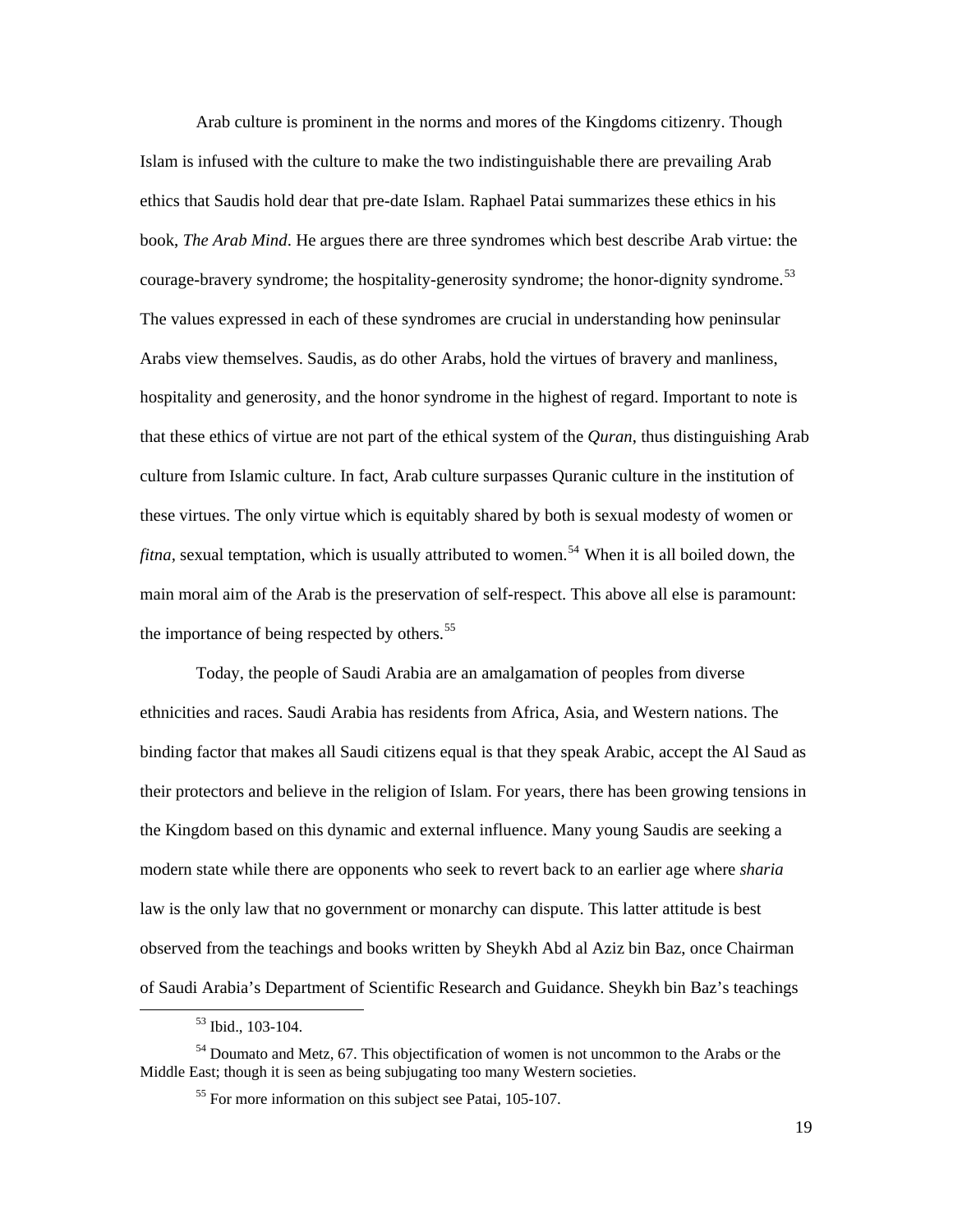Arab culture is prominent in the norms and mores of the Kingdoms citizenry. Though Islam is infused with the culture to make the two indistinguishable there are prevailing Arab ethics that Saudis hold dear that pre-date Islam. Raphael Patai summarizes these ethics in his book, *The Arab Mind*. He argues there are three syndromes which best describe Arab virtue: the courage-bravery syndrome; the hospitality-generosity syndrome; the honor-dignity syndrome.[53] The values expressed in each of these syndromes are crucial in understanding how peninsular Arabs view themselves. Saudis, as do other Arabs, hold the virtues of bravery and manliness, hospitality and generosity, and the honor syndrome in the highest of regard. Important to note is that these ethics of virtue are not part of the ethical system of the *Quran*, thus distinguishing Arab culture from Islamic culture. In fact, Arab culture surpasses Quranic culture in the institution of these virtues. The only virtue which is equitably shared by both is sexual modesty of women or *fitna*, sexual temptation, which is usually attributed to women.[54] When it is all boiled down, the main moral aim of the Arab is the preservation of self-respect. This above all else is paramount: the importance of being respected by others.[55]

Today, the people of Saudi Arabia are an amalgamation of peoples from diverse ethnicities and races. Saudi Arabia has residents from Africa, Asia, and Western nations. The binding factor that makes all Saudi citizens equal is that they speak Arabic, accept the Al Saud as their protectors and believe in the religion of Islam. For years, there has been growing tensions in the Kingdom based on this dynamic and external influence. Many young Saudis are seeking a modern state while there are opponents who seek to revert back to an earlier age where *sharia* law is the only law that no government or monarchy can dispute. This latter attitude is best observed from the teachings and books written by Sheykh Abd al Aziz bin Baz, once Chairman of Saudi Arabia's Department of Scientific Research and Guidance. Sheykh bin Baz's teachings

---

[53] Ibid., 103-104.

[54] Doumato and Metz, 67. This objectification of women is not uncommon to the Arabs or the Middle East; though it is seen as being subjugating too many Western societies.

[55] For more information on this subject see Patai, 105-107.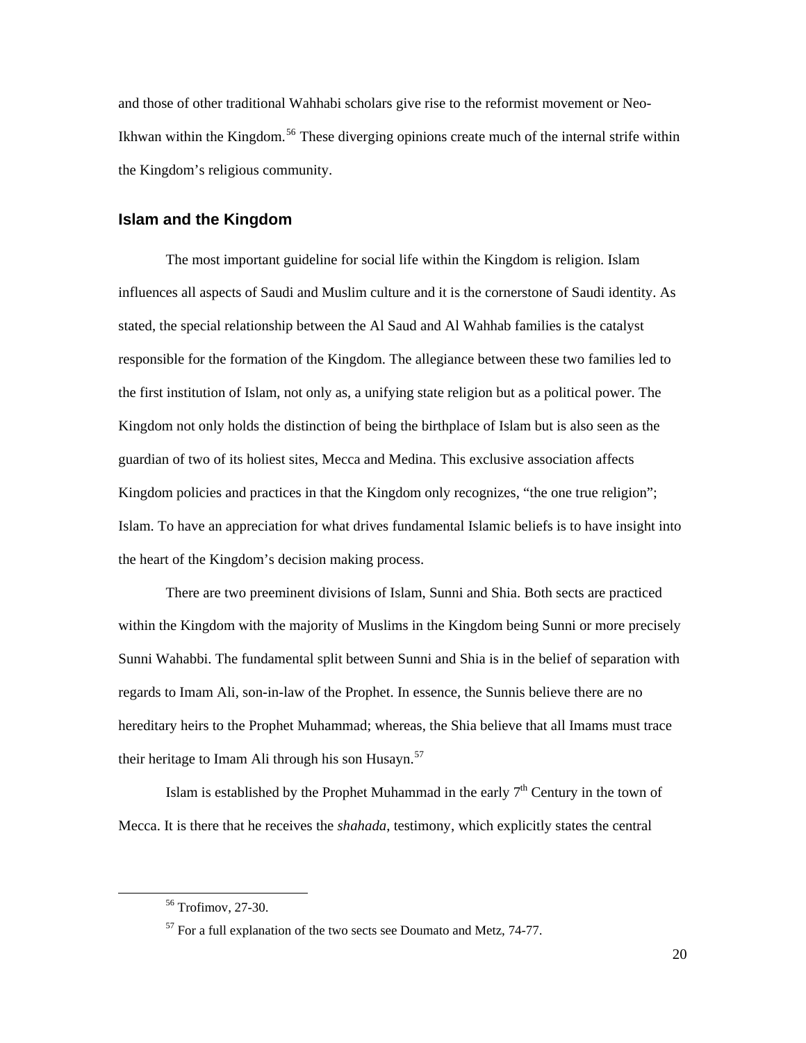and those of other traditional Wahhabi scholars give rise to the reformist movement or Neo-Ikhwan within the Kingdom.[56] These diverging opinions create much of the internal strife within the Kingdom's religious community.

## Islam and the Kingdom

The most important guideline for social life within the Kingdom is religion. Islam influences all aspects of Saudi and Muslim culture and it is the cornerstone of Saudi identity. As stated, the special relationship between the Al Saud and Al Wahhab families is the catalyst responsible for the formation of the Kingdom. The allegiance between these two families led to the first institution of Islam, not only as, a unifying state religion but as a political power. The Kingdom not only holds the distinction of being the birthplace of Islam but is also seen as the guardian of two of its holiest sites, Mecca and Medina. This exclusive association affects Kingdom policies and practices in that the Kingdom only recognizes, "the one true religion"; Islam. To have an appreciation for what drives fundamental Islamic beliefs is to have insight into the heart of the Kingdom's decision making process.

There are two preeminent divisions of Islam, Sunni and Shia. Both sects are practiced within the Kingdom with the majority of Muslims in the Kingdom being Sunni or more precisely Sunni Wahabbi. The fundamental split between Sunni and Shia is in the belief of separation with regards to Imam Ali, son-in-law of the Prophet. In essence, the Sunnis believe there are no hereditary heirs to the Prophet Muhammad; whereas, the Shia believe that all Imams must trace their heritage to Imam Ali through his son Husayn.[57]

Islam is established by the Prophet Muhammad in the early 7th Century in the town of Mecca. It is there that he receives the *shahada*, testimony, which explicitly states the central

[56] Trofimov, 27-30.

[57] For a full explanation of the two sects see Doumato and Metz, 74-77.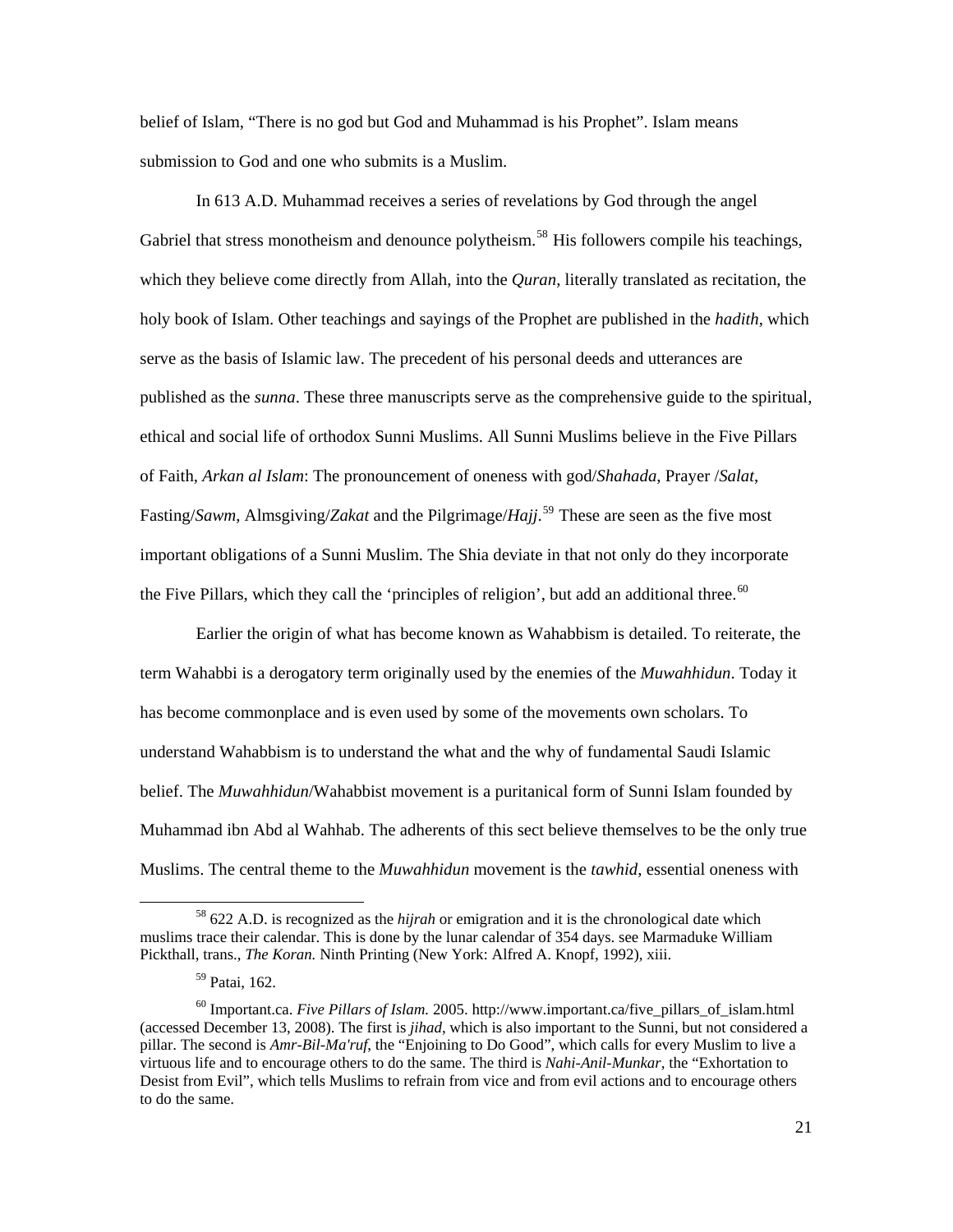belief of Islam, "There is no god but God and Muhammad is his Prophet". Islam means submission to God and one who submits is a Muslim.

In 613 A.D. Muhammad receives a series of revelations by God through the angel Gabriel that stress monotheism and denounce polytheism.[58] His followers compile his teachings, which they believe come directly from Allah, into the *Quran*, literally translated as recitation, the holy book of Islam. Other teachings and sayings of the Prophet are published in the *hadith*, which serve as the basis of Islamic law. The precedent of his personal deeds and utterances are published as the *sunna*. These three manuscripts serve as the comprehensive guide to the spiritual, ethical and social life of orthodox Sunni Muslims. All Sunni Muslims believe in the Five Pillars of Faith, *Arkan al Islam*: The pronouncement of oneness with god/*Shahada*, Prayer /*Salat*, Fasting/*Sawm*, Almsgiving/*Zakat* and the Pilgrimage/*Hajj*.[59] These are seen as the five most important obligations of a Sunni Muslim. The Shia deviate in that not only do they incorporate the Five Pillars, which they call the 'principles of religion', but add an additional three.[60]

Earlier the origin of what has become known as Wahabbism is detailed. To reiterate, the term Wahabbi is a derogatory term originally used by the enemies of the *Muwahhidun*. Today it has become commonplace and is even used by some of the movements own scholars. To understand Wahabbism is to understand the what and the why of fundamental Saudi Islamic belief. The *Muwahhidun*/Wahabbist movement is a puritanical form of Sunni Islam founded by Muhammad ibn Abd al Wahhab. The adherents of this sect believe themselves to be the only true Muslims. The central theme to the *Muwahhidun* movement is the *tawhid*, essential oneness with

---

[58] 622 A.D. is recognized as the *hijrah* or emigration and it is the chronological date which muslims trace their calendar. This is done by the lunar calendar of 354 days. see Marmaduke William Pickthall, trans., *The Koran.* Ninth Printing (New York: Alfred A. Knopf, 1992), xiii.

[59] Patai, 162.

[60] Important.ca. *Five Pillars of Islam.* 2005. http://www.important.ca/five_pillars_of_islam.html (accessed December 13, 2008). The first is *jihad*, which is also important to the Sunni, but not considered a pillar. The second is *Amr-Bil-Ma'ruf*, the "Enjoining to Do Good", which calls for every Muslim to live a virtuous life and to encourage others to do the same. The third is *Nahi-Anil-Munkar*, the "Exhortation to Desist from Evil", which tells Muslims to refrain from vice and from evil actions and to encourage others to do the same.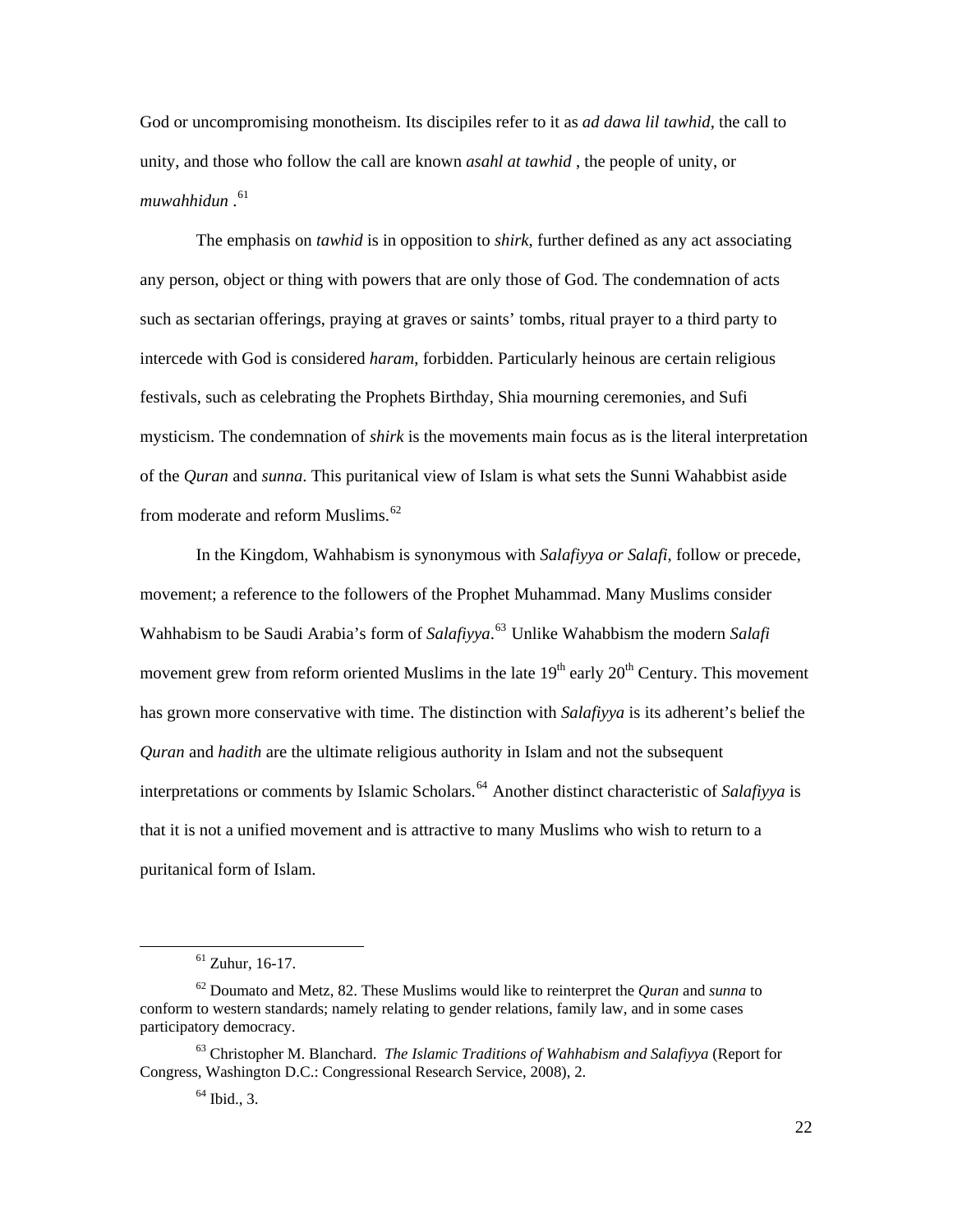God or uncompromising monotheism. Its discipiles refer to it as *ad dawa lil tawhid*, the call to unity, and those who follow the call are known *asahl at tawhid* , the people of unity, or *muwahhidun* .[61]

The emphasis on *tawhid* is in opposition to *shirk*, further defined as any act associating any person, object or thing with powers that are only those of God. The condemnation of acts such as sectarian offerings, praying at graves or saints' tombs, ritual prayer to a third party to intercede with God is considered *haram*, forbidden. Particularly heinous are certain religious festivals, such as celebrating the Prophets Birthday, Shia mourning ceremonies, and Sufi mysticism. The condemnation of *shirk* is the movements main focus as is the literal interpretation of the *Quran* and *sunna*. This puritanical view of Islam is what sets the Sunni Wahabbist aside from moderate and reform Muslims.[62]

In the Kingdom, Wahhabism is synonymous with *Salafiyya or Salafi*, follow or precede, movement; a reference to the followers of the Prophet Muhammad. Many Muslims consider Wahhabism to be Saudi Arabia's form of *Salafiyya*.[63] Unlike Wahabbism the modern *Salafi* movement grew from reform oriented Muslims in the late 19th early 20th Century. This movement has grown more conservative with time. The distinction with *Salafiyya* is its adherent's belief the *Quran* and *hadith* are the ultimate religious authority in Islam and not the subsequent interpretations or comments by Islamic Scholars.[64] Another distinct characteristic of *Salafiyya* is that it is not a unified movement and is attractive to many Muslims who wish to return to a puritanical form of Islam.

---

[61] Zuhur, 16-17.

[62] Doumato and Metz, 82. These Muslims would like to reinterpret the *Quran* and *sunna* to conform to western standards; namely relating to gender relations, family law, and in some cases participatory democracy.

[63] Christopher M. Blanchard. *The Islamic Traditions of Wahhabism and Salafiyya* (Report for Congress, Washington D.C.: Congressional Research Service, 2008), 2.

[64] Ibid., 3.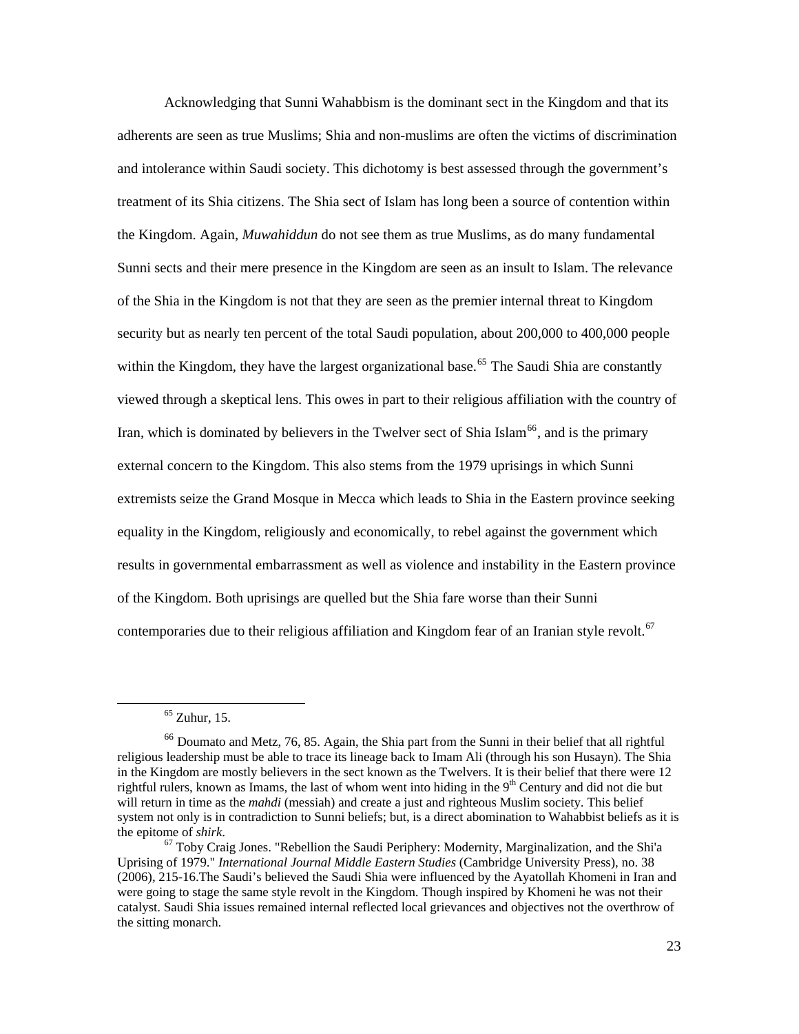Acknowledging that Sunni Wahabbism is the dominant sect in the Kingdom and that its adherents are seen as true Muslims; Shia and non-muslims are often the victims of discrimination and intolerance within Saudi society. This dichotomy is best assessed through the government's treatment of its Shia citizens. The Shia sect of Islam has long been a source of contention within the Kingdom. Again, *Muwahiddun* do not see them as true Muslims, as do many fundamental Sunni sects and their mere presence in the Kingdom are seen as an insult to Islam. The relevance of the Shia in the Kingdom is not that they are seen as the premier internal threat to Kingdom security but as nearly ten percent of the total Saudi population, about 200,000 to 400,000 people within the Kingdom, they have the largest organizational base.[65] The Saudi Shia are constantly viewed through a skeptical lens. This owes in part to their religious affiliation with the country of Iran, which is dominated by believers in the Twelver sect of Shia Islam[66], and is the primary external concern to the Kingdom. This also stems from the 1979 uprisings in which Sunni extremists seize the Grand Mosque in Mecca which leads to Shia in the Eastern province seeking equality in the Kingdom, religiously and economically, to rebel against the government which results in governmental embarrassment as well as violence and instability in the Eastern province of the Kingdom. Both uprisings are quelled but the Shia fare worse than their Sunni contemporaries due to their religious affiliation and Kingdom fear of an Iranian style revolt.[67]

---

[65] Zuhur, 15.

[66] Doumato and Metz, 76, 85. Again, the Shia part from the Sunni in their belief that all rightful religious leadership must be able to trace its lineage back to Imam Ali (through his son Husayn). The Shia in the Kingdom are mostly believers in the sect known as the Twelvers. It is their belief that there were 12 rightful rulers, known as Imams, the last of whom went into hiding in the 9th Century and did not die but will return in time as the *mahdi* (messiah) and create a just and righteous Muslim society. This belief system not only is in contradiction to Sunni beliefs; but, is a direct abomination to Wahabbist beliefs as it is the epitome of *shirk*.

[67] Toby Craig Jones. "Rebellion the Saudi Periphery: Modernity, Marginalization, and the Shi'a Uprising of 1979." *International Journal Middle Eastern Studies* (Cambridge University Press), no. 38 (2006), 215-16.The Saudi's believed the Saudi Shia were influenced by the Ayatollah Khomeni in Iran and were going to stage the same style revolt in the Kingdom. Though inspired by Khomeni he was not their catalyst. Saudi Shia issues remained internal reflected local grievances and objectives not the overthrow of the sitting monarch.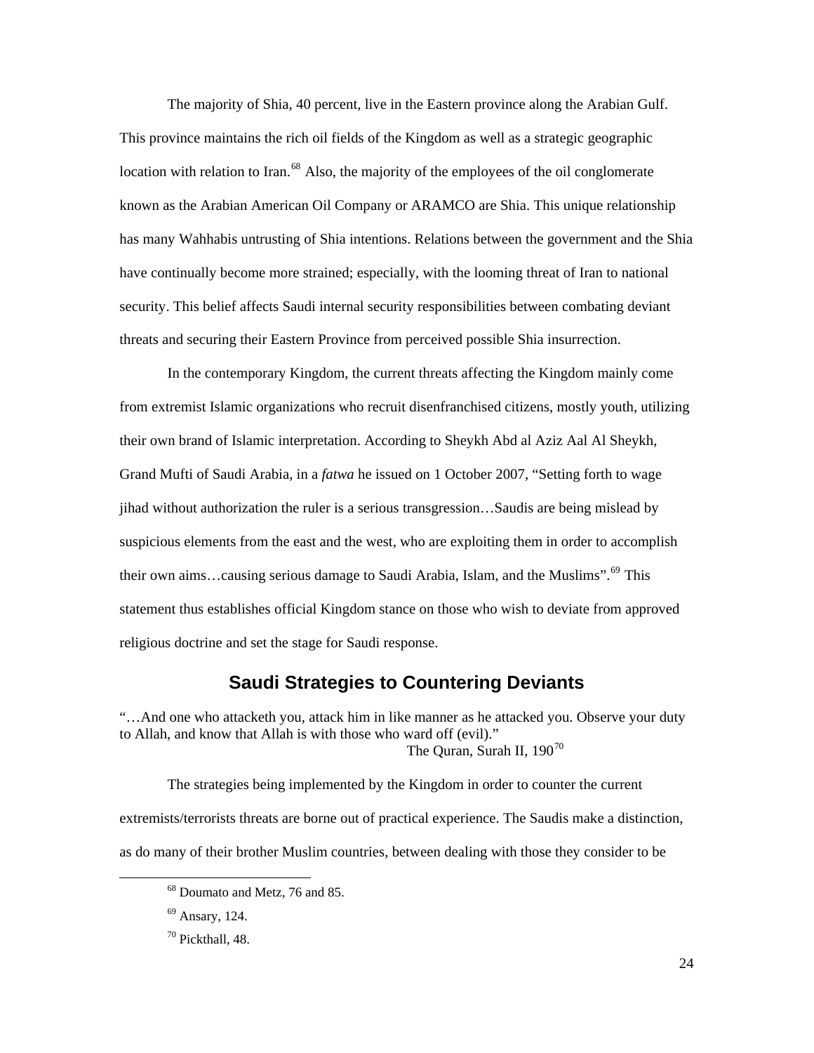The majority of Shia, 40 percent, live in the Eastern province along the Arabian Gulf. This province maintains the rich oil fields of the Kingdom as well as a strategic geographic location with relation to Iran.[68] Also, the majority of the employees of the oil conglomerate known as the Arabian American Oil Company or ARAMCO are Shia. This unique relationship has many Wahhabis untrusting of Shia intentions. Relations between the government and the Shia have continually become more strained; especially, with the looming threat of Iran to national security. This belief affects Saudi internal security responsibilities between combating deviant threats and securing their Eastern Province from perceived possible Shia insurrection.

In the contemporary Kingdom, the current threats affecting the Kingdom mainly come from extremist Islamic organizations who recruit disenfranchised citizens, mostly youth, utilizing their own brand of Islamic interpretation. According to Sheykh Abd al Aziz Aal Al Sheykh, Grand Mufti of Saudi Arabia, in a *fatwa* he issued on 1 October 2007, "Setting forth to wage jihad without authorization the ruler is a serious transgression…Saudis are being mislead by suspicious elements from the east and the west, who are exploiting them in order to accomplish their own aims…causing serious damage to Saudi Arabia, Islam, and the Muslims".[69] This statement thus establishes official Kingdom stance on those who wish to deviate from approved religious doctrine and set the stage for Saudi response.

## Saudi Strategies to Countering Deviants

"…And one who attacketh you, attack him in like manner as he attacked you. Observe your duty to Allah, and know that Allah is with those who ward off (evil)."

The Quran, Surah II, 190[70]

The strategies being implemented by the Kingdom in order to counter the current extremists/terrorists threats are borne out of practical experience. The Saudis make a distinction, as do many of their brother Muslim countries, between dealing with those they consider to be

---

[68] Doumato and Metz, 76 and 85.

[69] Ansary, 124.

[70] Pickthall, 48.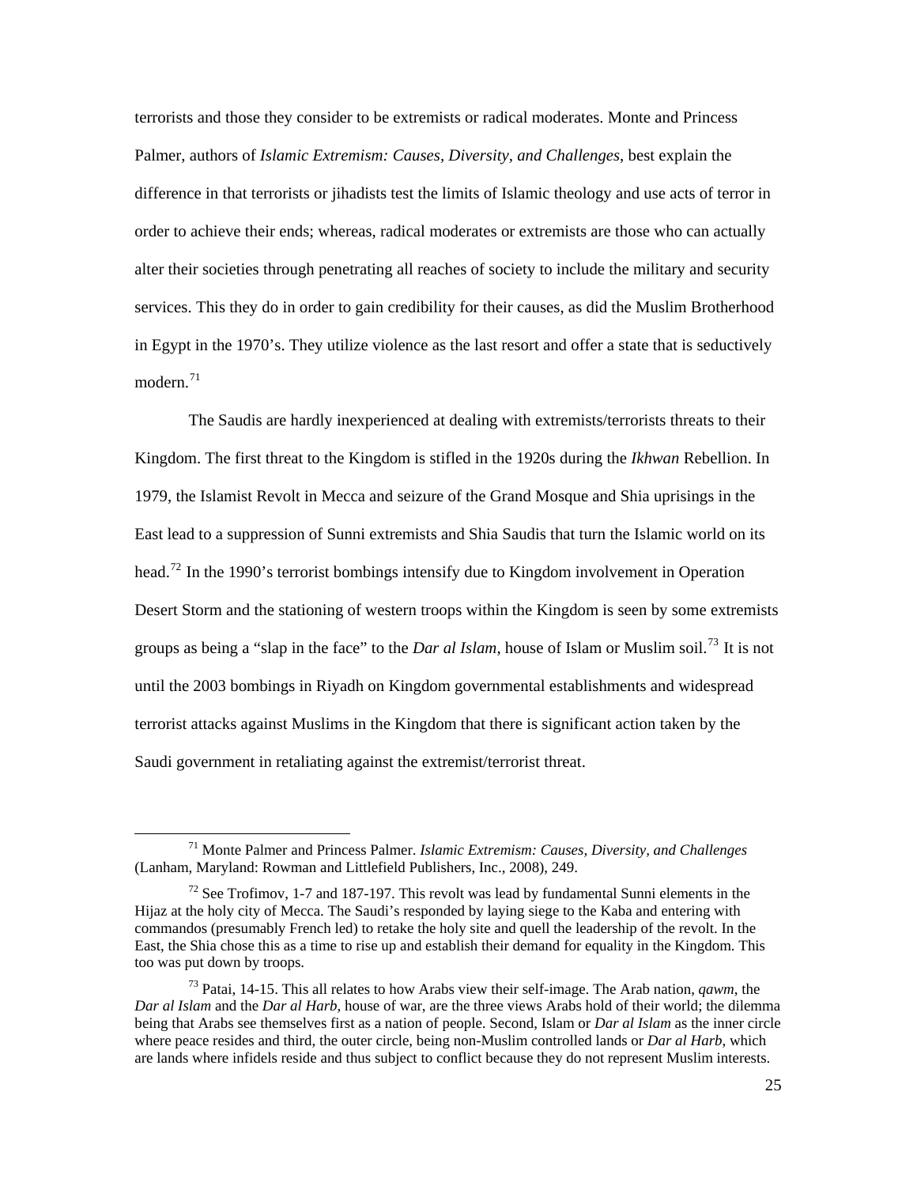terrorists and those they consider to be extremists or radical moderates. Monte and Princess Palmer, authors of *Islamic Extremism: Causes, Diversity, and Challenges*, best explain the difference in that terrorists or jihadists test the limits of Islamic theology and use acts of terror in order to achieve their ends; whereas, radical moderates or extremists are those who can actually alter their societies through penetrating all reaches of society to include the military and security services. This they do in order to gain credibility for their causes, as did the Muslim Brotherhood in Egypt in the 1970's. They utilize violence as the last resort and offer a state that is seductively modern.[71]

The Saudis are hardly inexperienced at dealing with extremists/terrorists threats to their Kingdom. The first threat to the Kingdom is stifled in the 1920s during the *Ikhwan* Rebellion. In 1979, the Islamist Revolt in Mecca and seizure of the Grand Mosque and Shia uprisings in the East lead to a suppression of Sunni extremists and Shia Saudis that turn the Islamic world on its head.[72] In the 1990's terrorist bombings intensify due to Kingdom involvement in Operation Desert Storm and the stationing of western troops within the Kingdom is seen by some extremists groups as being a "slap in the face" to the *Dar al Islam*, house of Islam or Muslim soil.[73] It is not until the 2003 bombings in Riyadh on Kingdom governmental establishments and widespread terrorist attacks against Muslims in the Kingdom that there is significant action taken by the Saudi government in retaliating against the extremist/terrorist threat.

---

[71] Monte Palmer and Princess Palmer. *Islamic Extremism: Causes, Diversity, and Challenges* (Lanham, Maryland: Rowman and Littlefield Publishers, Inc., 2008), 249.

[72] See Trofimov, 1-7 and 187-197. This revolt was lead by fundamental Sunni elements in the Hijaz at the holy city of Mecca. The Saudi's responded by laying siege to the Kaba and entering with commandos (presumably French led) to retake the holy site and quell the leadership of the revolt. In the East, the Shia chose this as a time to rise up and establish their demand for equality in the Kingdom. This too was put down by troops.

[73] Patai, 14-15. This all relates to how Arabs view their self-image. The Arab nation, *qawm*, the *Dar al Islam* and the *Dar al Harb*, house of war, are the three views Arabs hold of their world; the dilemma being that Arabs see themselves first as a nation of people. Second, Islam or *Dar al Islam* as the inner circle where peace resides and third, the outer circle, being non-Muslim controlled lands or *Dar al Harb*, which are lands where infidels reside and thus subject to conflict because they do not represent Muslim interests.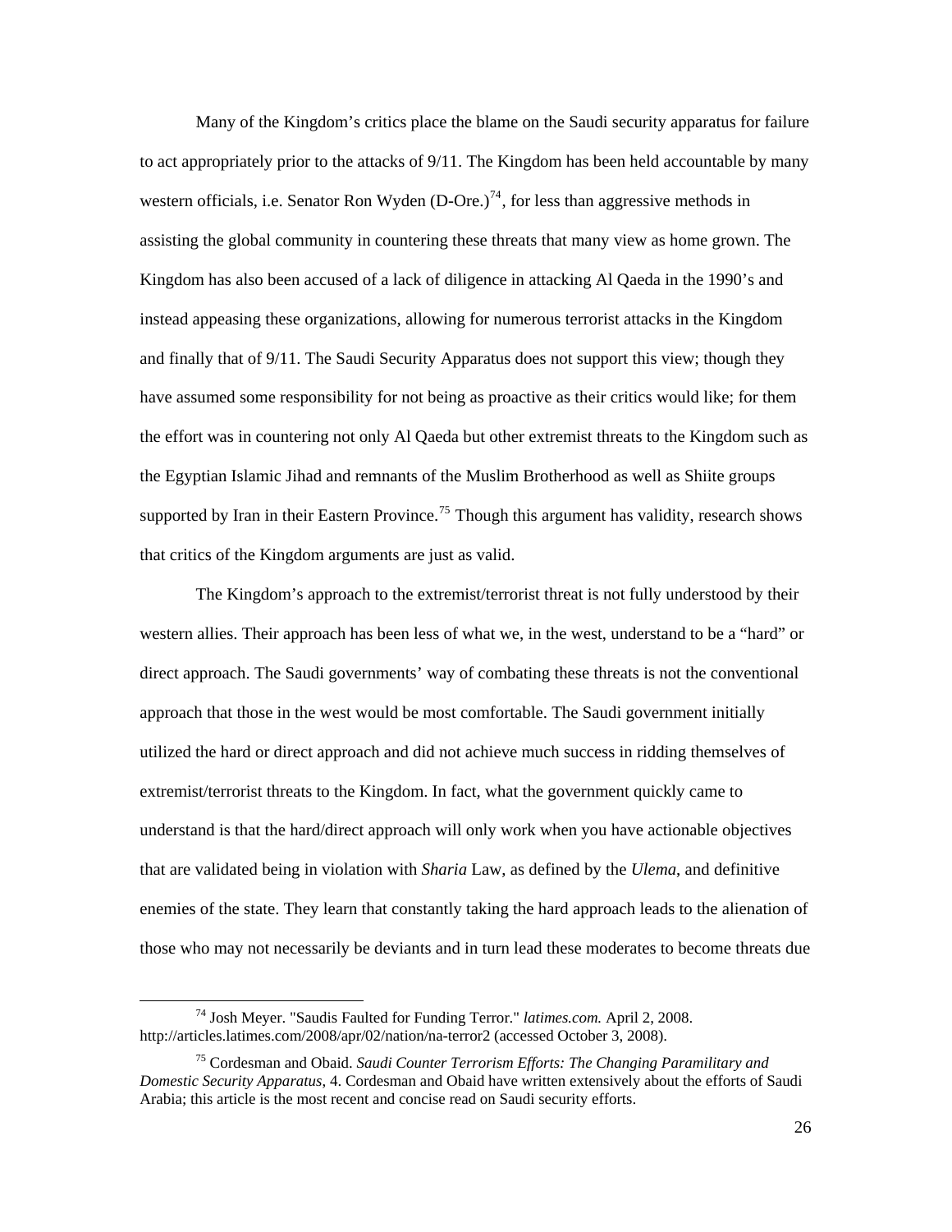Many of the Kingdom's critics place the blame on the Saudi security apparatus for failure to act appropriately prior to the attacks of 9/11. The Kingdom has been held accountable by many western officials, i.e. Senator Ron Wyden (D-Ore.)[74], for less than aggressive methods in assisting the global community in countering these threats that many view as home grown. The Kingdom has also been accused of a lack of diligence in attacking Al Qaeda in the 1990's and instead appeasing these organizations, allowing for numerous terrorist attacks in the Kingdom and finally that of 9/11. The Saudi Security Apparatus does not support this view; though they have assumed some responsibility for not being as proactive as their critics would like; for them the effort was in countering not only Al Qaeda but other extremist threats to the Kingdom such as the Egyptian Islamic Jihad and remnants of the Muslim Brotherhood as well as Shiite groups supported by Iran in their Eastern Province.[75] Though this argument has validity, research shows that critics of the Kingdom arguments are just as valid.

The Kingdom's approach to the extremist/terrorist threat is not fully understood by their western allies. Their approach has been less of what we, in the west, understand to be a "hard" or direct approach. The Saudi governments' way of combating these threats is not the conventional approach that those in the west would be most comfortable. The Saudi government initially utilized the hard or direct approach and did not achieve much success in ridding themselves of extremist/terrorist threats to the Kingdom. In fact, what the government quickly came to understand is that the hard/direct approach will only work when you have actionable objectives that are validated being in violation with *Sharia* Law, as defined by the *Ulema*, and definitive enemies of the state. They learn that constantly taking the hard approach leads to the alienation of those who may not necessarily be deviants and in turn lead these moderates to become threats due

---

[74] Josh Meyer. "Saudis Faulted for Funding Terror." *latimes.com.* April 2, 2008. http://articles.latimes.com/2008/apr/02/nation/na-terror2 (accessed October 3, 2008).

[75] Cordesman and Obaid. *Saudi Counter Terrorism Efforts: The Changing Paramilitary and Domestic Security Apparatus*, 4. Cordesman and Obaid have written extensively about the efforts of Saudi Arabia; this article is the most recent and concise read on Saudi security efforts.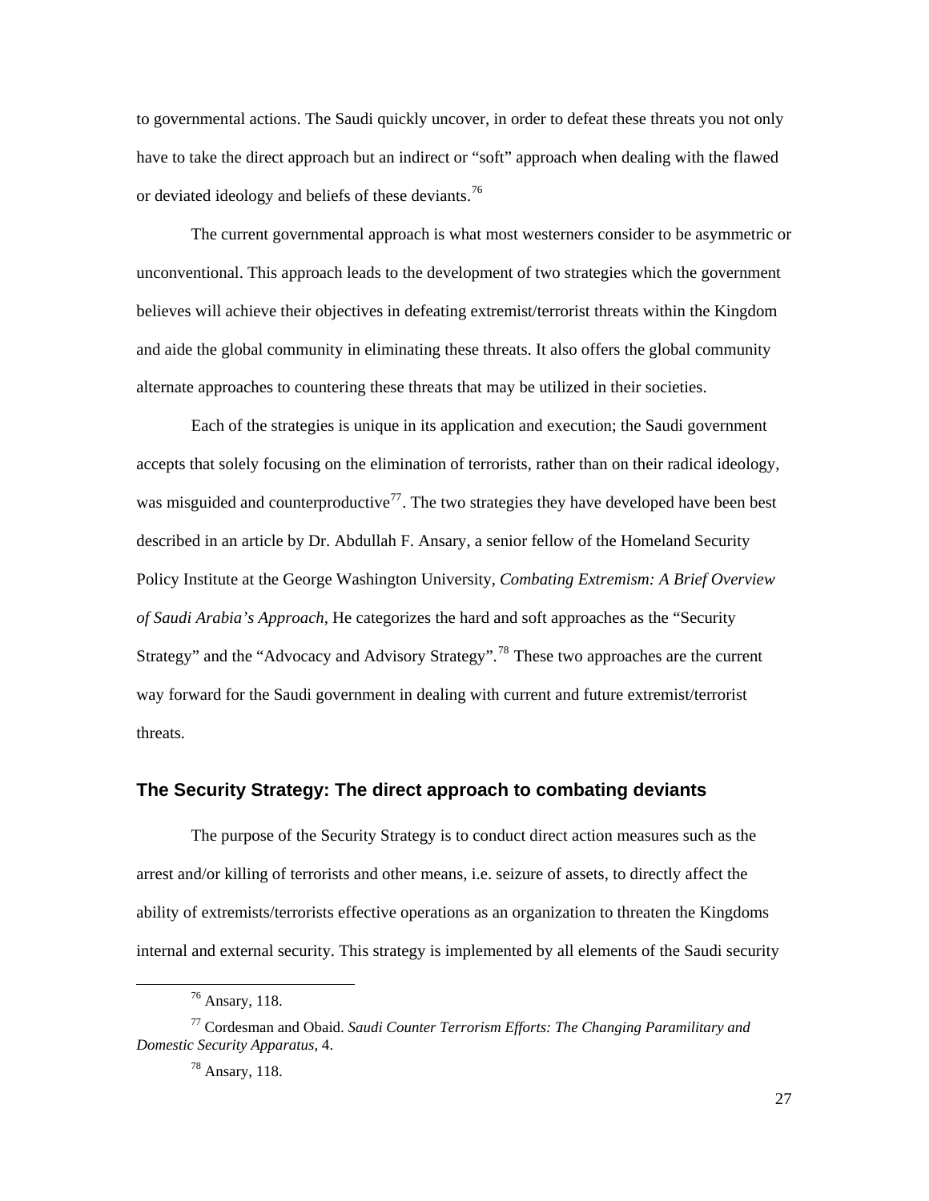to governmental actions. The Saudi quickly uncover, in order to defeat these threats you not only have to take the direct approach but an indirect or "soft" approach when dealing with the flawed or deviated ideology and beliefs of these deviants.[76]

The current governmental approach is what most westerners consider to be asymmetric or unconventional. This approach leads to the development of two strategies which the government believes will achieve their objectives in defeating extremist/terrorist threats within the Kingdom and aide the global community in eliminating these threats. It also offers the global community alternate approaches to countering these threats that may be utilized in their societies.

Each of the strategies is unique in its application and execution; the Saudi government accepts that solely focusing on the elimination of terrorists, rather than on their radical ideology, was misguided and counterproductive[77]. The two strategies they have developed have been best described in an article by Dr. Abdullah F. Ansary, a senior fellow of the Homeland Security Policy Institute at the George Washington University, *Combating Extremism: A Brief Overview of Saudi Arabia's Approach*, He categorizes the hard and soft approaches as the "Security Strategy" and the "Advocacy and Advisory Strategy".[78] These two approaches are the current way forward for the Saudi government in dealing with current and future extremist/terrorist threats.

## The Security Strategy: The direct approach to combating deviants

The purpose of the Security Strategy is to conduct direct action measures such as the arrest and/or killing of terrorists and other means, i.e. seizure of assets, to directly affect the ability of extremists/terrorists effective operations as an organization to threaten the Kingdoms internal and external security. This strategy is implemented by all elements of the Saudi security

---

[76] Ansary, 118.

[77] Cordesman and Obaid. *Saudi Counter Terrorism Efforts: The Changing Paramilitary and Domestic Security Apparatus*, 4.

[78] Ansary, 118.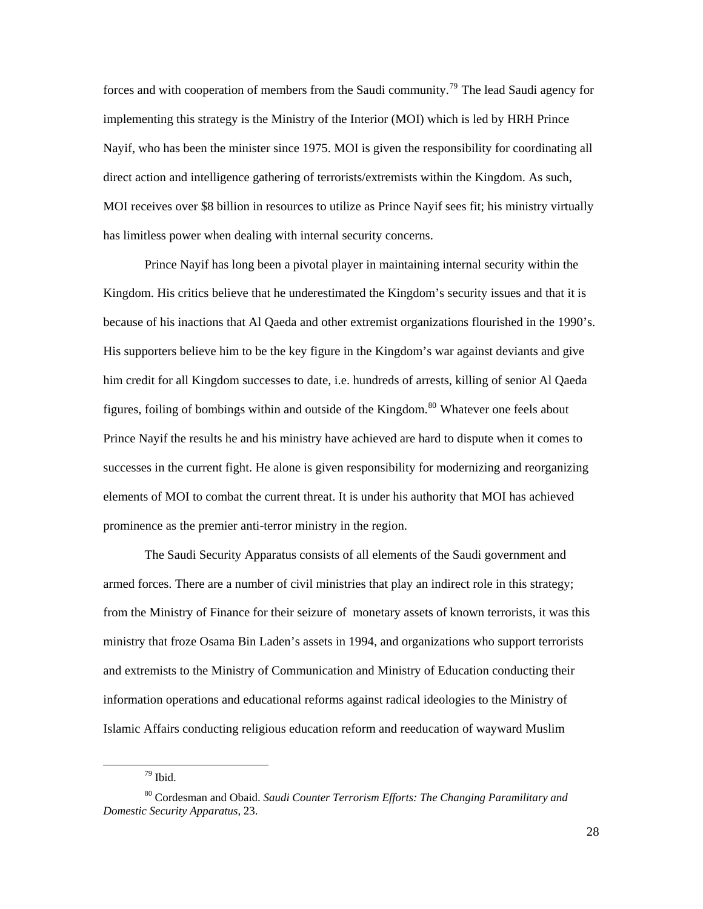forces and with cooperation of members from the Saudi community.[79] The lead Saudi agency for implementing this strategy is the Ministry of the Interior (MOI) which is led by HRH Prince Nayif, who has been the minister since 1975. MOI is given the responsibility for coordinating all direct action and intelligence gathering of terrorists/extremists within the Kingdom. As such, MOI receives over $8 billion in resources to utilize as Prince Nayif sees fit; his ministry virtually has limitless power when dealing with internal security concerns.

Prince Nayif has long been a pivotal player in maintaining internal security within the Kingdom. His critics believe that he underestimated the Kingdom's security issues and that it is because of his inactions that Al Qaeda and other extremist organizations flourished in the 1990's. His supporters believe him to be the key figure in the Kingdom's war against deviants and give him credit for all Kingdom successes to date, i.e. hundreds of arrests, killing of senior Al Qaeda figures, foiling of bombings within and outside of the Kingdom.[80] Whatever one feels about Prince Nayif the results he and his ministry have achieved are hard to dispute when it comes to successes in the current fight. He alone is given responsibility for modernizing and reorganizing elements of MOI to combat the current threat. It is under his authority that MOI has achieved prominence as the premier anti-terror ministry in the region.

The Saudi Security Apparatus consists of all elements of the Saudi government and armed forces. There are a number of civil ministries that play an indirect role in this strategy; from the Ministry of Finance for their seizure of monetary assets of known terrorists, it was this ministry that froze Osama Bin Laden's assets in 1994, and organizations who support terrorists and extremists to the Ministry of Communication and Ministry of Education conducting their information operations and educational reforms against radical ideologies to the Ministry of Islamic Affairs conducting religious education reform and reeducation of wayward Muslim

---

[79] Ibid.

[80] Cordesman and Obaid. *Saudi Counter Terrorism Efforts: The Changing Paramilitary and Domestic Security Apparatus*, 23.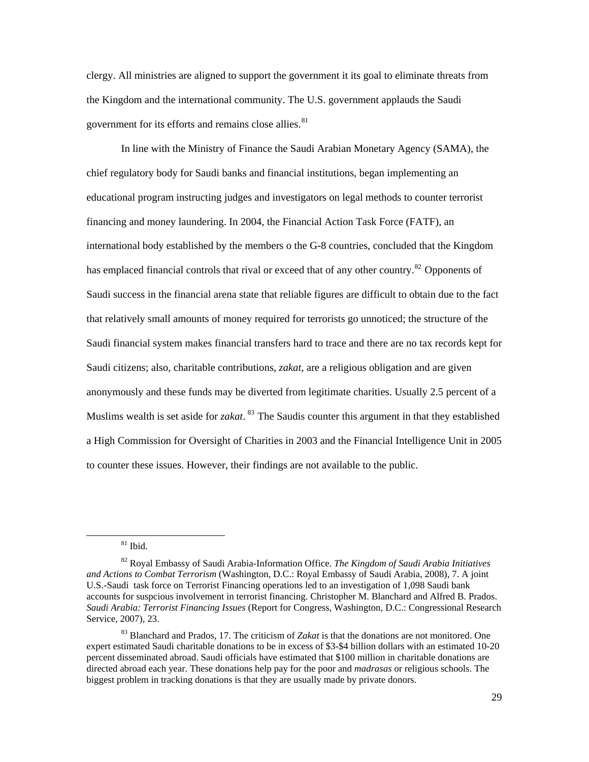clergy. All ministries are aligned to support the government it its goal to eliminate threats from the Kingdom and the international community. The U.S. government applauds the Saudi government for its efforts and remains close allies.[81]

In line with the Ministry of Finance the Saudi Arabian Monetary Agency (SAMA), the chief regulatory body for Saudi banks and financial institutions, began implementing an educational program instructing judges and investigators on legal methods to counter terrorist financing and money laundering. In 2004, the Financial Action Task Force (FATF), an international body established by the members o the G-8 countries, concluded that the Kingdom has emplaced financial controls that rival or exceed that of any other country.[82] Opponents of Saudi success in the financial arena state that reliable figures are difficult to obtain due to the fact that relatively small amounts of money required for terrorists go unnoticed; the structure of the Saudi financial system makes financial transfers hard to trace and there are no tax records kept for Saudi citizens; also, charitable contributions, *zakat*, are a religious obligation and are given anonymously and these funds may be diverted from legitimate charities. Usually 2.5 percent of a Muslims wealth is set aside for *zakat*.[83] The Saudis counter this argument in that they established a High Commission for Oversight of Charities in 2003 and the Financial Intelligence Unit in 2005 to counter these issues. However, their findings are not available to the public.

---

[81] Ibid.

[82] Royal Embassy of Saudi Arabia-Information Office. *The Kingdom of Saudi Arabia Initiatives and Actions to Combat Terrorism* (Washington, D.C.: Royal Embassy of Saudi Arabia, 2008), 7. A joint U.S.-Saudi task force on Terrorist Financing operations led to an investigation of 1,098 Saudi bank accounts for suspcious involvement in terrorist financing. Christopher M. Blanchard and Alfred B. Prados. *Saudi Arabia: Terrorist Financing Issues* (Report for Congress, Washington, D.C.: Congressional Research Service, 2007), 23.

[83] Blanchard and Prados, 17. The criticism of *Zakat* is that the donations are not monitored. One expert estimated Saudi charitable donations to be in excess of $3-$4 billion dollars with an estimated 10-20 percent disseminated abroad. Saudi officials have estimated that $100 million in charitable donations are directed abroad each year. These donations help pay for the poor and *madrasas* or religious schools. The biggest problem in tracking donations is that they are usually made by private donors.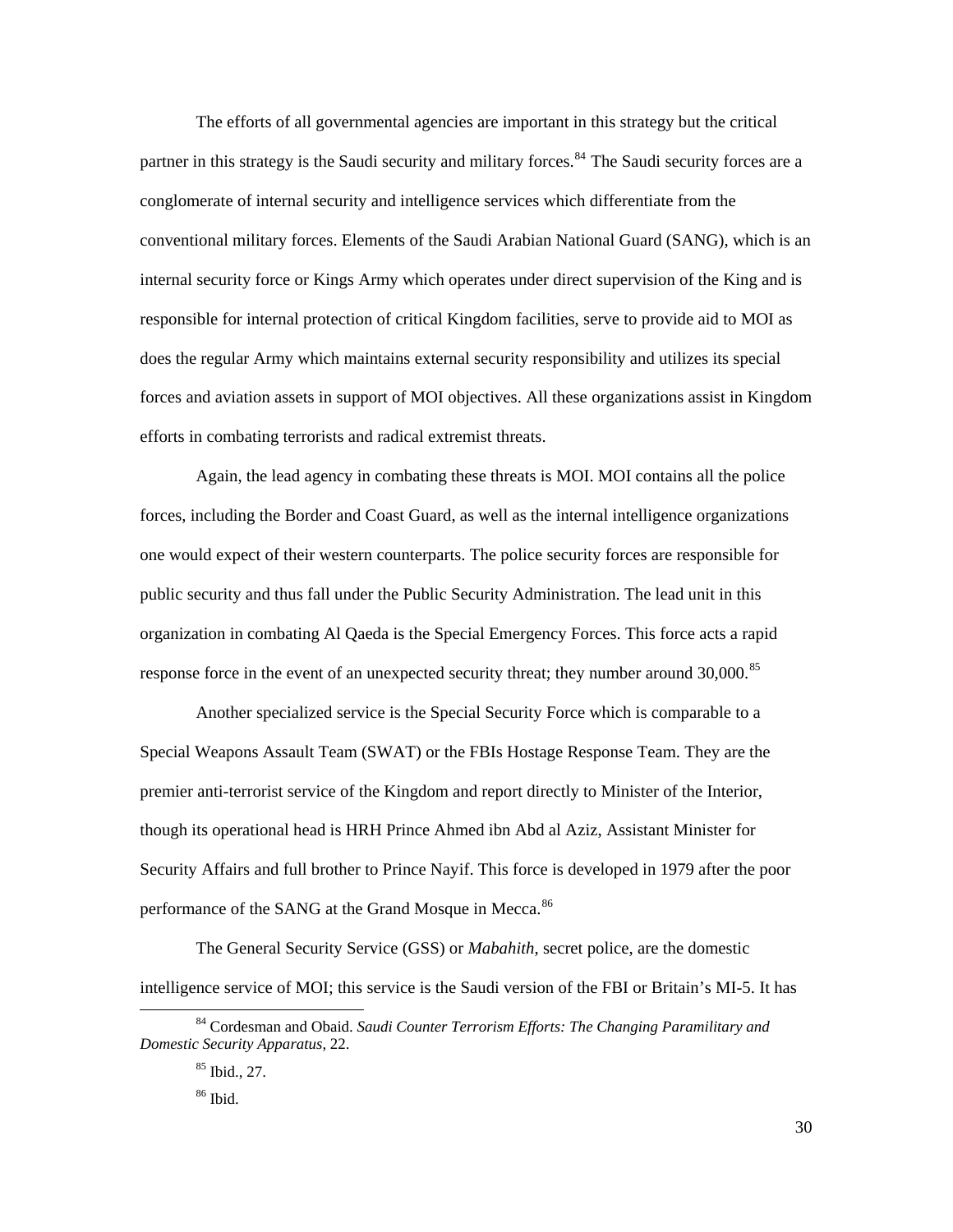The efforts of all governmental agencies are important in this strategy but the critical partner in this strategy is the Saudi security and military forces.[84] The Saudi security forces are a conglomerate of internal security and intelligence services which differentiate from the conventional military forces. Elements of the Saudi Arabian National Guard (SANG), which is an internal security force or Kings Army which operates under direct supervision of the King and is responsible for internal protection of critical Kingdom facilities, serve to provide aid to MOI as does the regular Army which maintains external security responsibility and utilizes its special forces and aviation assets in support of MOI objectives. All these organizations assist in Kingdom efforts in combating terrorists and radical extremist threats.

Again, the lead agency in combating these threats is MOI. MOI contains all the police forces, including the Border and Coast Guard, as well as the internal intelligence organizations one would expect of their western counterparts. The police security forces are responsible for public security and thus fall under the Public Security Administration. The lead unit in this organization in combating Al Qaeda is the Special Emergency Forces. This force acts a rapid response force in the event of an unexpected security threat; they number around 30,000.[85]

Another specialized service is the Special Security Force which is comparable to a Special Weapons Assault Team (SWAT) or the FBIs Hostage Response Team. They are the premier anti-terrorist service of the Kingdom and report directly to Minister of the Interior, though its operational head is HRH Prince Ahmed ibn Abd al Aziz, Assistant Minister for Security Affairs and full brother to Prince Nayif. This force is developed in 1979 after the poor performance of the SANG at the Grand Mosque in Mecca.[86]

The General Security Service (GSS) or *Mabahith*, secret police, are the domestic intelligence service of MOI; this service is the Saudi version of the FBI or Britain's MI-5. It has

---

[84] Cordesman and Obaid. *Saudi Counter Terrorism Efforts: The Changing Paramilitary and Domestic Security Apparatus*, 22.

[85] Ibid., 27.

[86] Ibid.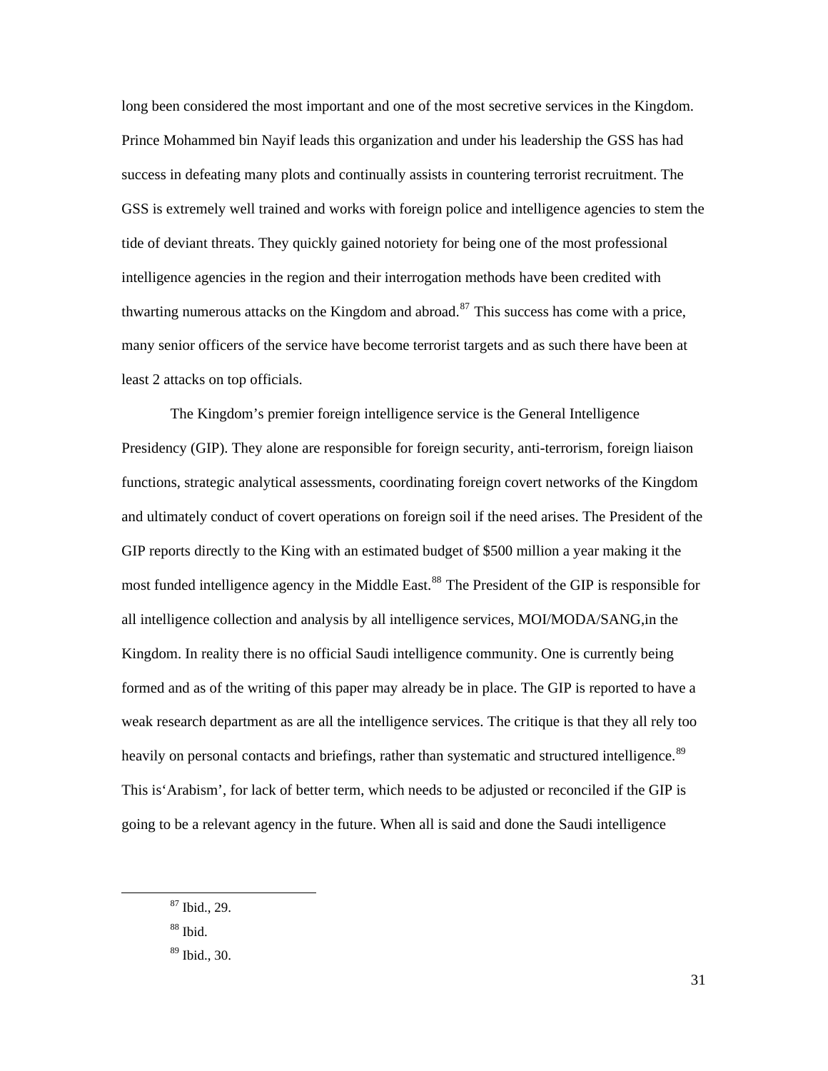long been considered the most important and one of the most secretive services in the Kingdom. Prince Mohammed bin Nayif leads this organization and under his leadership the GSS has had success in defeating many plots and continually assists in countering terrorist recruitment. The GSS is extremely well trained and works with foreign police and intelligence agencies to stem the tide of deviant threats. They quickly gained notoriety for being one of the most professional intelligence agencies in the region and their interrogation methods have been credited with thwarting numerous attacks on the Kingdom and abroad.[87] This success has come with a price, many senior officers of the service have become terrorist targets and as such there have been at least 2 attacks on top officials.

The Kingdom's premier foreign intelligence service is the General Intelligence Presidency (GIP). They alone are responsible for foreign security, anti-terrorism, foreign liaison functions, strategic analytical assessments, coordinating foreign covert networks of the Kingdom and ultimately conduct of covert operations on foreign soil if the need arises. The President of the GIP reports directly to the King with an estimated budget of $500 million a year making it the most funded intelligence agency in the Middle East.[88] The President of the GIP is responsible for all intelligence collection and analysis by all intelligence services, MOI/MODA/SANG,in the Kingdom. In reality there is no official Saudi intelligence community. One is currently being formed and as of the writing of this paper may already be in place. The GIP is reported to have a weak research department as are all the intelligence services. The critique is that they all rely too heavily on personal contacts and briefings, rather than systematic and structured intelligence.[89] This is'Arabism', for lack of better term, which needs to be adjusted or reconciled if the GIP is going to be a relevant agency in the future. When all is said and done the Saudi intelligence

[87] Ibid., 29.

[88] Ibid.

[89] Ibid., 30.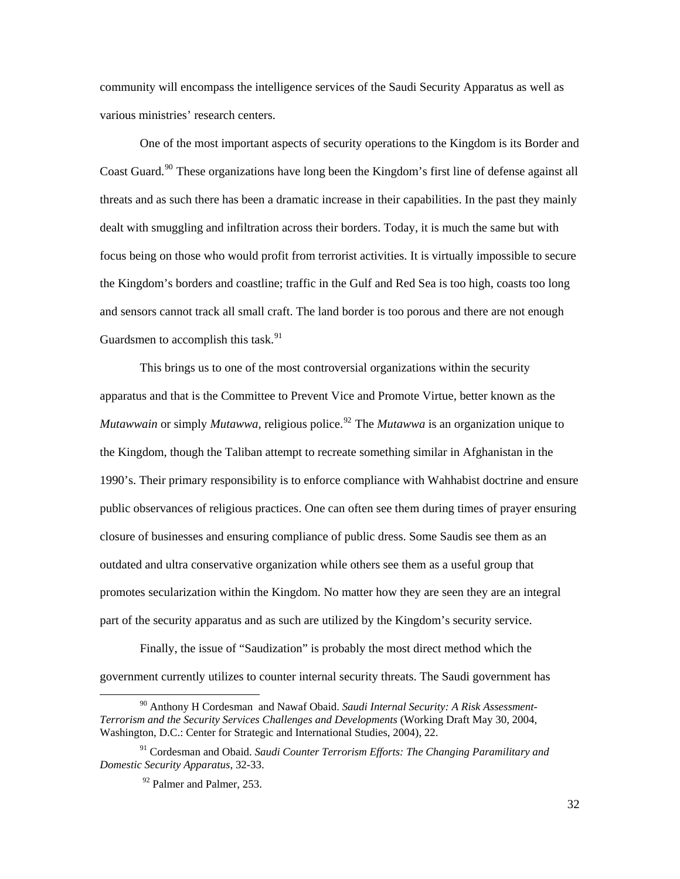community will encompass the intelligence services of the Saudi Security Apparatus as well as various ministries' research centers.

One of the most important aspects of security operations to the Kingdom is its Border and Coast Guard.[90] These organizations have long been the Kingdom's first line of defense against all threats and as such there has been a dramatic increase in their capabilities. In the past they mainly dealt with smuggling and infiltration across their borders. Today, it is much the same but with focus being on those who would profit from terrorist activities. It is virtually impossible to secure the Kingdom's borders and coastline; traffic in the Gulf and Red Sea is too high, coasts too long and sensors cannot track all small craft. The land border is too porous and there are not enough Guardsmen to accomplish this task.[91]

This brings us to one of the most controversial organizations within the security apparatus and that is the Committee to Prevent Vice and Promote Virtue, better known as the *Mutawwain* or simply *Mutawwa*, religious police.[92] The *Mutawwa* is an organization unique to the Kingdom, though the Taliban attempt to recreate something similar in Afghanistan in the 1990's. Their primary responsibility is to enforce compliance with Wahhabist doctrine and ensure public observances of religious practices. One can often see them during times of prayer ensuring closure of businesses and ensuring compliance of public dress. Some Saudis see them as an outdated and ultra conservative organization while others see them as a useful group that promotes secularization within the Kingdom. No matter how they are seen they are an integral part of the security apparatus and as such are utilized by the Kingdom's security service.

Finally, the issue of "Saudization" is probably the most direct method which the government currently utilizes to counter internal security threats. The Saudi government has

---

[90] Anthony H Cordesman and Nawaf Obaid. *Saudi Internal Security: A Risk Assessment-Terrorism and the Security Services Challenges and Developments* (Working Draft May 30, 2004, Washington, D.C.: Center for Strategic and International Studies, 2004), 22.

[91] Cordesman and Obaid. *Saudi Counter Terrorism Efforts: The Changing Paramilitary and Domestic Security Apparatus*, 32-33.

[92] Palmer and Palmer, 253.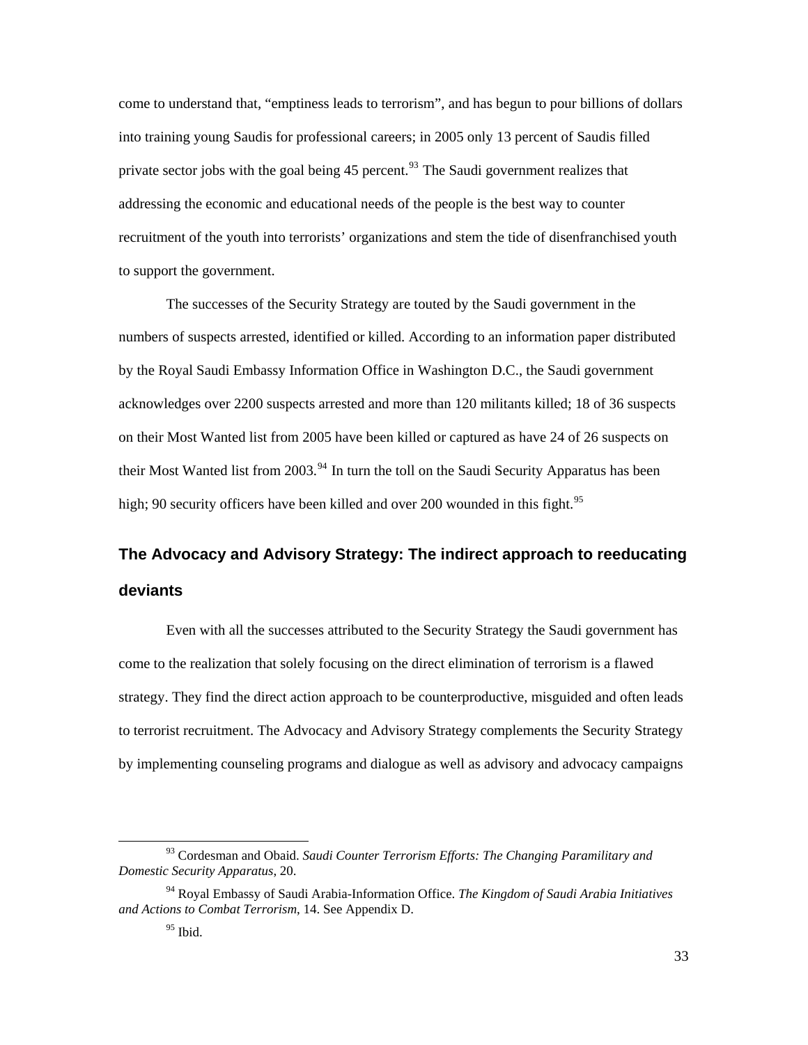come to understand that, "emptiness leads to terrorism", and has begun to pour billions of dollars into training young Saudis for professional careers; in 2005 only 13 percent of Saudis filled private sector jobs with the goal being 45 percent.[93] The Saudi government realizes that addressing the economic and educational needs of the people is the best way to counter recruitment of the youth into terrorists' organizations and stem the tide of disenfranchised youth to support the government.

The successes of the Security Strategy are touted by the Saudi government in the numbers of suspects arrested, identified or killed. According to an information paper distributed by the Royal Saudi Embassy Information Office in Washington D.C., the Saudi government acknowledges over 2200 suspects arrested and more than 120 militants killed; 18 of 36 suspects on their Most Wanted list from 2005 have been killed or captured as have 24 of 26 suspects on their Most Wanted list from 2003.[94] In turn the toll on the Saudi Security Apparatus has been high; 90 security officers have been killed and over 200 wounded in this fight.[95]

### The Advocacy and Advisory Strategy: The indirect approach to reeducating deviants

Even with all the successes attributed to the Security Strategy the Saudi government has come to the realization that solely focusing on the direct elimination of terrorism is a flawed strategy. They find the direct action approach to be counterproductive, misguided and often leads to terrorist recruitment. The Advocacy and Advisory Strategy complements the Security Strategy by implementing counseling programs and dialogue as well as advisory and advocacy campaigns

---

[93] Cordesman and Obaid. *Saudi Counter Terrorism Efforts: The Changing Paramilitary and Domestic Security Apparatus*, 20.

[94] Royal Embassy of Saudi Arabia-Information Office. *The Kingdom of Saudi Arabia Initiatives and Actions to Combat Terrorism*, 14. See Appendix D.

[95] Ibid.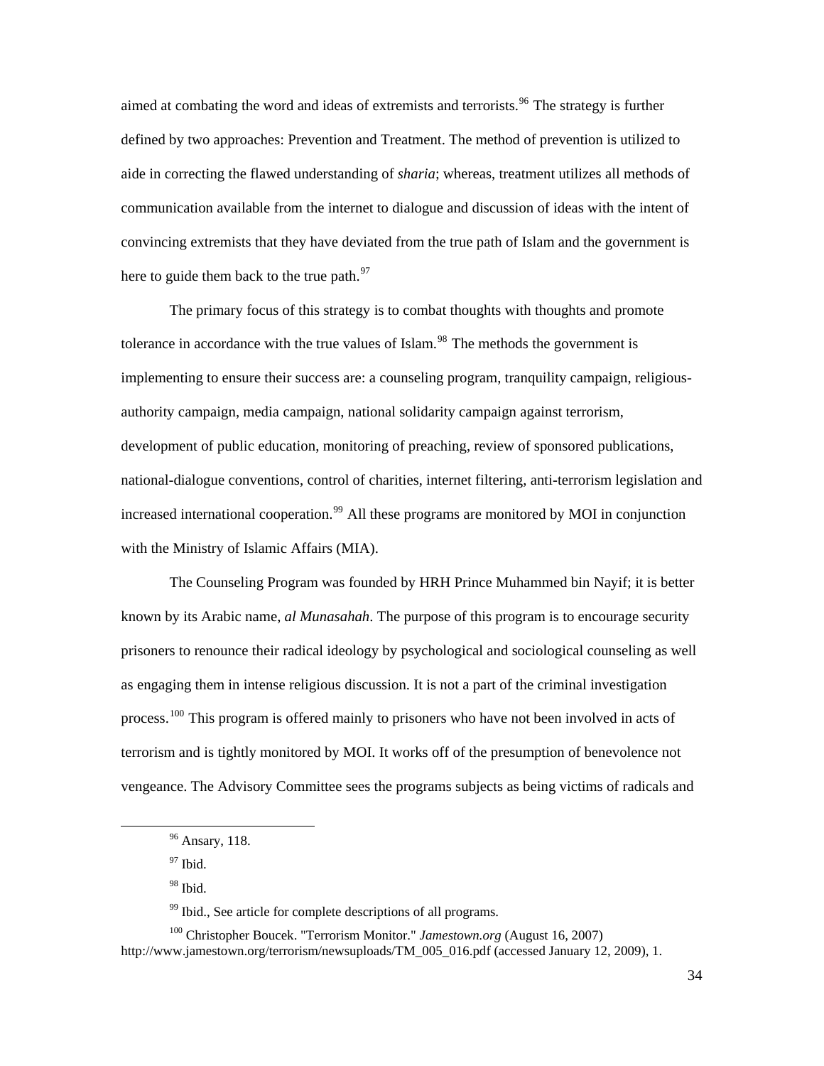aimed at combating the word and ideas of extremists and terrorists.[96] The strategy is further defined by two approaches: Prevention and Treatment. The method of prevention is utilized to aide in correcting the flawed understanding of *sharia*; whereas, treatment utilizes all methods of communication available from the internet to dialogue and discussion of ideas with the intent of convincing extremists that they have deviated from the true path of Islam and the government is here to guide them back to the true path.[97]

The primary focus of this strategy is to combat thoughts with thoughts and promote tolerance in accordance with the true values of Islam.[98] The methods the government is implementing to ensure their success are: a counseling program, tranquility campaign, religious-authority campaign, media campaign, national solidarity campaign against terrorism, development of public education, monitoring of preaching, review of sponsored publications, national-dialogue conventions, control of charities, internet filtering, anti-terrorism legislation and increased international cooperation.[99] All these programs are monitored by MOI in conjunction with the Ministry of Islamic Affairs (MIA).

The Counseling Program was founded by HRH Prince Muhammed bin Nayif; it is better known by its Arabic name, *al Munasahah*. The purpose of this program is to encourage security prisoners to renounce their radical ideology by psychological and sociological counseling as well as engaging them in intense religious discussion. It is not a part of the criminal investigation process.[100] This program is offered mainly to prisoners who have not been involved in acts of terrorism and is tightly monitored by MOI. It works off of the presumption of benevolence not vengeance. The Advisory Committee sees the programs subjects as being victims of radicals and

---

[96] Ansary, 118.

[97] Ibid.

[98] Ibid.

[99] Ibid., See article for complete descriptions of all programs.

[100] Christopher Boucek. "Terrorism Monitor." *Jamestown.org* (August 16, 2007) http://www.jamestown.org/terrorism/newsuploads/TM_005_016.pdf (accessed January 12, 2009), 1.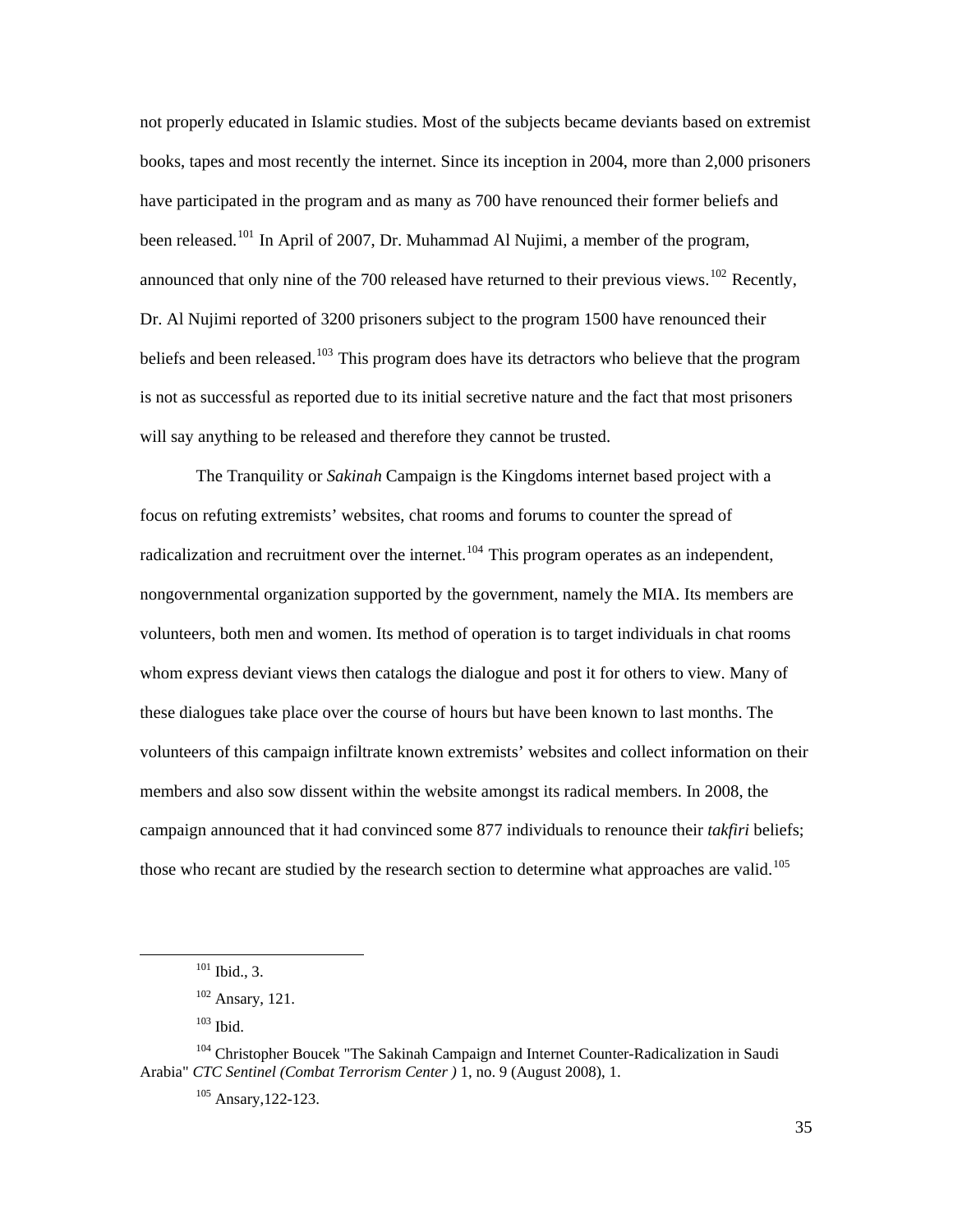not properly educated in Islamic studies. Most of the subjects became deviants based on extremist books, tapes and most recently the internet. Since its inception in 2004, more than 2,000 prisoners have participated in the program and as many as 700 have renounced their former beliefs and been released.[101] In April of 2007, Dr. Muhammad Al Nujimi, a member of the program, announced that only nine of the 700 released have returned to their previous views.[102] Recently, Dr. Al Nujimi reported of 3200 prisoners subject to the program 1500 have renounced their beliefs and been released.[103] This program does have its detractors who believe that the program is not as successful as reported due to its initial secretive nature and the fact that most prisoners will say anything to be released and therefore they cannot be trusted.

The Tranquility or *Sakinah* Campaign is the Kingdoms internet based project with a focus on refuting extremists' websites, chat rooms and forums to counter the spread of radicalization and recruitment over the internet.[104] This program operates as an independent, nongovernmental organization supported by the government, namely the MIA. Its members are volunteers, both men and women. Its method of operation is to target individuals in chat rooms whom express deviant views then catalogs the dialogue and post it for others to view. Many of these dialogues take place over the course of hours but have been known to last months. The volunteers of this campaign infiltrate known extremists' websites and collect information on their members and also sow dissent within the website amongst its radical members. In 2008, the campaign announced that it had convinced some 877 individuals to renounce their *takfiri* beliefs; those who recant are studied by the research section to determine what approaches are valid.[105]

---

[101] Ibid., 3.

[102] Ansary, 121.

[103] Ibid.

[104] Christopher Boucek "The Sakinah Campaign and Internet Counter-Radicalization in Saudi Arabia" *CTC Sentinel (Combat Terrorism Center )* 1, no. 9 (August 2008), 1.

[105] Ansary,122-123.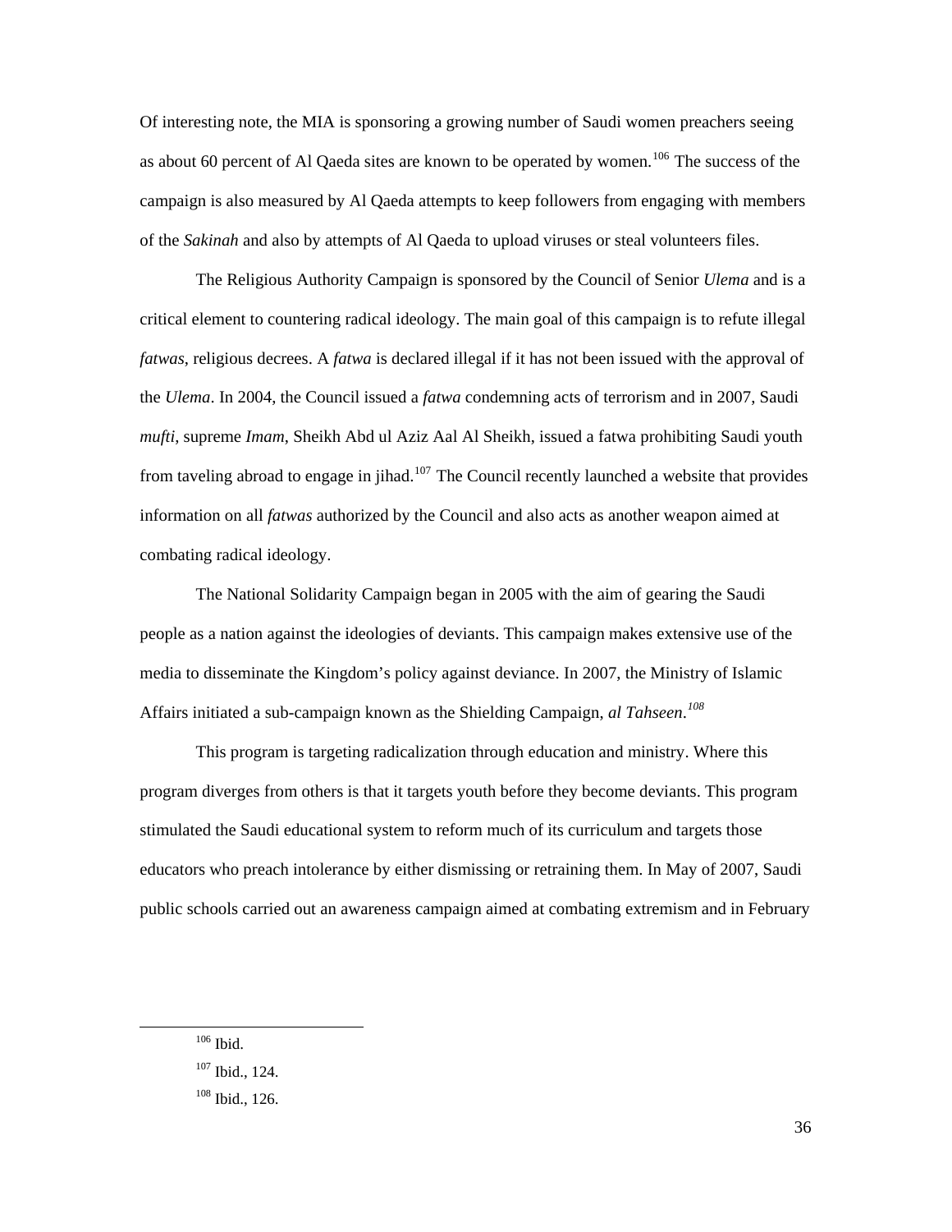Of interesting note, the MIA is sponsoring a growing number of Saudi women preachers seeing as about 60 percent of Al Qaeda sites are known to be operated by women.[106] The success of the campaign is also measured by Al Qaeda attempts to keep followers from engaging with members of the *Sakinah* and also by attempts of Al Qaeda to upload viruses or steal volunteers files.

The Religious Authority Campaign is sponsored by the Council of Senior *Ulema* and is a critical element to countering radical ideology. The main goal of this campaign is to refute illegal *fatwas*, religious decrees. A *fatwa* is declared illegal if it has not been issued with the approval of the *Ulema*. In 2004, the Council issued a *fatwa* condemning acts of terrorism and in 2007, Saudi *mufti,* supreme *Imam*, Sheikh Abd ul Aziz Aal Al Sheikh, issued a fatwa prohibiting Saudi youth from taveling abroad to engage in jihad.[107] The Council recently launched a website that provides information on all *fatwas* authorized by the Council and also acts as another weapon aimed at combating radical ideology.

The National Solidarity Campaign began in 2005 with the aim of gearing the Saudi people as a nation against the ideologies of deviants. This campaign makes extensive use of the media to disseminate the Kingdom's policy against deviance. In 2007, the Ministry of Islamic Affairs initiated a sub-campaign known as the Shielding Campaign, *al Tahseen*.[108]

This program is targeting radicalization through education and ministry. Where this program diverges from others is that it targets youth before they become deviants. This program stimulated the Saudi educational system to reform much of its curriculum and targets those educators who preach intolerance by either dismissing or retraining them. In May of 2007, Saudi public schools carried out an awareness campaign aimed at combating extremism and in February

---

[106] Ibid.

[107] Ibid., 124.

[108] Ibid., 126.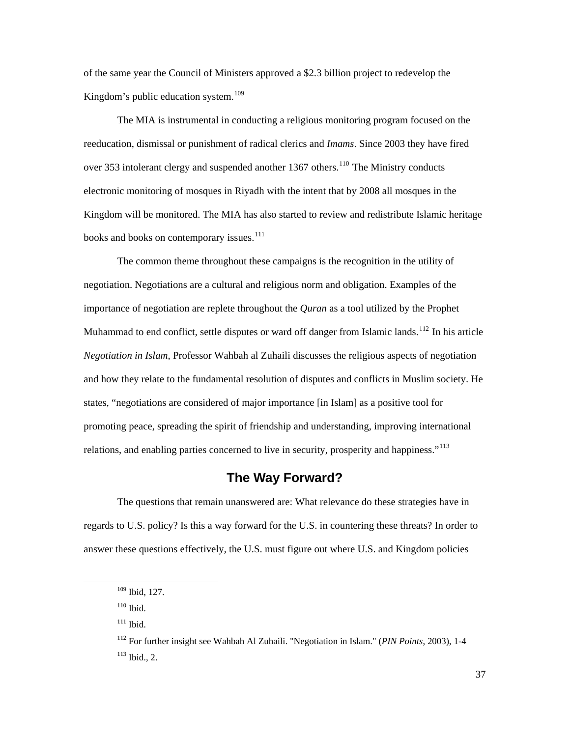of the same year the Council of Ministers approved a $2.3 billion project to redevelop the Kingdom's public education system.[109]

The MIA is instrumental in conducting a religious monitoring program focused on the reeducation, dismissal or punishment of radical clerics and *Imams*. Since 2003 they have fired over 353 intolerant clergy and suspended another 1367 others.[110] The Ministry conducts electronic monitoring of mosques in Riyadh with the intent that by 2008 all mosques in the Kingdom will be monitored. The MIA has also started to review and redistribute Islamic heritage books and books on contemporary issues.[111]

The common theme throughout these campaigns is the recognition in the utility of negotiation. Negotiations are a cultural and religious norm and obligation. Examples of the importance of negotiation are replete throughout the *Quran* as a tool utilized by the Prophet Muhammad to end conflict, settle disputes or ward off danger from Islamic lands.[112] In his article *Negotiation in Islam*, Professor Wahbah al Zuhaili discusses the religious aspects of negotiation and how they relate to the fundamental resolution of disputes and conflicts in Muslim society. He states, "negotiations are considered of major importance [in Islam] as a positive tool for promoting peace, spreading the spirit of friendship and understanding, improving international relations, and enabling parties concerned to live in security, prosperity and happiness."[113]

## The Way Forward?

The questions that remain unanswered are: What relevance do these strategies have in regards to U.S. policy? Is this a way forward for the U.S. in countering these threats? In order to answer these questions effectively, the U.S. must figure out where U.S. and Kingdom policies

---

[109] Ibid, 127.

[110] Ibid.

[111] Ibid.

[112] For further insight see Wahbah Al Zuhaili. "Negotiation in Islam." (*PIN Points*, 2003), 1-4

[113] Ibid., 2.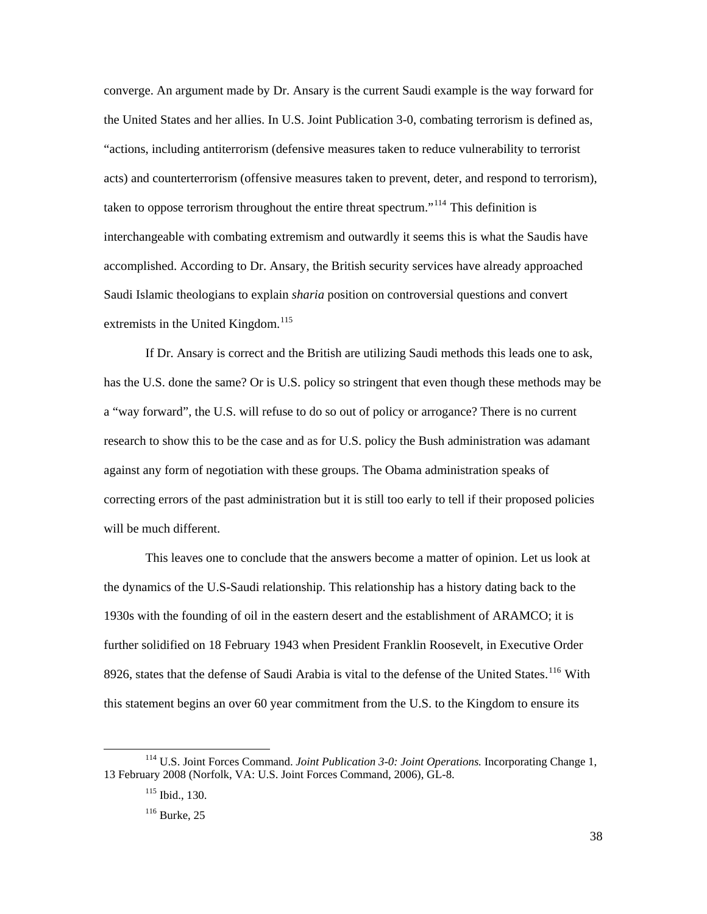converge. An argument made by Dr. Ansary is the current Saudi example is the way forward for the United States and her allies. In U.S. Joint Publication 3-0, combating terrorism is defined as, "actions, including antiterrorism (defensive measures taken to reduce vulnerability to terrorist acts) and counterterrorism (offensive measures taken to prevent, deter, and respond to terrorism), taken to oppose terrorism throughout the entire threat spectrum."[114] This definition is interchangeable with combating extremism and outwardly it seems this is what the Saudis have accomplished. According to Dr. Ansary, the British security services have already approached Saudi Islamic theologians to explain *sharia* position on controversial questions and convert extremists in the United Kingdom.[115]

If Dr. Ansary is correct and the British are utilizing Saudi methods this leads one to ask, has the U.S. done the same? Or is U.S. policy so stringent that even though these methods may be a "way forward", the U.S. will refuse to do so out of policy or arrogance? There is no current research to show this to be the case and as for U.S. policy the Bush administration was adamant against any form of negotiation with these groups. The Obama administration speaks of correcting errors of the past administration but it is still too early to tell if their proposed policies will be much different.

This leaves one to conclude that the answers become a matter of opinion. Let us look at the dynamics of the U.S-Saudi relationship. This relationship has a history dating back to the 1930s with the founding of oil in the eastern desert and the establishment of ARAMCO; it is further solidified on 18 February 1943 when President Franklin Roosevelt, in Executive Order 8926, states that the defense of Saudi Arabia is vital to the defense of the United States.[116] With this statement begins an over 60 year commitment from the U.S. to the Kingdom to ensure its

---

[114] U.S. Joint Forces Command. *Joint Publication 3-0: Joint Operations.* Incorporating Change 1, 13 February 2008 (Norfolk, VA: U.S. Joint Forces Command, 2006), GL-8.

[115] Ibid., 130.

[116] Burke, 25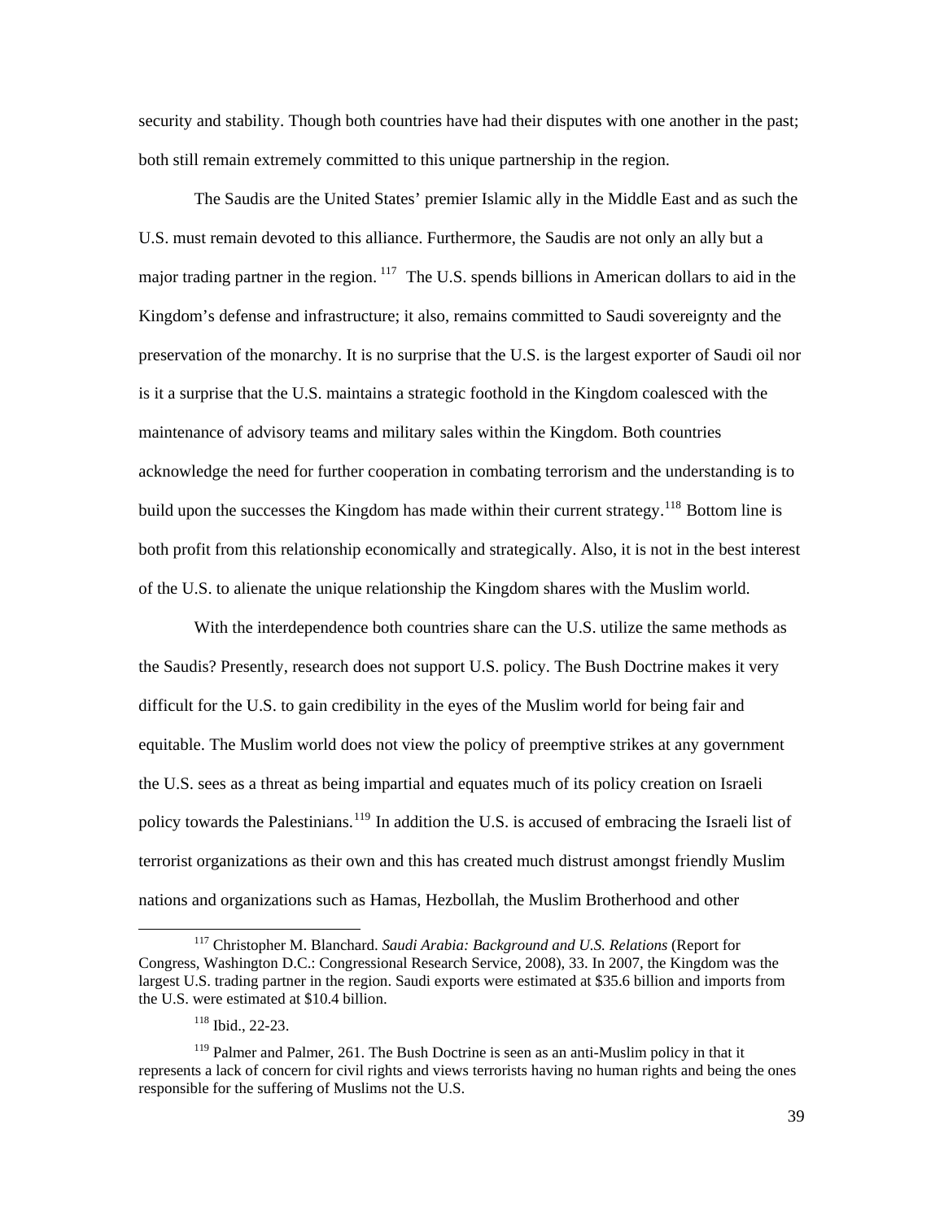security and stability. Though both countries have had their disputes with one another in the past; both still remain extremely committed to this unique partnership in the region.

The Saudis are the United States' premier Islamic ally in the Middle East and as such the U.S. must remain devoted to this alliance. Furthermore, the Saudis are not only an ally but a major trading partner in the region. [117] The U.S. spends billions in American dollars to aid in the Kingdom's defense and infrastructure; it also, remains committed to Saudi sovereignty and the preservation of the monarchy. It is no surprise that the U.S. is the largest exporter of Saudi oil nor is it a surprise that the U.S. maintains a strategic foothold in the Kingdom coalesced with the maintenance of advisory teams and military sales within the Kingdom. Both countries acknowledge the need for further cooperation in combating terrorism and the understanding is to build upon the successes the Kingdom has made within their current strategy.[118] Bottom line is both profit from this relationship economically and strategically. Also, it is not in the best interest of the U.S. to alienate the unique relationship the Kingdom shares with the Muslim world.

With the interdependence both countries share can the U.S. utilize the same methods as the Saudis? Presently, research does not support U.S. policy. The Bush Doctrine makes it very difficult for the U.S. to gain credibility in the eyes of the Muslim world for being fair and equitable. The Muslim world does not view the policy of preemptive strikes at any government the U.S. sees as a threat as being impartial and equates much of its policy creation on Israeli policy towards the Palestinians.[119] In addition the U.S. is accused of embracing the Israeli list of terrorist organizations as their own and this has created much distrust amongst friendly Muslim nations and organizations such as Hamas, Hezbollah, the Muslim Brotherhood and other

---

[117] Christopher M. Blanchard. *Saudi Arabia: Background and U.S. Relations* (Report for Congress, Washington D.C.: Congressional Research Service, 2008), 33. In 2007, the Kingdom was the largest U.S. trading partner in the region. Saudi exports were estimated at $35.6 billion and imports from the U.S. were estimated at $10.4 billion.

[118] Ibid., 22-23.

[119] Palmer and Palmer, 261. The Bush Doctrine is seen as an anti-Muslim policy in that it represents a lack of concern for civil rights and views terrorists having no human rights and being the ones responsible for the suffering of Muslims not the U.S.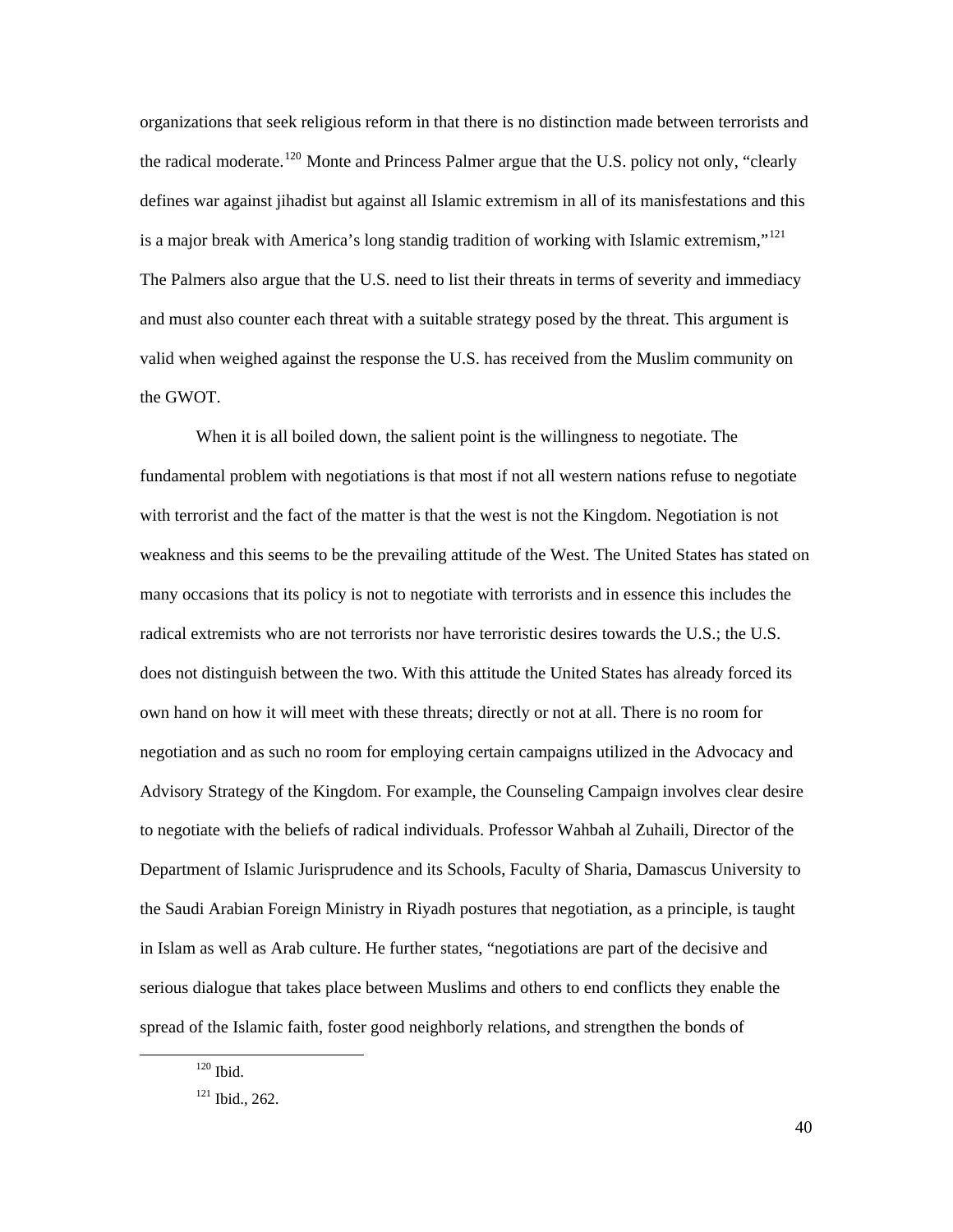organizations that seek religious reform in that there is no distinction made between terrorists and the radical moderate.[120] Monte and Princess Palmer argue that the U.S. policy not only, "clearly defines war against jihadist but against all Islamic extremism in all of its mansifestations and this is a major break with America's long standig tradition of working with Islamic extremism,"[121] The Palmers also argue that the U.S. need to list their threats in terms of severity and immediacy and must also counter each threat with a suitable strategy posed by the threat. This argument is valid when weighed against the response the U.S. has received from the Muslim community on the GWOT.

When it is all boiled down, the salient point is the willingness to negotiate. The fundamental problem with negotiations is that most if not all western nations refuse to negotiate with terrorist and the fact of the matter is that the west is not the Kingdom. Negotiation is not weakness and this seems to be the prevailing attitude of the West. The United States has stated on many occasions that its policy is not to negotiate with terrorists and in essence this includes the radical extremists who are not terrorists nor have terroristic desires towards the U.S.; the U.S. does not distinguish between the two. With this attitude the United States has already forced its own hand on how it will meet with these threats; directly or not at all. There is no room for negotiation and as such no room for employing certain campaigns utilized in the Advocacy and Advisory Strategy of the Kingdom. For example, the Counseling Campaign involves clear desire to negotiate with the beliefs of radical individuals. Professor Wahbah al Zuhaili, Director of the Department of Islamic Jurisprudence and its Schools, Faculty of Sharia, Damascus University to the Saudi Arabian Foreign Ministry in Riyadh postures that negotiation, as a principle, is taught in Islam as well as Arab culture. He further states, "negotiations are part of the decisive and serious dialogue that takes place between Muslims and others to end conflicts they enable the spread of the Islamic faith, foster good neighborly relations, and strengthen the bonds of

---

[120] Ibid.

[121] Ibid., 262.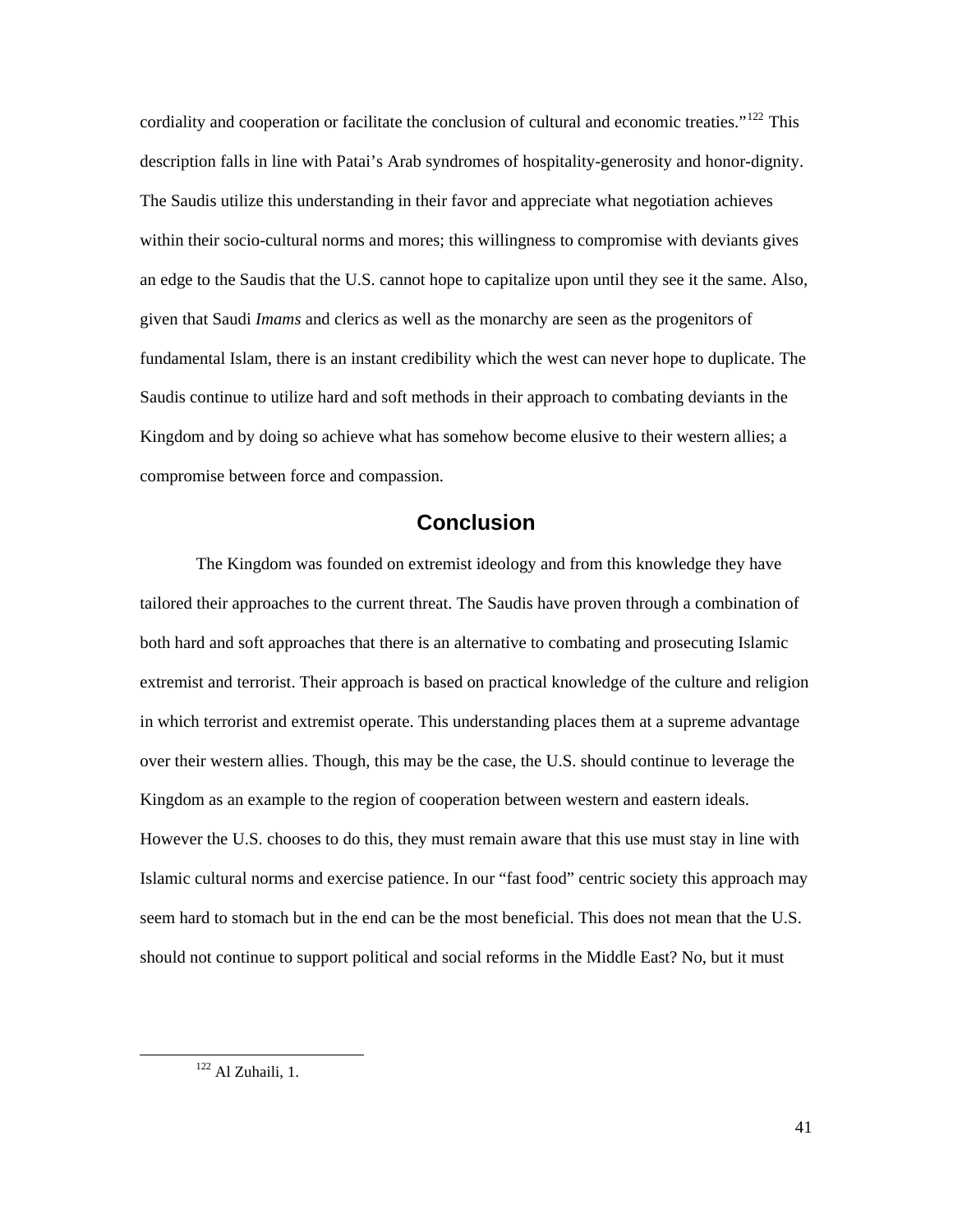cordiality and cooperation or facilitate the conclusion of cultural and economic treaties."[122] This description falls in line with Patai's Arab syndromes of hospitality-generosity and honor-dignity. The Saudis utilize this understanding in their favor and appreciate what negotiation achieves within their socio-cultural norms and mores; this willingness to compromise with deviants gives an edge to the Saudis that the U.S. cannot hope to capitalize upon until they see it the same. Also, given that Saudi *Imams* and clerics as well as the monarchy are seen as the progenitors of fundamental Islam, there is an instant credibility which the west can never hope to duplicate. The Saudis continue to utilize hard and soft methods in their approach to combating deviants in the Kingdom and by doing so achieve what has somehow become elusive to their western allies; a compromise between force and compassion.

## Conclusion

The Kingdom was founded on extremist ideology and from this knowledge they have tailored their approaches to the current threat. The Saudis have proven through a combination of both hard and soft approaches that there is an alternative to combating and prosecuting Islamic extremist and terrorist. Their approach is based on practical knowledge of the culture and religion in which terrorist and extremist operate. This understanding places them at a supreme advantage over their western allies. Though, this may be the case, the U.S. should continue to leverage the Kingdom as an example to the region of cooperation between western and eastern ideals. However the U.S. chooses to do this, they must remain aware that this use must stay in line with Islamic cultural norms and exercise patience. In our "fast food" centric society this approach may seem hard to stomach but in the end can be the most beneficial. This does not mean that the U.S. should not continue to support political and social reforms in the Middle East? No, but it must

[122] Al Zuhaili, 1.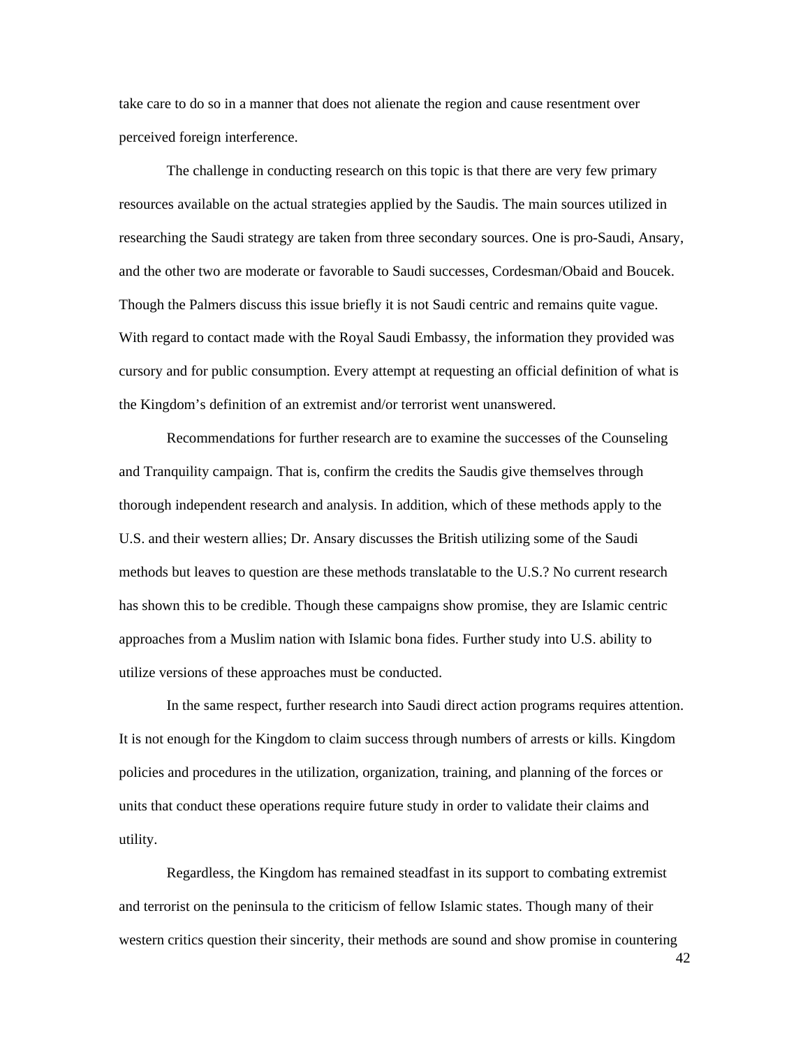take care to do so in a manner that does not alienate the region and cause resentment over perceived foreign interference.

The challenge in conducting research on this topic is that there are very few primary resources available on the actual strategies applied by the Saudis. The main sources utilized in researching the Saudi strategy are taken from three secondary sources. One is pro-Saudi, Ansary, and the other two are moderate or favorable to Saudi successes, Cordesman/Obaid and Boucek. Though the Palmers discuss this issue briefly it is not Saudi centric and remains quite vague. With regard to contact made with the Royal Saudi Embassy, the information they provided was cursory and for public consumption. Every attempt at requesting an official definition of what is the Kingdom's definition of an extremist and/or terrorist went unanswered.

Recommendations for further research are to examine the successes of the Counseling and Tranquility campaign. That is, confirm the credits the Saudis give themselves through thorough independent research and analysis. In addition, which of these methods apply to the U.S. and their western allies; Dr. Ansary discusses the British utilizing some of the Saudi methods but leaves to question are these methods translatable to the U.S.? No current research has shown this to be credible. Though these campaigns show promise, they are Islamic centric approaches from a Muslim nation with Islamic bona fides. Further study into U.S. ability to utilize versions of these approaches must be conducted.

In the same respect, further research into Saudi direct action programs requires attention. It is not enough for the Kingdom to claim success through numbers of arrests or kills. Kingdom policies and procedures in the utilization, organization, training, and planning of the forces or units that conduct these operations require future study in order to validate their claims and utility.

Regardless, the Kingdom has remained steadfast in its support to combating extremist and terrorist on the peninsula to the criticism of fellow Islamic states. Though many of their western critics question their sincerity, their methods are sound and show promise in countering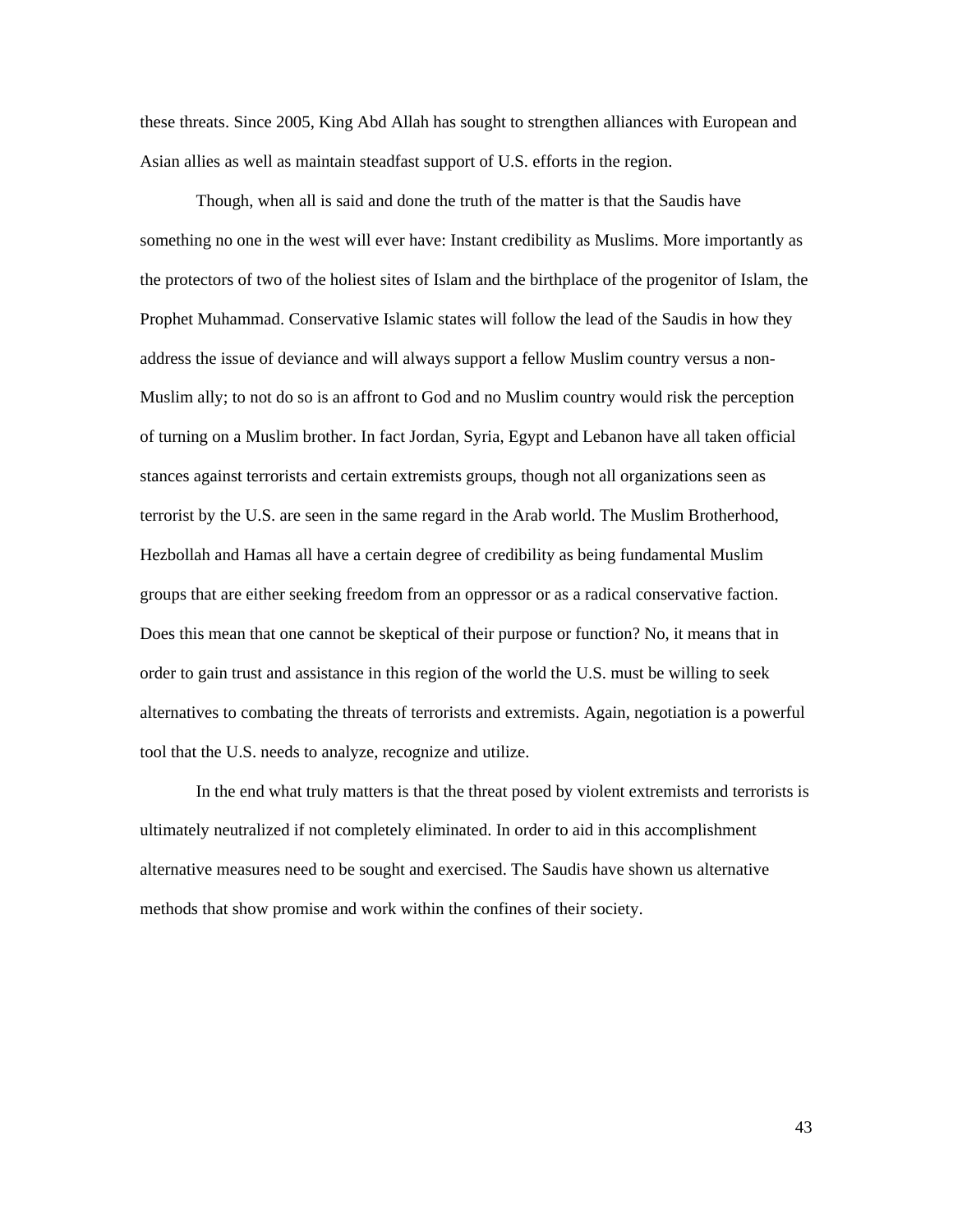these threats. Since 2005, King Abd Allah has sought to strengthen alliances with European and Asian allies as well as maintain steadfast support of U.S. efforts in the region.

Though, when all is said and done the truth of the matter is that the Saudis have something no one in the west will ever have: Instant credibility as Muslims. More importantly as the protectors of two of the holiest sites of Islam and the birthplace of the progenitor of Islam, the Prophet Muhammad. Conservative Islamic states will follow the lead of the Saudis in how they address the issue of deviance and will always support a fellow Muslim country versus a non-Muslim ally; to not do so is an affront to God and no Muslim country would risk the perception of turning on a Muslim brother. In fact Jordan, Syria, Egypt and Lebanon have all taken official stances against terrorists and certain extremists groups, though not all organizations seen as terrorist by the U.S. are seen in the same regard in the Arab world. The Muslim Brotherhood, Hezbollah and Hamas all have a certain degree of credibility as being fundamental Muslim groups that are either seeking freedom from an oppressor or as a radical conservative faction. Does this mean that one cannot be skeptical of their purpose or function? No, it means that in order to gain trust and assistance in this region of the world the U.S. must be willing to seek alternatives to combating the threats of terrorists and extremists. Again, negotiation is a powerful tool that the U.S. needs to analyze, recognize and utilize.

In the end what truly matters is that the threat posed by violent extremists and terrorists is ultimately neutralized if not completely eliminated. In order to aid in this accomplishment alternative measures need to be sought and exercised. The Saudis have shown us alternative methods that show promise and work within the confines of their society.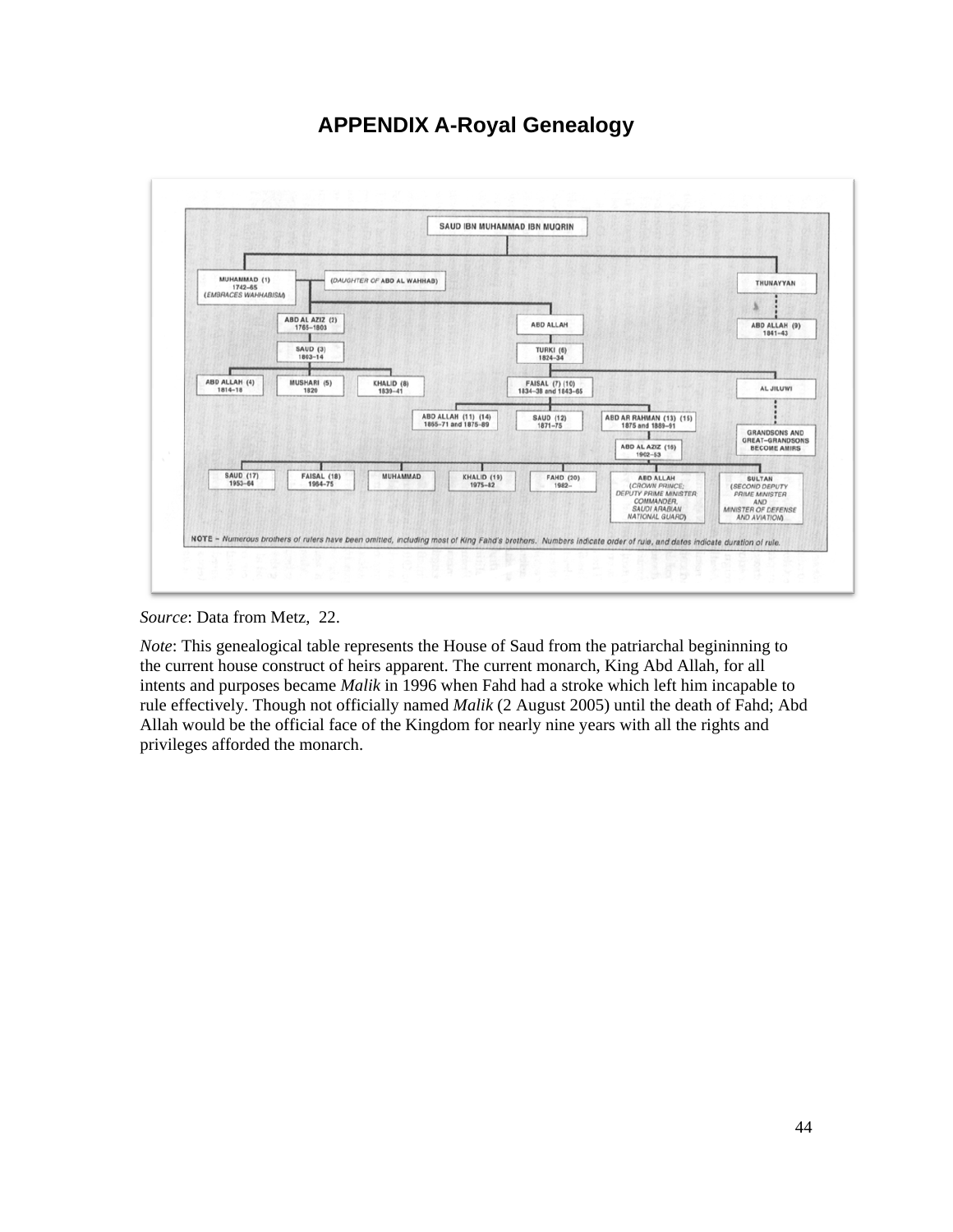# APPENDIX A-Royal Genealogy

SAUD IBN MUHAMMAD IBN MUQRIN

MUHAMMAD (1) 1742–65 (EMBRACES WAHHABISM)

(DAUGHTER OF ABD AL WAHHAB)

THUNAYYAN

ABD AL AZIZ (2) 1765–1803

ABD ALLAH

ABD ALLAH (9) 1841–43

SAUD (3) 1803–14

TURKI (6) 1824–34

ABD ALLAH (4) 1814–18

MUSHARI (5) 1820

KHALID (8) 1839–41

FAISAL (7) (10) 1834–38 and 1843–65

AL JILUWI

ABD ALLAH (11) (14) 1865–71 and 1875–89

SAUD (12) 1871–75

ABD AR RAHMAN (13) (15) 1875 and 1889–91

GRANDSONS AND GREAT–GRANDSONS BECOME AMIRS

ABD AL AZIZ (16) 1902–53

SAUD (17) 1953–64

FAISAL (18) 1964–75

MUHAMMAD

KHALID (19) 1975–82

FAHD (20) 1982–

ABD ALLAH (CROWN PRINCE; DEPUTY PRIME MINISTER COMMANDER, SAUDI ARABIAN NATIONAL GUARD)

SULTAN (SECOND DEPUTY PRIME MINISTER AND MINISTER OF DEFENSE AND AVIATION)

NOTE – Numerous brothers of rulers have been omitted, including most of King Fahd's brothers. Numbers indicate order of rule, and dates indicate duration of rule.

*Source*: Data from Metz, 22.

*Note*: This genealogical table represents the House of Saud from the patriarchal begininning to the current house construct of heirs apparent. The current monarch, King Abd Allah, for all intents and purposes became *Malik* in 1996 when Fahd had a stroke which left him incapable to rule effectively. Though not officially named *Malik* (2 August 2005) until the death of Fahd; Abd Allah would be the official face of the Kingdom for nearly nine years with all the rights and privileges afforded the monarch.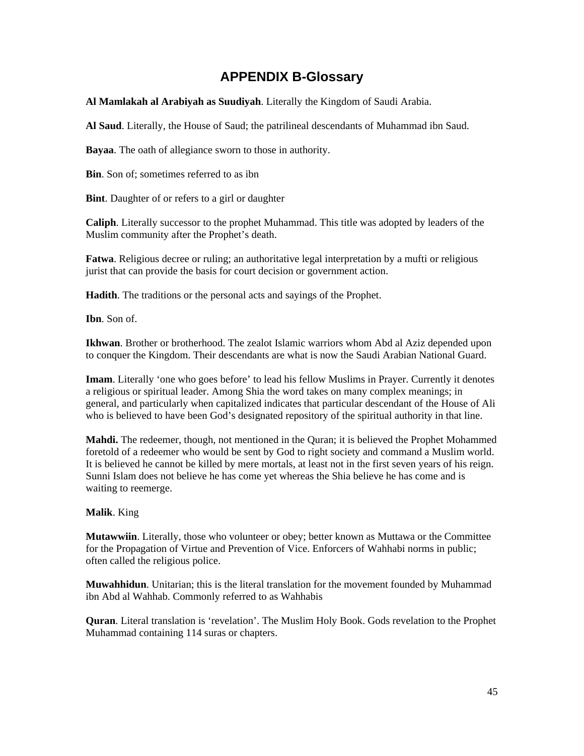# APPENDIX B-Glossary

**Al Mamlakah al Arabiyah as Suudiyah**. Literally the Kingdom of Saudi Arabia.

**Al Saud**. Literally, the House of Saud; the patrilineal descendants of Muhammad ibn Saud.

**Bayaa**. The oath of allegiance sworn to those in authority.

**Bin**. Son of; sometimes referred to as ibn

**Bint**. Daughter of or refers to a girl or daughter

**Caliph**. Literally successor to the prophet Muhammad. This title was adopted by leaders of the Muslim community after the Prophet's death.

**Fatwa**. Religious decree or ruling; an authoritative legal interpretation by a mufti or religious jurist that can provide the basis for court decision or government action.

**Hadith**. The traditions or the personal acts and sayings of the Prophet.

**Ibn**. Son of.

**Ikhwan**. Brother or brotherhood. The zealot Islamic warriors whom Abd al Aziz depended upon to conquer the Kingdom. Their descendants are what is now the Saudi Arabian National Guard.

**Imam**. Literally 'one who goes before' to lead his fellow Muslims in Prayer. Currently it denotes a religious or spiritual leader. Among Shia the word takes on many complex meanings; in general, and particularly when capitalized indicates that particular descendant of the House of Ali who is believed to have been God's designated repository of the spiritual authority in that line.

**Mahdi.** The redeemer, though, not mentioned in the Quran; it is believed the Prophet Mohammed foretold of a redeemer who would be sent by God to right society and command a Muslim world. It is believed he cannot be killed by mere mortals, at least not in the first seven years of his reign. Sunni Islam does not believe he has come yet whereas the Shia believe he has come and is waiting to reemerge.

**Malik**. King

**Mutawwiin**. Literally, those who volunteer or obey; better known as Muttawa or the Committee for the Propagation of Virtue and Prevention of Vice. Enforcers of Wahhabi norms in public; often called the religious police.

**Muwahhidun**. Unitarian; this is the literal translation for the movement founded by Muhammad ibn Abd al Wahhab. Commonly referred to as Wahhabis

**Quran**. Literal translation is 'revelation'. The Muslim Holy Book. Gods revelation to the Prophet Muhammad containing 114 suras or chapters.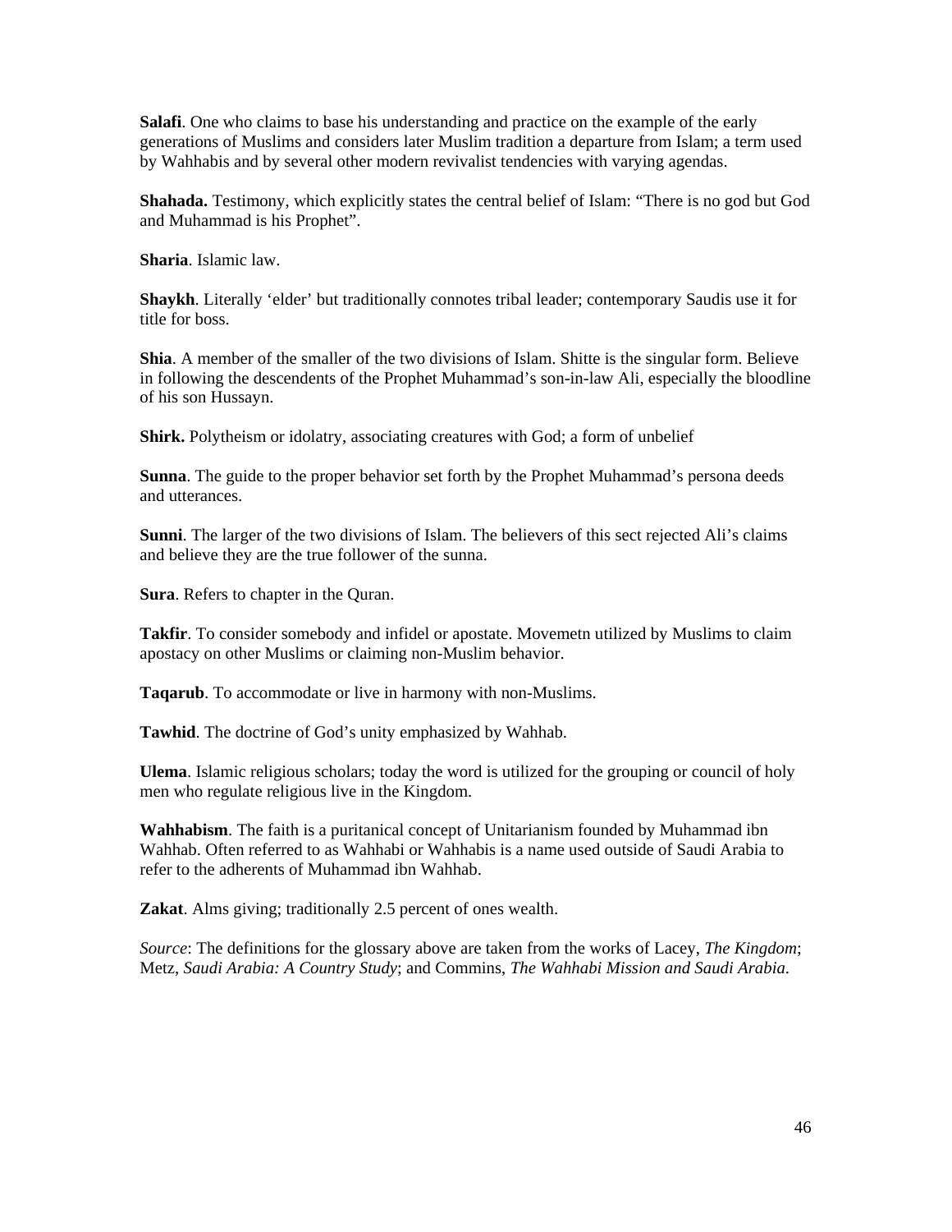**Salafi**. One who claims to base his understanding and practice on the example of the early generations of Muslims and considers later Muslim tradition a departure from Islam; a term used by Wahhabis and by several other modern revivalist tendencies with varying agendas.

**Shahada.** Testimony, which explicitly states the central belief of Islam: "There is no god but God and Muhammad is his Prophet".

**Sharia**. Islamic law.

**Shaykh**. Literally 'elder' but traditionally connotes tribal leader; contemporary Saudis use it for title for boss.

**Shia**. A member of the smaller of the two divisions of Islam. Shitte is the singular form. Believe in following the descendents of the Prophet Muhammad's son-in-law Ali, especially the bloodline of his son Hussayn.

**Shirk.** Polytheism or idolatry, associating creatures with God; a form of unbelief

**Sunna**. The guide to the proper behavior set forth by the Prophet Muhammad's persona deeds and utterances.

**Sunni**. The larger of the two divisions of Islam. The believers of this sect rejected Ali's claims and believe they are the true follower of the sunna.

**Sura**. Refers to chapter in the Quran.

**Takfir**. To consider somebody and infidel or apostate. Movemetn utilized by Muslims to claim apostacy on other Muslims or claiming non-Muslim behavior.

**Taqarub**. To accommodate or live in harmony with non-Muslims.

**Tawhid**. The doctrine of God's unity emphasized by Wahhab.

**Ulema**. Islamic religious scholars; today the word is utilized for the grouping or council of holy men who regulate religious live in the Kingdom.

**Wahhabism**. The faith is a puritanical concept of Unitarianism founded by Muhammad ibn Wahhab. Often referred to as Wahhabi or Wahhabis is a name used outside of Saudi Arabia to refer to the adherents of Muhammad ibn Wahhab.

**Zakat**. Alms giving; traditionally 2.5 percent of ones wealth.

*Source*: The definitions for the glossary above are taken from the works of Lacey, *The Kingdom*; Metz, *Saudi Arabia: A Country Study*; and Commins, *The Wahhabi Mission and Saudi Arabia*.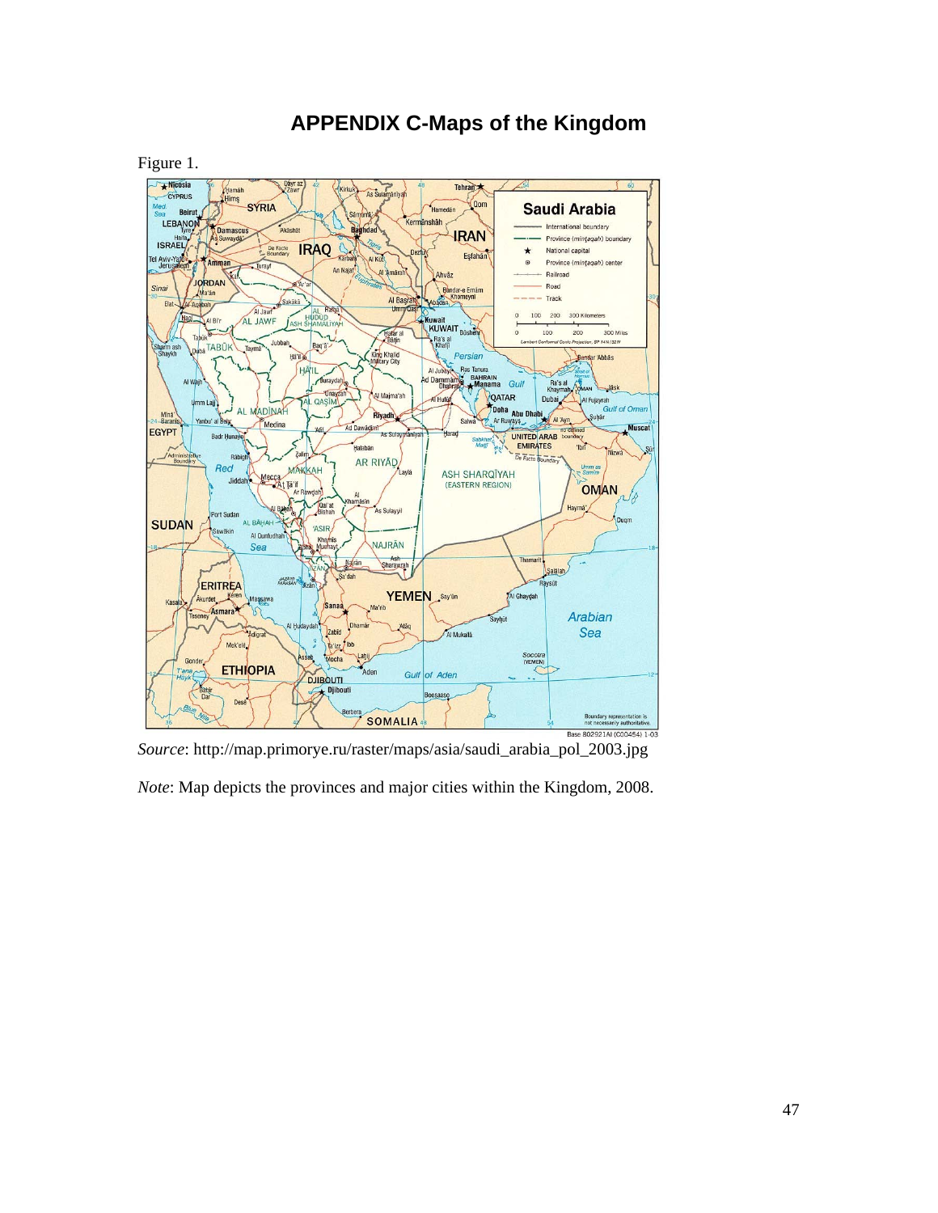# APPENDIX C-Maps of the Kingdom

Figure 1.

*Source*: http://map.primorye.ru/raster/maps/asia/saudi_arabia_pol_2003.jpg

*Note*: Map depicts the provinces and major cities within the Kingdom, 2008.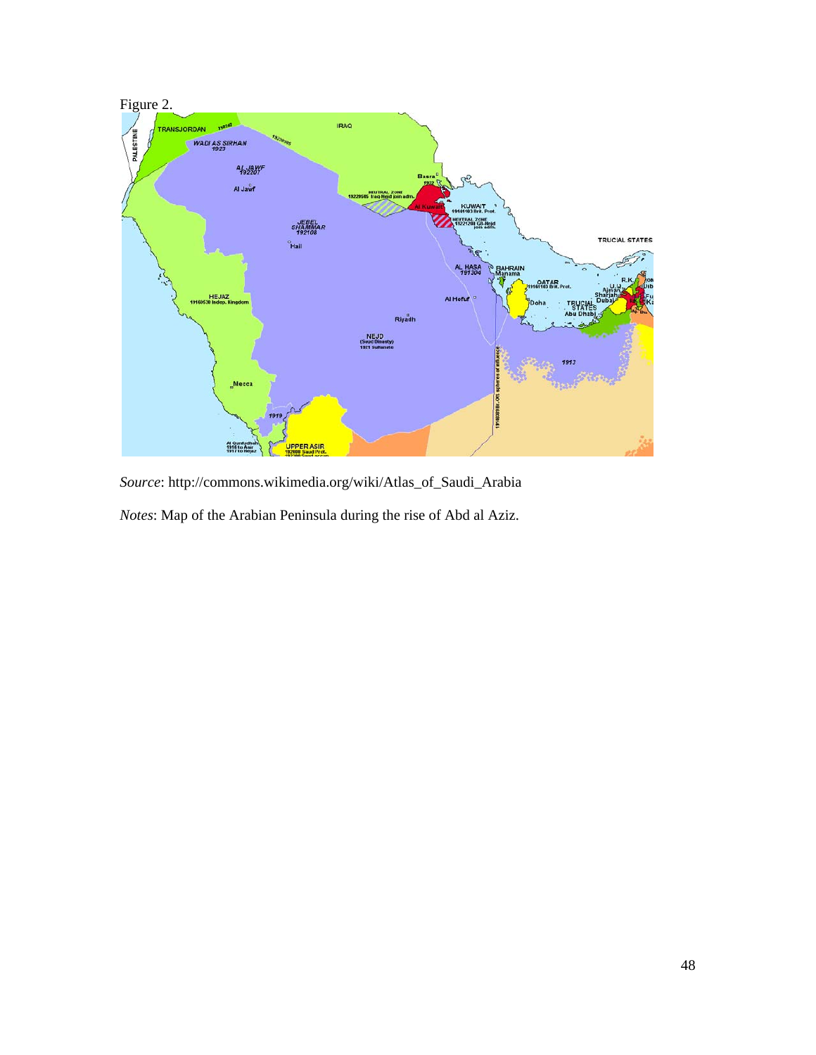Figure 2.

*Source*: http://commons.wikimedia.org/wiki/Atlas_of_Saudi_Arabia

*Notes*: Map of the Arabian Peninsula during the rise of Abd al Aziz.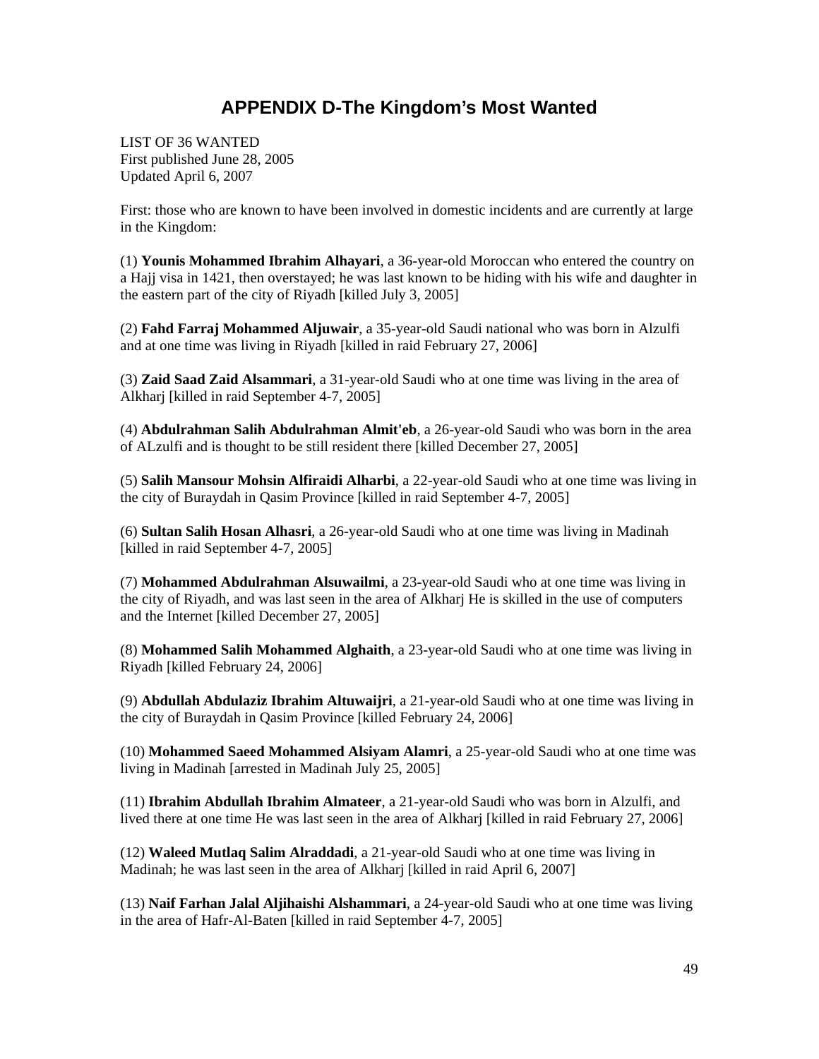# APPENDIX D-The Kingdom's Most Wanted

LIST OF 36 WANTED
First published June 28, 2005
Updated April 6, 2007

First: those who are known to have been involved in domestic incidents and are currently at large in the Kingdom:

(1) **Younis Mohammed Ibrahim Alhayari**, a 36-year-old Moroccan who entered the country on a Hajj visa in 1421, then overstayed; he was last known to be hiding with his wife and daughter in the eastern part of the city of Riyadh [killed July 3, 2005]

(2) **Fahd Farraj Mohammed Aljuwair**, a 35-year-old Saudi national who was born in Alzulfi and at one time was living in Riyadh [killed in raid February 27, 2006]

(3) **Zaid Saad Zaid Alsammari**, a 31-year-old Saudi who at one time was living in the area of Alkharj [killed in raid September 4-7, 2005]

(4) **Abdulrahman Salih Abdulrahman Almit'eb**, a 26-year-old Saudi who was born in the area of ALzulfi and is thought to be still resident there [killed December 27, 2005]

(5) **Salih Mansour Mohsin Alfiraidi Alharbi**, a 22-year-old Saudi who at one time was living in the city of Buraydah in Qasim Province [killed in raid September 4-7, 2005]

(6) **Sultan Salih Hosan Alhasri**, a 26-year-old Saudi who at one time was living in Madinah [killed in raid September 4-7, 2005]

(7) **Mohammed Abdulrahman Alsuwailmi**, a 23-year-old Saudi who at one time was living in the city of Riyadh, and was last seen in the area of Alkharj He is skilled in the use of computers and the Internet [killed December 27, 2005]

(8) **Mohammed Salih Mohammed Alghaith**, a 23-year-old Saudi who at one time was living in Riyadh [killed February 24, 2006]

(9) **Abdullah Abdulaziz Ibrahim Altuwaijri**, a 21-year-old Saudi who at one time was living in the city of Buraydah in Qasim Province [killed February 24, 2006]

(10) **Mohammed Saeed Mohammed Alsiyam Alamri**, a 25-year-old Saudi who at one time was living in Madinah [arrested in Madinah July 25, 2005]

(11) **Ibrahim Abdullah Ibrahim Almateer**, a 21-year-old Saudi who was born in Alzulfi, and lived there at one time He was last seen in the area of Alkharj [killed in raid February 27, 2006]

(12) **Waleed Mutlaq Salim Alraddadi**, a 21-year-old Saudi who at one time was living in Madinah; he was last seen in the area of Alkharj [killed in raid April 6, 2007]

(13) **Naif Farhan Jalal Aljihaishi Alshammari**, a 24-year-old Saudi who at one time was living in the area of Hafr-Al-Baten [killed in raid September 4-7, 2005]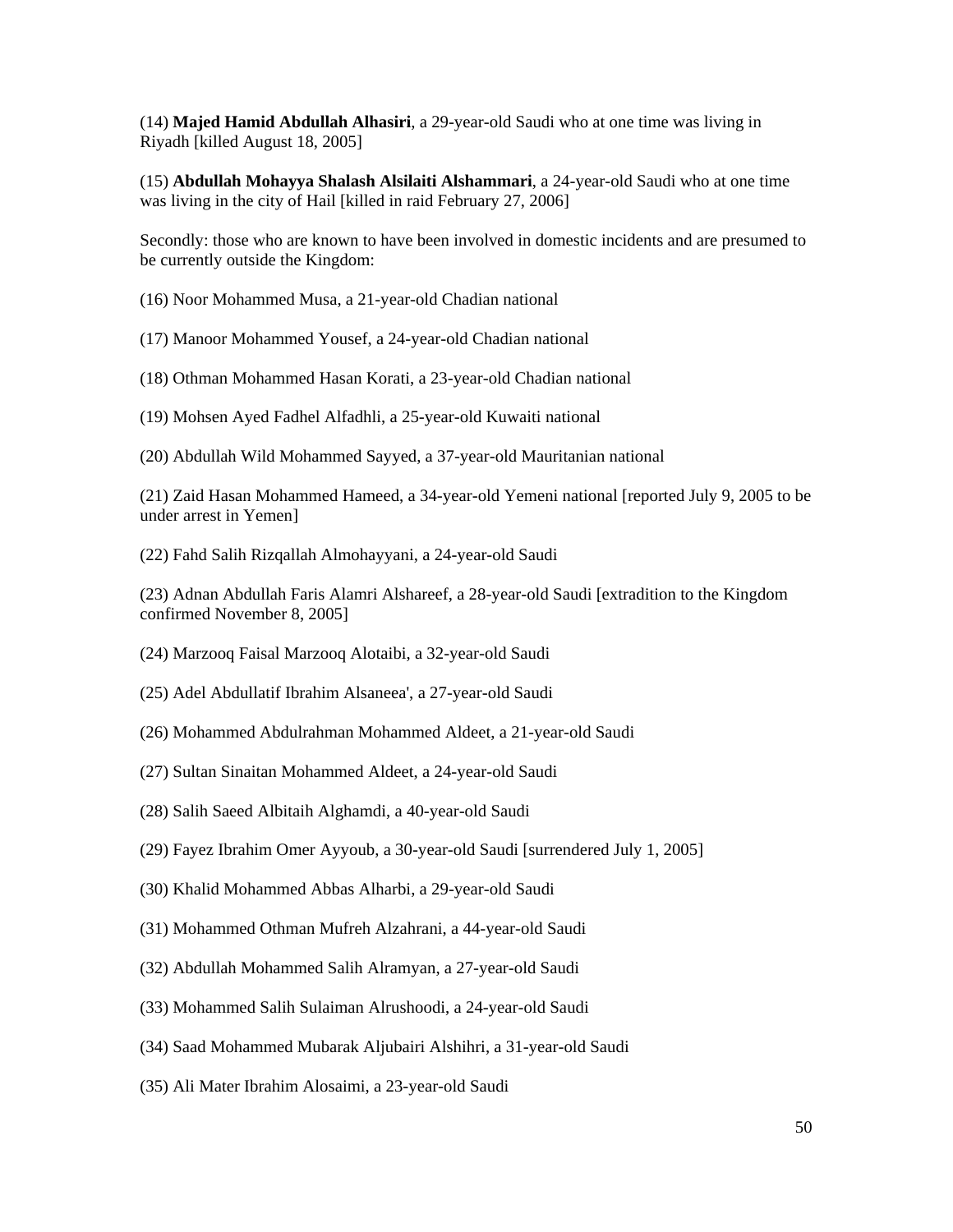(14) **Majed Hamid Abdullah Alhasiri**, a 29-year-old Saudi who at one time was living in Riyadh [killed August 18, 2005]

(15) **Abdullah Mohayya Shalash Alsilaiti Alshammari**, a 24-year-old Saudi who at one time was living in the city of Hail [killed in raid February 27, 2006]

Secondly: those who are known to have been involved in domestic incidents and are presumed to be currently outside the Kingdom:

(16) Noor Mohammed Musa, a 21-year-old Chadian national

(17) Manoor Mohammed Yousef, a 24-year-old Chadian national

(18) Othman Mohammed Hasan Korati, a 23-year-old Chadian national

(19) Mohsen Ayed Fadhel Alfadhli, a 25-year-old Kuwaiti national

(20) Abdullah Wild Mohammed Sayyed, a 37-year-old Mauritanian national

(21) Zaid Hasan Mohammed Hameed, a 34-year-old Yemeni national [reported July 9, 2005 to be under arrest in Yemen]

(22) Fahd Salih Rizqallah Almohayyani, a 24-year-old Saudi

(23) Adnan Abdullah Faris Alamri Alshareef, a 28-year-old Saudi [extradition to the Kingdom confirmed November 8, 2005]

(24) Marzooq Faisal Marzooq Alotaibi, a 32-year-old Saudi

(25) Adel Abdullatif Ibrahim Alsaneea', a 27-year-old Saudi

(26) Mohammed Abdulrahman Mohammed Aldeet, a 21-year-old Saudi

(27) Sultan Sinaitan Mohammed Aldeet, a 24-year-old Saudi

(28) Salih Saeed Albitaih Alghamdi, a 40-year-old Saudi

(29) Fayez Ibrahim Omer Ayyoub, a 30-year-old Saudi [surrendered July 1, 2005]

(30) Khalid Mohammed Abbas Alharbi, a 29-year-old Saudi

(31) Mohammed Othman Mufreh Alzahrani, a 44-year-old Saudi

(32) Abdullah Mohammed Salih Alramyan, a 27-year-old Saudi

(33) Mohammed Salih Sulaiman Alrushoodi, a 24-year-old Saudi

(34) Saad Mohammed Mubarak Aljubairi Alshihri, a 31-year-old Saudi

(35) Ali Mater Ibrahim Alosaimi, a 23-year-old Saudi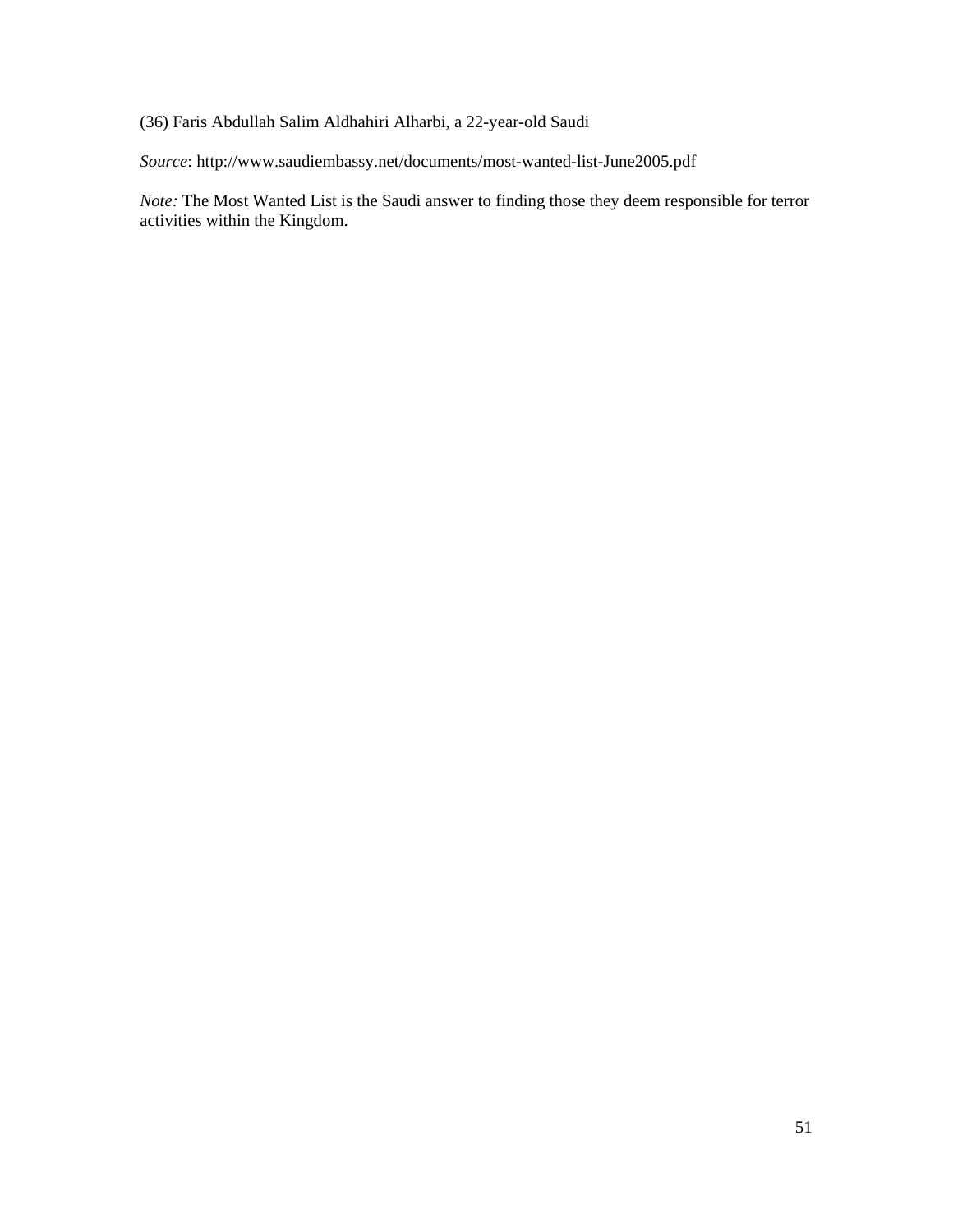(36) Faris Abdullah Salim Aldhahiri Alharbi, a 22-year-old Saudi

*Source*: http://www.saudiembassy.net/documents/most-wanted-list-June2005.pdf

*Note:* The Most Wanted List is the Saudi answer to finding those they deem responsible for terror activities within the Kingdom.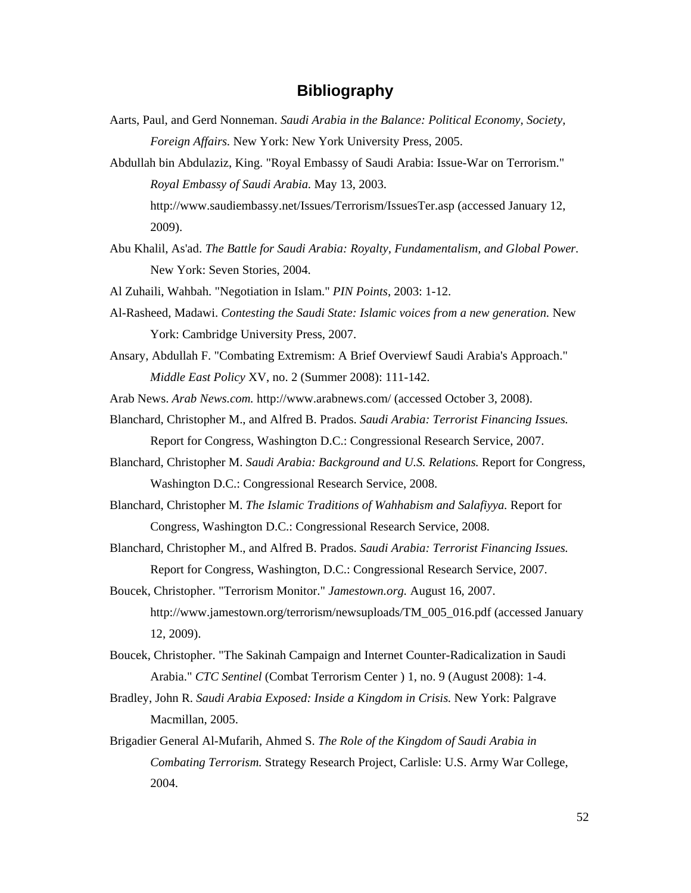## Bibliography

Aarts, Paul, and Gerd Nonneman. *Saudi Arabia in the Balance: Political Economy, Society, Foreign Affairs.* New York: New York University Press, 2005.

Abdullah bin Abdulaziz, King. "Royal Embassy of Saudi Arabia: Issue-War on Terrorism." *Royal Embassy of Saudi Arabia.* May 13, 2003. http://www.saudiembassy.net/Issues/Terrorism/IssuesTer.asp (accessed January 12, 2009).

Abu Khalil, As'ad. *The Battle for Saudi Arabia: Royalty, Fundamentalism, and Global Power.* New York: Seven Stories, 2004.

Al Zuhaili, Wahbah. "Negotiation in Islam." *PIN Points*, 2003: 1-12.

Al-Rasheed, Madawi. *Contesting the Saudi State: Islamic voices from a new generation.* New York: Cambridge University Press, 2007.

Ansary, Abdullah F. "Combating Extremism: A Brief Overviewf Saudi Arabia's Approach." *Middle East Policy* XV, no. 2 (Summer 2008): 111-142.

Arab News. *Arab News.com.* http://www.arabnews.com/ (accessed October 3, 2008).

Blanchard, Christopher M., and Alfred B. Prados. *Saudi Arabia: Terrorist Financing Issues.* Report for Congress, Washington D.C.: Congressional Research Service, 2007.

Blanchard, Christopher M. *Saudi Arabia: Background and U.S. Relations.* Report for Congress, Washington D.C.: Congressional Research Service, 2008.

Blanchard, Christopher M. *The Islamic Traditions of Wahhabism and Salafiyya.* Report for Congress, Washington D.C.: Congressional Research Service, 2008.

Blanchard, Christopher M., and Alfred B. Prados. *Saudi Arabia: Terrorist Financing Issues.* Report for Congress, Washington, D.C.: Congressional Research Service, 2007.

Boucek, Christopher. "Terrorism Monitor." *Jamestown.org.* August 16, 2007. http://www.jamestown.org/terrorism/newsuploads/TM_005_016.pdf (accessed January 12, 2009).

Boucek, Christopher. "The Sakinah Campaign and Internet Counter-Radicalization in Saudi Arabia." *CTC Sentinel* (Combat Terrorism Center ) 1, no. 9 (August 2008): 1-4.

Bradley, John R. *Saudi Arabia Exposed: Inside a Kingdom in Crisis.* New York: Palgrave Macmillan, 2005.

Brigadier General Al-Mufarih, Ahmed S. *The Role of the Kingdom of Saudi Arabia in Combating Terrorism.* Strategy Research Project, Carlisle: U.S. Army War College, 2004.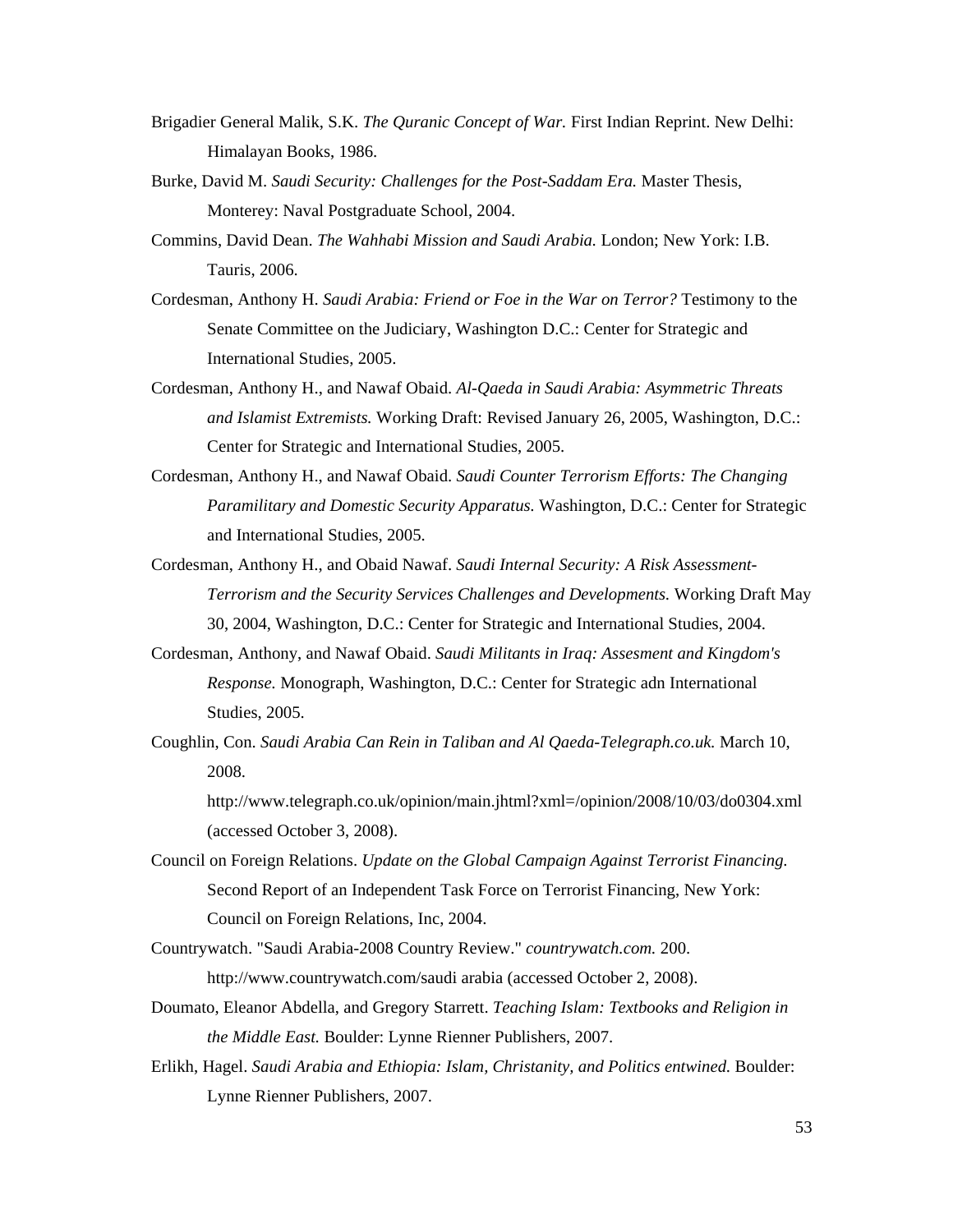Brigadier General Malik, S.K. *The Quranic Concept of War.* First Indian Reprint. New Delhi: Himalayan Books, 1986.

Burke, David M. *Saudi Security: Challenges for the Post-Saddam Era.* Master Thesis, Monterey: Naval Postgraduate School, 2004.

Commins, David Dean. *The Wahhabi Mission and Saudi Arabia.* London; New York: I.B. Tauris, 2006.

Cordesman, Anthony H. *Saudi Arabia: Friend or Foe in the War on Terror?* Testimony to the Senate Committee on the Judiciary, Washington D.C.: Center for Strategic and International Studies, 2005.

Cordesman, Anthony H., and Nawaf Obaid. *Al-Qaeda in Saudi Arabia: Asymmetric Threats and Islamist Extremists.* Working Draft: Revised January 26, 2005, Washington, D.C.: Center for Strategic and International Studies, 2005.

Cordesman, Anthony H., and Nawaf Obaid. *Saudi Counter Terrorism Efforts: The Changing Paramilitary and Domestic Security Apparatus.* Washington, D.C.: Center for Strategic and International Studies, 2005.

Cordesman, Anthony H., and Obaid Nawaf. *Saudi Internal Security: A Risk Assessment-Terrorism and the Security Services Challenges and Developments.* Working Draft May 30, 2004, Washington, D.C.: Center for Strategic and International Studies, 2004.

Cordesman, Anthony, and Nawaf Obaid. *Saudi Militants in Iraq: Assesment and Kingdom's Response.* Monograph, Washington, D.C.: Center for Strategic adn International Studies, 2005.

Coughlin, Con. *Saudi Arabia Can Rein in Taliban and Al Qaeda-Telegraph.co.uk.* March 10, 2008.
http://www.telegraph.co.uk/opinion/main.jhtml?xml=/opinion/2008/10/03/do0304.xml (accessed October 3, 2008).

Council on Foreign Relations. *Update on the Global Campaign Against Terrorist Financing.* Second Report of an Independent Task Force on Terrorist Financing, New York: Council on Foreign Relations, Inc, 2004.

Countrywatch. "Saudi Arabia-2008 Country Review." *countrywatch.com.* 200. http://www.countrywatch.com/saudi arabia (accessed October 2, 2008).

Doumato, Eleanor Abdella, and Gregory Starrett. *Teaching Islam: Textbooks and Religion in the Middle East.* Boulder: Lynne Rienner Publishers, 2007.

Erlikh, Hagel. *Saudi Arabia and Ethiopia: Islam, Christanity, and Politics entwined.* Boulder: Lynne Rienner Publishers, 2007.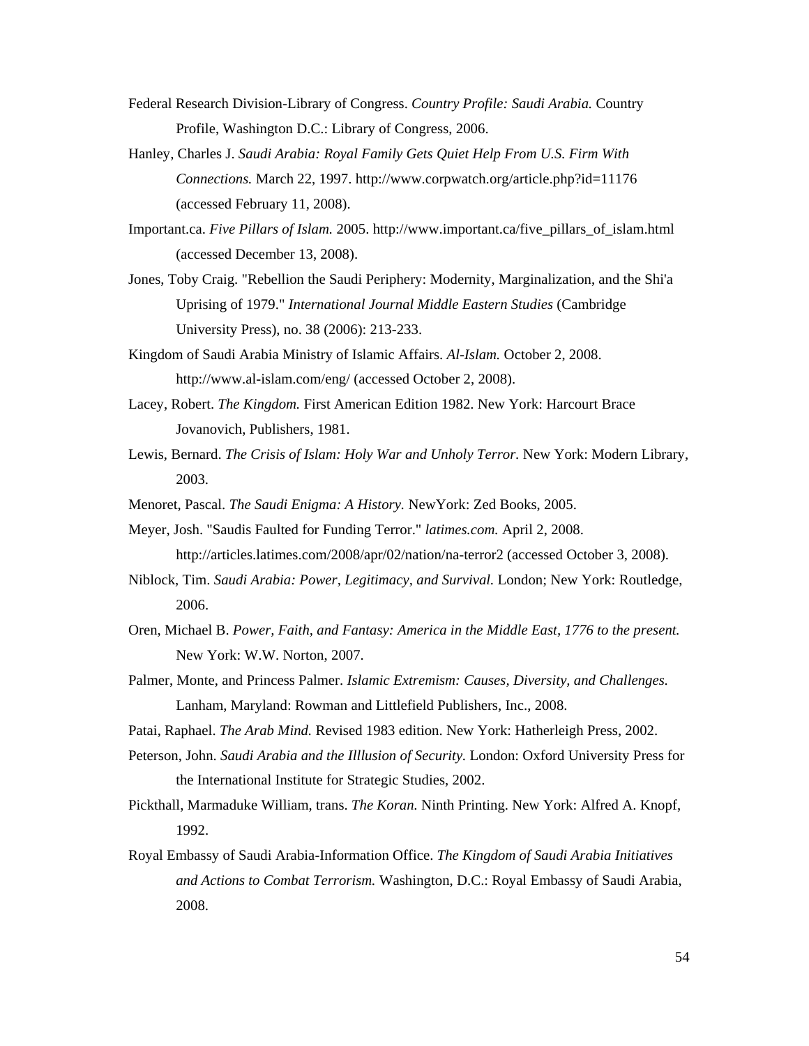Federal Research Division-Library of Congress. *Country Profile: Saudi Arabia.* Country Profile, Washington D.C.: Library of Congress, 2006.

Hanley, Charles J. *Saudi Arabia: Royal Family Gets Quiet Help From U.S. Firm With Connections.* March 22, 1997. http://www.corpwatch.org/article.php?id=11176 (accessed February 11, 2008).

Important.ca. *Five Pillars of Islam.* 2005. http://www.important.ca/five_pillars_of_islam.html (accessed December 13, 2008).

Jones, Toby Craig. "Rebellion the Saudi Periphery: Modernity, Marginalization, and the Shi'a Uprising of 1979." *International Journal Middle Eastern Studies* (Cambridge University Press), no. 38 (2006): 213-233.

Kingdom of Saudi Arabia Ministry of Islamic Affairs. *Al-Islam.* October 2, 2008. http://www.al-islam.com/eng/ (accessed October 2, 2008).

Lacey, Robert. *The Kingdom.* First American Edition 1982. New York: Harcourt Brace Jovanovich, Publishers, 1981.

Lewis, Bernard. *The Crisis of Islam: Holy War and Unholy Terror.* New York: Modern Library, 2003.

Menoret, Pascal. *The Saudi Enigma: A History.* NewYork: Zed Books, 2005.

Meyer, Josh. "Saudis Faulted for Funding Terror." *latimes.com.* April 2, 2008. http://articles.latimes.com/2008/apr/02/nation/na-terror2 (accessed October 3, 2008).

Niblock, Tim. *Saudi Arabia: Power, Legitimacy, and Survival.* London; New York: Routledge, 2006.

Oren, Michael B. *Power, Faith, and Fantasy: America in the Middle East, 1776 to the present.* New York: W.W. Norton, 2007.

Palmer, Monte, and Princess Palmer. *Islamic Extremism: Causes, Diversity, and Challenges.* Lanham, Maryland: Rowman and Littlefield Publishers, Inc., 2008.

Patai, Raphael. *The Arab Mind.* Revised 1983 edition. New York: Hatherleigh Press, 2002.

Peterson, John. *Saudi Arabia and the Illlusion of Security.* London: Oxford University Press for the International Institute for Strategic Studies, 2002.

Pickthall, Marmaduke William, trans. *The Koran.* Ninth Printing. New York: Alfred A. Knopf, 1992.

Royal Embassy of Saudi Arabia-Information Office. *The Kingdom of Saudi Arabia Initiatives and Actions to Combat Terrorism.* Washington, D.C.: Royal Embassy of Saudi Arabia, 2008.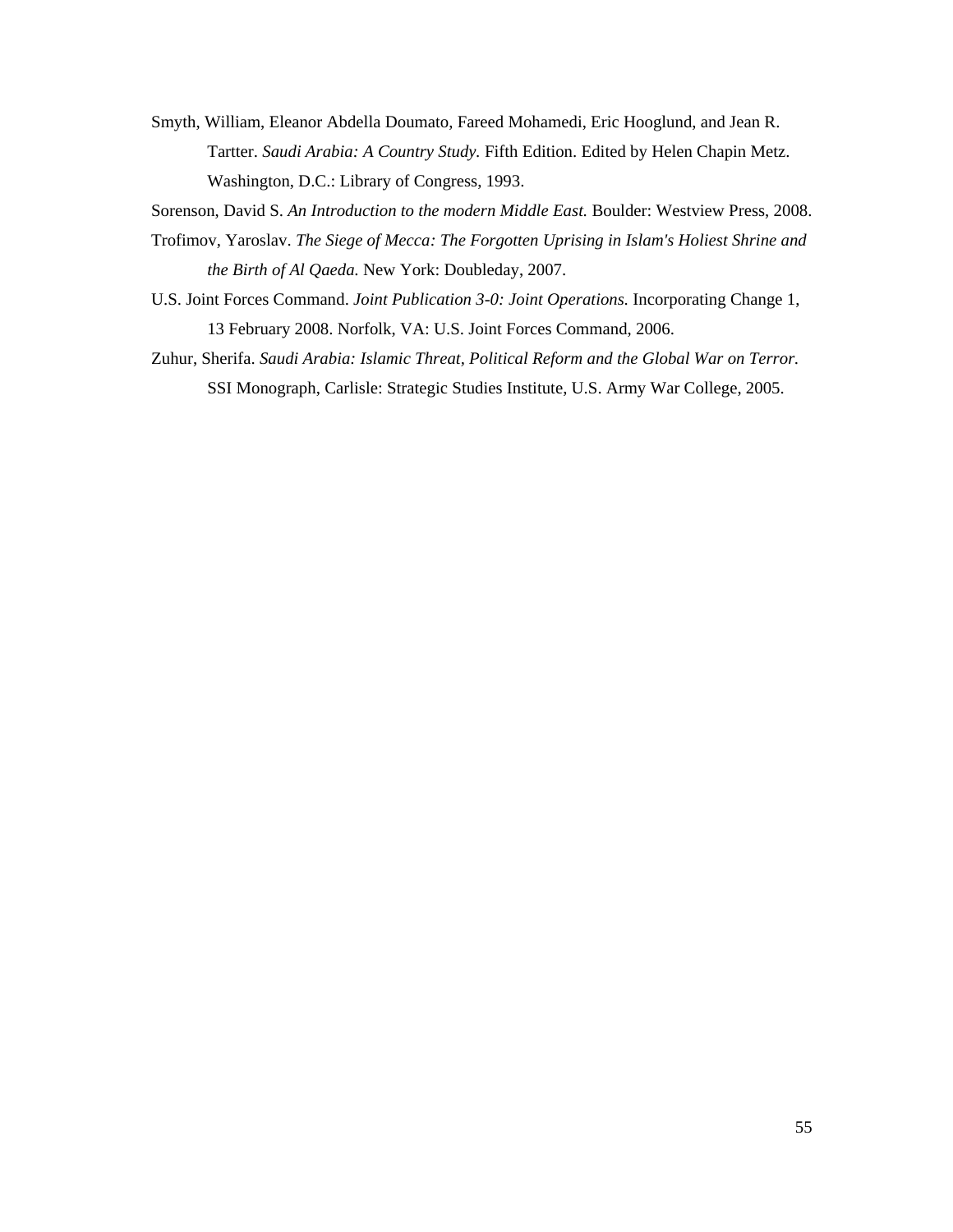Smyth, William, Eleanor Abdella Doumato, Fareed Mohamedi, Eric Hooglund, and Jean R. Tartter. *Saudi Arabia: A Country Study.* Fifth Edition. Edited by Helen Chapin Metz. Washington, D.C.: Library of Congress, 1993.

Sorenson, David S. *An Introduction to the modern Middle East.* Boulder: Westview Press, 2008.

Trofimov, Yaroslav. *The Siege of Mecca: The Forgotten Uprising in Islam's Holiest Shrine and the Birth of Al Qaeda.* New York: Doubleday, 2007.

U.S. Joint Forces Command. *Joint Publication 3-0: Joint Operations.* Incorporating Change 1, 13 February 2008. Norfolk, VA: U.S. Joint Forces Command, 2006.

Zuhur, Sherifa. *Saudi Arabia: Islamic Threat, Political Reform and the Global War on Terror.* SSI Monograph, Carlisle: Strategic Studies Institute, U.S. Army War College, 2005.